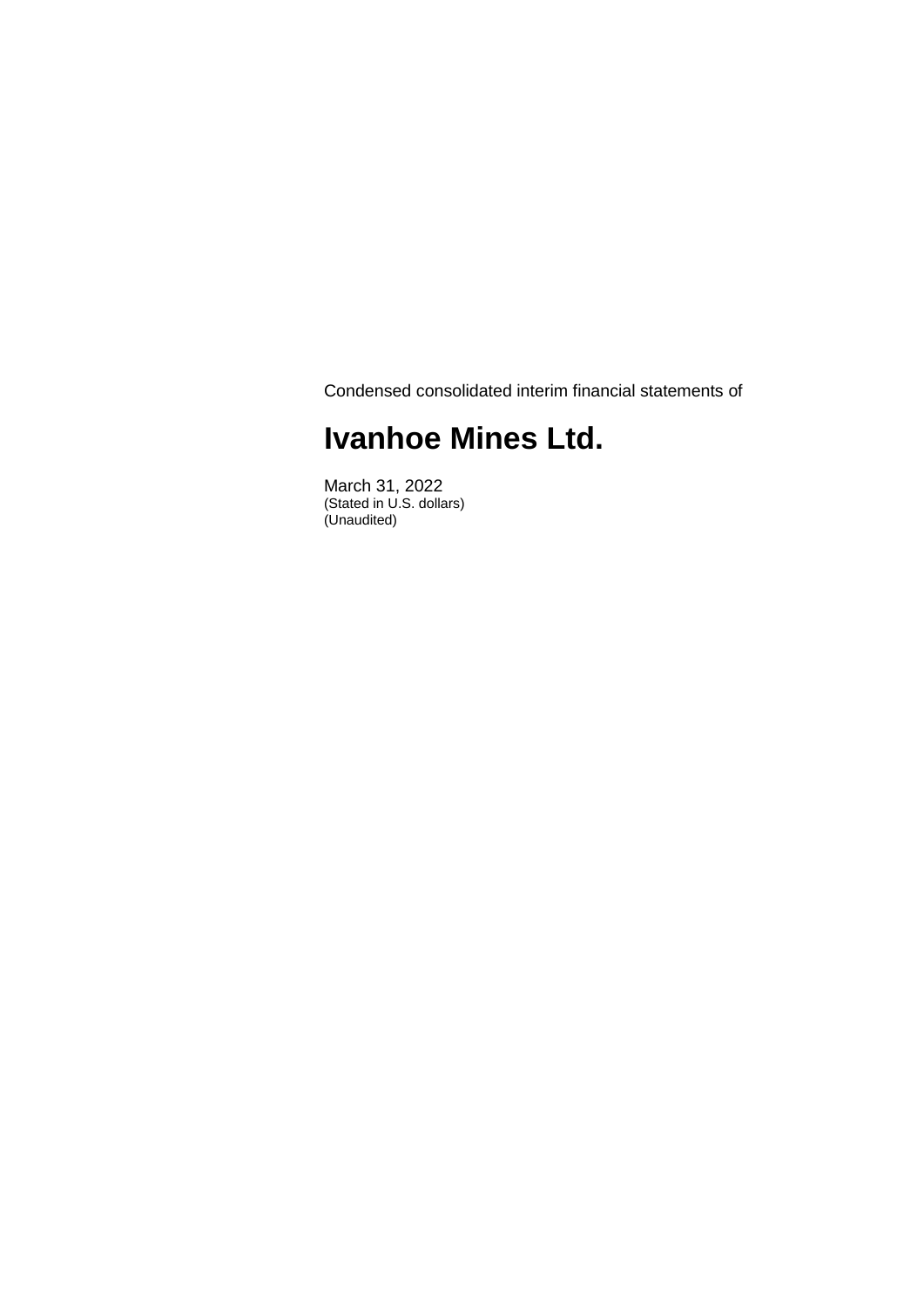Condensed consolidated interim financial statements of

# Ivanhoe Mines Ltd.

March 31, 2022
(Stated in U.S. dollars)
(Unaudited)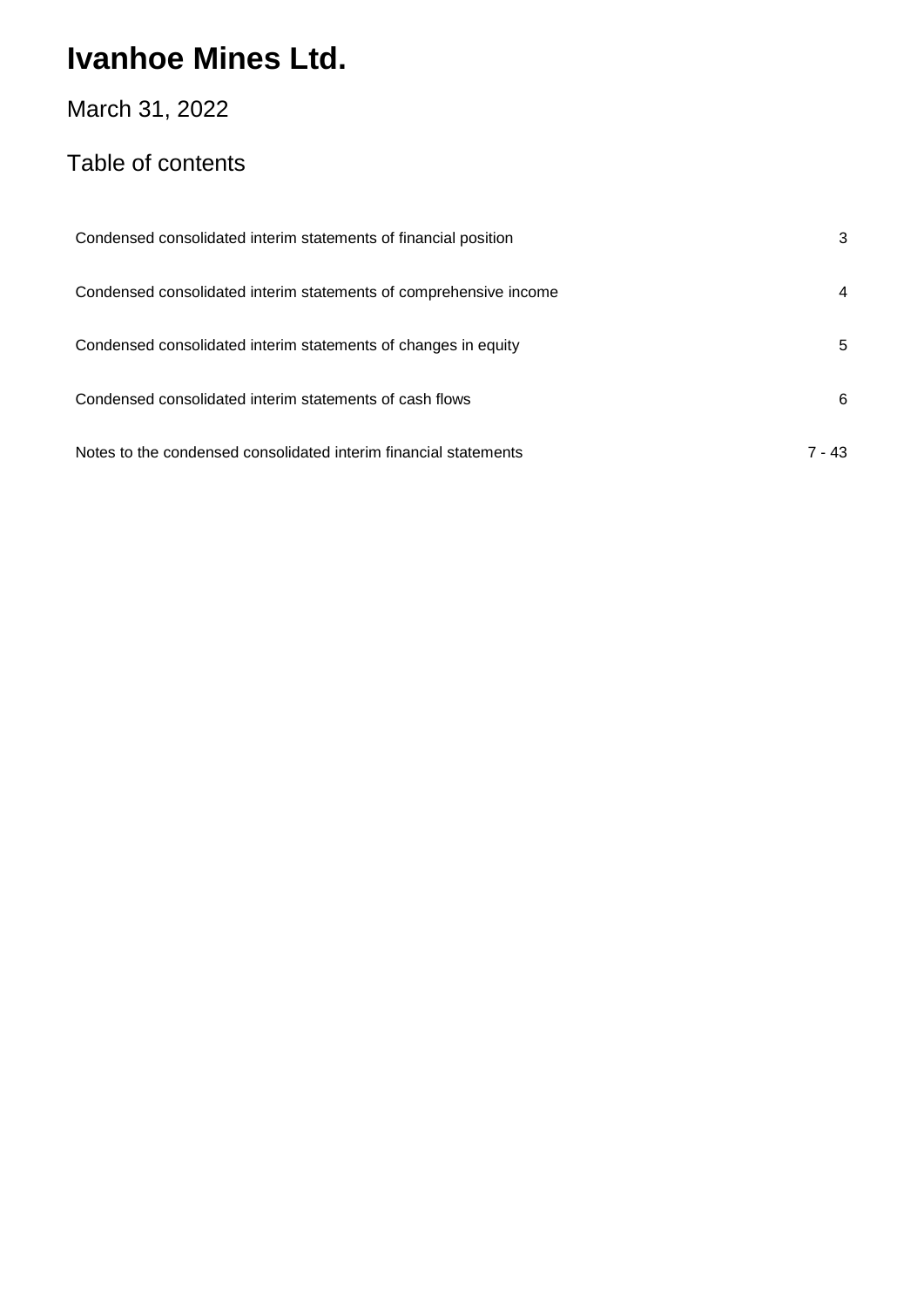# Ivanhoe Mines Ltd.

March 31, 2022

## Table of contents

| | |
|---|---|
| Condensed consolidated interim statements of financial position | 3 |
| Condensed consolidated interim statements of comprehensive income | 4 |
| Condensed consolidated interim statements of changes in equity | 5 |
| Condensed consolidated interim statements of cash flows | 6 |
| Notes to the condensed consolidated interim financial statements | 7 - 43 |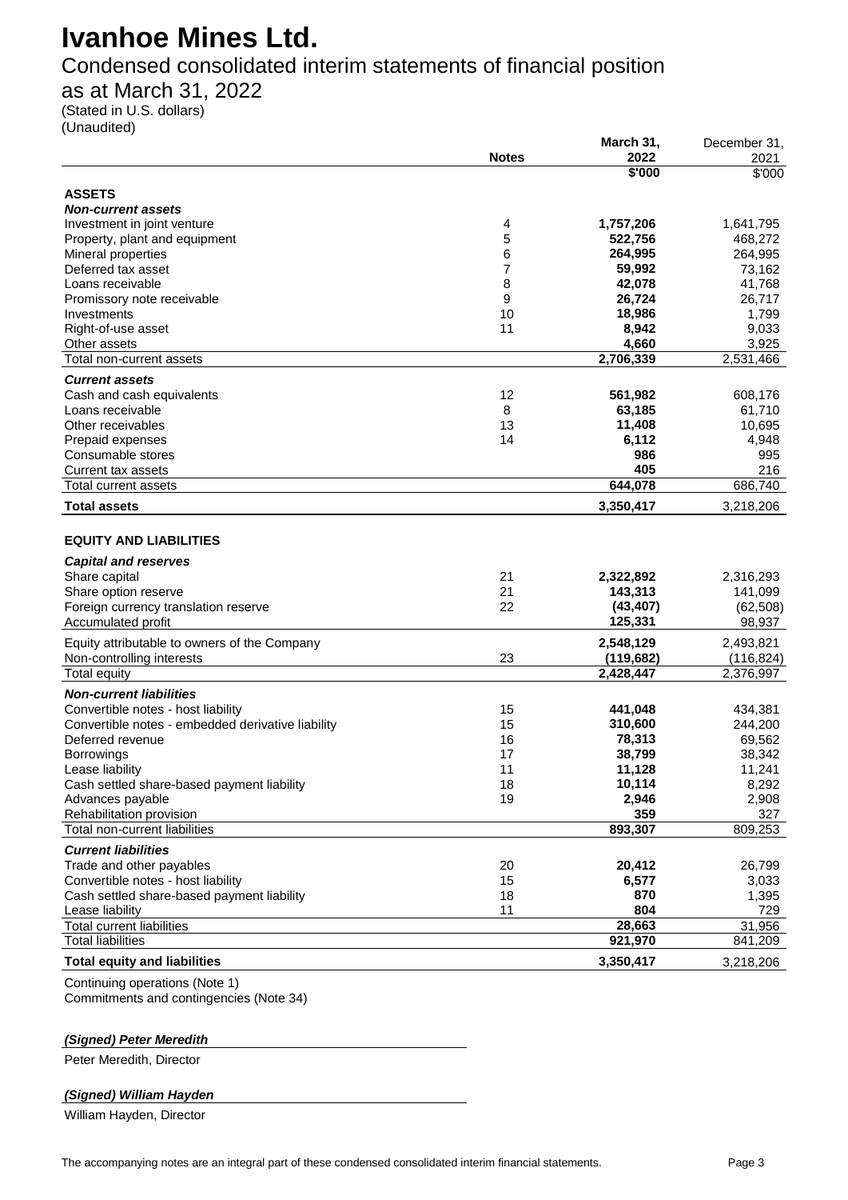# Ivanhoe Mines Ltd.

## Condensed consolidated interim statements of financial position

## as at March 31, 2022

(Stated in U.S. dollars)
(Unaudited)

| | Notes | March 31, 2022 | December 31, 2021 |
|---|---|---|---|
| | | **$'000** | $'000 |
| **ASSETS** | | | |
| ***Non-current assets*** | | | |
| Investment in joint venture | 4 | **1,757,206** | 1,641,795 |
| Property, plant and equipment | 5 | **522,756** | 468,272 |
| Mineral properties | 6 | **264,995** | 264,995 |
| Deferred tax asset | 7 | **59,992** | 73,162 |
| Loans receivable | 8 | **42,078** | 41,768 |
| Promissory note receivable | 9 | **26,724** | 26,717 |
| Investments | 10 | **18,986** | 1,799 |
| Right-of-use asset | 11 | **8,942** | 9,033 |
| Other assets | | **4,660** | 3,925 |
| Total non-current assets | | **2,706,339** | 2,531,466 |
| ***Current assets*** | | | |
| Cash and cash equivalents | 12 | **561,982** | 608,176 |
| Loans receivable | 8 | **63,185** | 61,710 |
| Other receivables | 13 | **11,408** | 10,695 |
| Prepaid expenses | 14 | **6,112** | 4,948 |
| Consumable stores | | **986** | 995 |
| Current tax assets | | **405** | 216 |
| Total current assets | | **644,078** | 686,740 |
| **Total assets** | | **3,350,417** | 3,218,206 |
| | | | |
| **EQUITY AND LIABILITIES** | | | |
| ***Capital and reserves*** | | | |
| Share capital | 21 | **2,322,892** | 2,316,293 |
| Share option reserve | 21 | **143,313** | 141,099 |
| Foreign currency translation reserve | 22 | **(43,407)** | (62,508) |
| Accumulated profit | | **125,331** | 98,937 |
| Equity attributable to owners of the Company | | **2,548,129** | 2,493,821 |
| Non-controlling interests | 23 | **(119,682)** | (116,824) |
| Total equity | | **2,428,447** | 2,376,997 |
| ***Non-current liabilities*** | | | |
| Convertible notes - host liability | 15 | **441,048** | 434,381 |
| Convertible notes - embedded derivative liability | 15 | **310,600** | 244,200 |
| Deferred revenue | 16 | **78,313** | 69,562 |
| Borrowings | 17 | **38,799** | 38,342 |
| Lease liability | 11 | **11,128** | 11,241 |
| Cash settled share-based payment liability | 18 | **10,114** | 8,292 |
| Advances payable | 19 | **2,946** | 2,908 |
| Rehabilitation provision | | **359** | 327 |
| Total non-current liabilities | | **893,307** | 809,253 |
| ***Current liabilities*** | | | |
| Trade and other payables | 20 | **20,412** | 26,799 |
| Convertible notes - host liability | 15 | **6,577** | 3,033 |
| Cash settled share-based payment liability | 18 | **870** | 1,395 |
| Lease liability | 11 | **804** | 729 |
| Total current liabilities | | **28,663** | 31,956 |
| Total liabilities | | **921,970** | 841,209 |
| **Total equity and liabilities** | | **3,350,417** | 3,218,206 |

Continuing operations (Note 1)
Commitments and contingencies (Note 34)

***(Signed) Peter Meredith***

Peter Meredith, Director

***(Signed) William Hayden***

William Hayden, Director

The accompanying notes are an integral part of these condensed consolidated interim financial statements.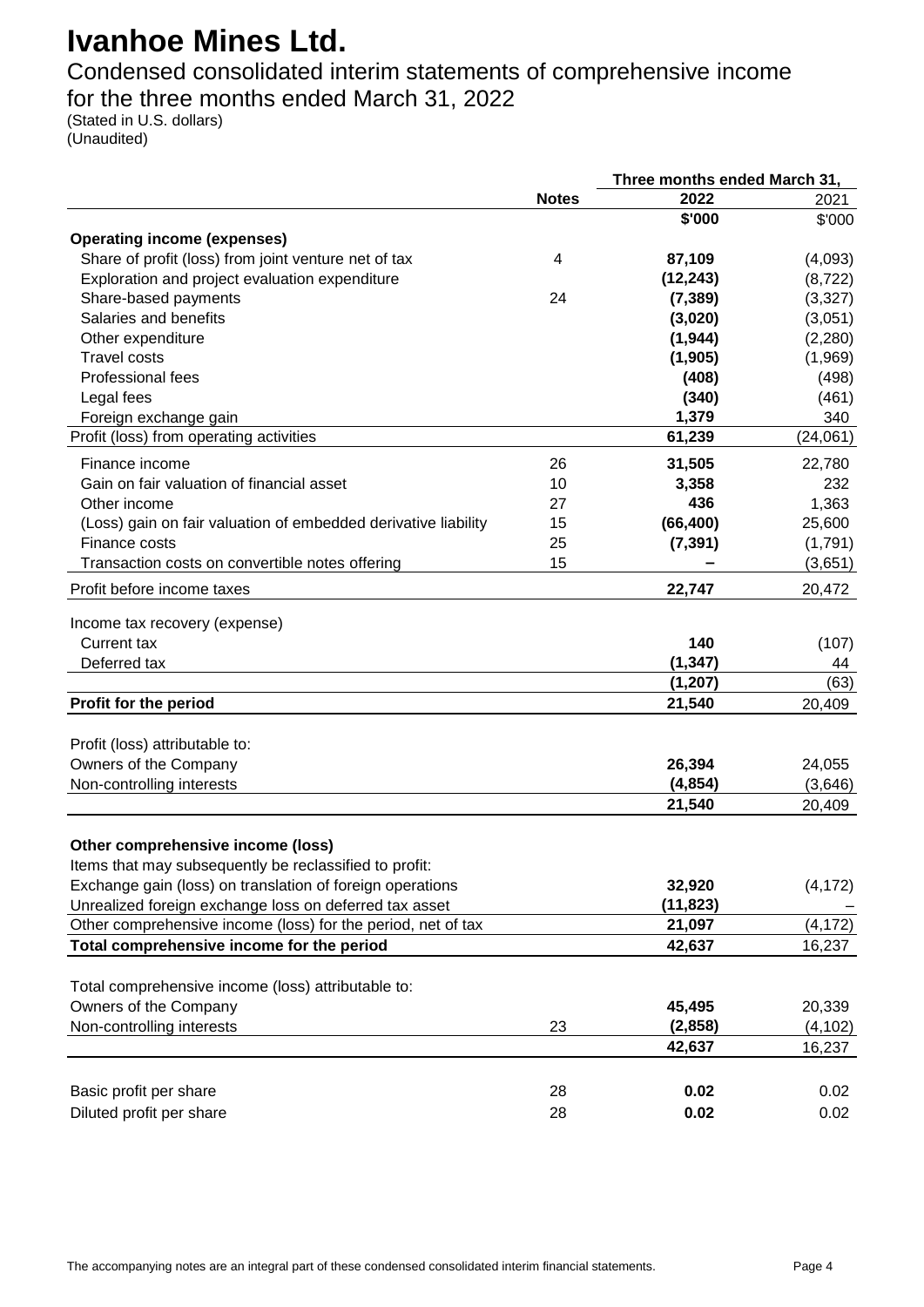# Ivanhoe Mines Ltd.

## Condensed consolidated interim statements of comprehensive income for the three months ended March 31, 2022

(Stated in U.S. dollars)
(Unaudited)

| | Notes | Three months ended March 31, 2022 | 2021 |
|---|---|---|---|
| | | **\$'000** | \$'000 |
| **Operating income (expenses)** | | | |
| Share of profit (loss) from joint venture net of tax | 4 | **87,109** | (4,093) |
| Exploration and project evaluation expenditure | | **(12,243)** | (8,722) |
| Share-based payments | 24 | **(7,389)** | (3,327) |
| Salaries and benefits | | **(3,020)** | (3,051) |
| Other expenditure | | **(1,944)** | (2,280) |
| Travel costs | | **(1,905)** | (1,969) |
| Professional fees | | **(408)** | (498) |
| Legal fees | | **(340)** | (461) |
| Foreign exchange gain | | **1,379** | 340 |
| Profit (loss) from operating activities | | **61,239** | (24,061) |
| Finance income | 26 | **31,505** | 22,780 |
| Gain on fair valuation of financial asset | 10 | **3,358** | 232 |
| Other income | 27 | **436** | 1,363 |
| (Loss) gain on fair valuation of embedded derivative liability | 15 | **(66,400)** | 25,600 |
| Finance costs | 25 | **(7,391)** | (1,791) |
| Transaction costs on convertible notes offering | 15 | **–** | (3,651) |
| Profit before income taxes | | **22,747** | 20,472 |
| Income tax recovery (expense) | | | |
| Current tax | | **140** | (107) |
| Deferred tax | | **(1,347)** | 44 |
| | | **(1,207)** | (63) |
| **Profit for the period** | | **21,540** | 20,409 |
| Profit (loss) attributable to: | | | |
| Owners of the Company | | **26,394** | 24,055 |
| Non-controlling interests | | **(4,854)** | (3,646) |
| | | **21,540** | 20,409 |
| **Other comprehensive income (loss)** | | | |
| Items that may subsequently be reclassified to profit: | | | |
| Exchange gain (loss) on translation of foreign operations | | **32,920** | (4,172) |
| Unrealized foreign exchange loss on deferred tax asset | | **(11,823)** | – |
| Other comprehensive income (loss) for the period, net of tax | | **21,097** | (4,172) |
| **Total comprehensive income for the period** | | **42,637** | 16,237 |
| Total comprehensive income (loss) attributable to: | | | |
| Owners of the Company | | **45,495** | 20,339 |
| Non-controlling interests | 23 | **(2,858)** | (4,102) |
| | | **42,637** | 16,237 |
| Basic profit per share | 28 | **0.02** | 0.02 |
| Diluted profit per share | 28 | **0.02** | 0.02 |

The accompanying notes are an integral part of these condensed consolidated interim financial statements.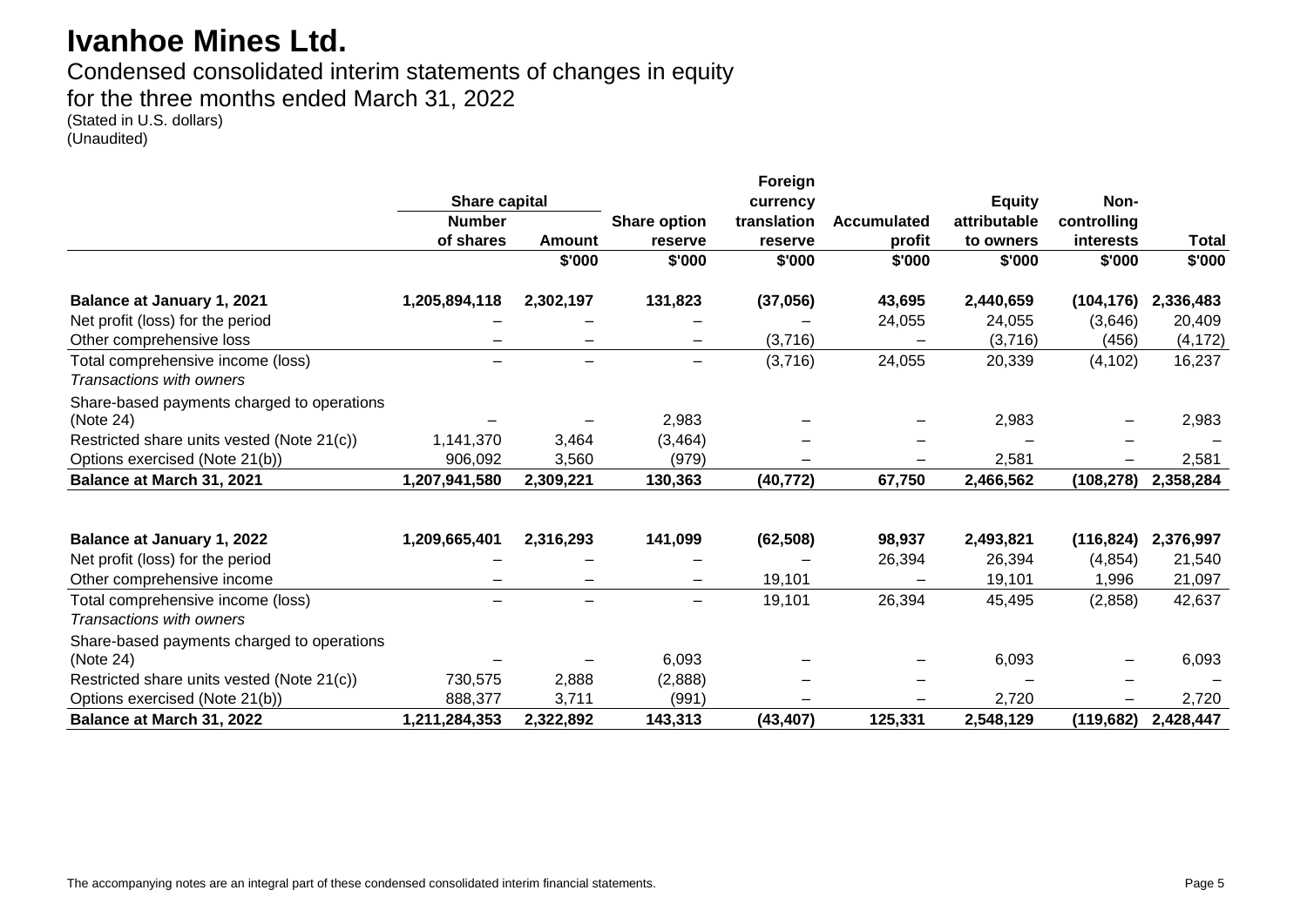# Ivanhoe Mines Ltd.

Condensed consolidated interim statements of changes in equity
for the three months ended March 31, 2022
(Stated in U.S. dollars)
(Unaudited)

| | Share capital | | | Foreign currency | | Equity | Non- | |
|---|---|---|---|---|---|---|---|---|
| | Number of shares | Amount | Share option reserve | translation reserve | Accumulated profit | attributable to owners | controlling interests | Total |
| | | $'000 | $'000 | $'000 | $'000 | $'000 | $'000 | $'000 |
| **Balance at January 1, 2021** | **1,205,894,118** | **2,302,197** | **131,823** | **(37,056)** | **43,695** | **2,440,659** | **(104,176)** | **2,336,483** |
| Net profit (loss) for the period | – | – | – | – | 24,055 | 24,055 | (3,646) | 20,409 |
| Other comprehensive loss | – | – | – | (3,716) | – | (3,716) | (456) | (4,172) |
| Total comprehensive income (loss) | – | – | – | (3,716) | 24,055 | 20,339 | (4,102) | 16,237 |
| *Transactions with owners* | | | | | | | | |
| Share-based payments charged to operations (Note 24) | – | – | 2,983 | – | – | 2,983 | – | 2,983 |
| Restricted share units vested (Note 21(c)) | 1,141,370 | 3,464 | (3,464) | – | – | – | – | – |
| Options exercised (Note 21(b)) | 906,092 | 3,560 | (979) | – | – | 2,581 | – | 2,581 |
| **Balance at March 31, 2021** | **1,207,941,580** | **2,309,221** | **130,363** | **(40,772)** | **67,750** | **2,466,562** | **(108,278)** | **2,358,284** |
| | | | | | | | | |
| **Balance at January 1, 2022** | **1,209,665,401** | **2,316,293** | **141,099** | **(62,508)** | **98,937** | **2,493,821** | **(116,824)** | **2,376,997** |
| Net profit (loss) for the period | – | – | – | – | 26,394 | 26,394 | (4,854) | 21,540 |
| Other comprehensive income | – | – | – | 19,101 | – | 19,101 | 1,996 | 21,097 |
| Total comprehensive income (loss) | – | – | – | 19,101 | 26,394 | 45,495 | (2,858) | 42,637 |
| *Transactions with owners* | | | | | | | | |
| Share-based payments charged to operations (Note 24) | – | – | 6,093 | – | – | 6,093 | – | 6,093 |
| Restricted share units vested (Note 21(c)) | 730,575 | 2,888 | (2,888) | – | – | – | – | – |
| Options exercised (Note 21(b)) | 888,377 | 3,711 | (991) | – | – | 2,720 | – | 2,720 |
| **Balance at March 31, 2022** | **1,211,284,353** | **2,322,892** | **143,313** | **(43,407)** | **125,331** | **2,548,129** | **(119,682)** | **2,428,447** |

The accompanying notes are an integral part of these condensed consolidated interim financial statements.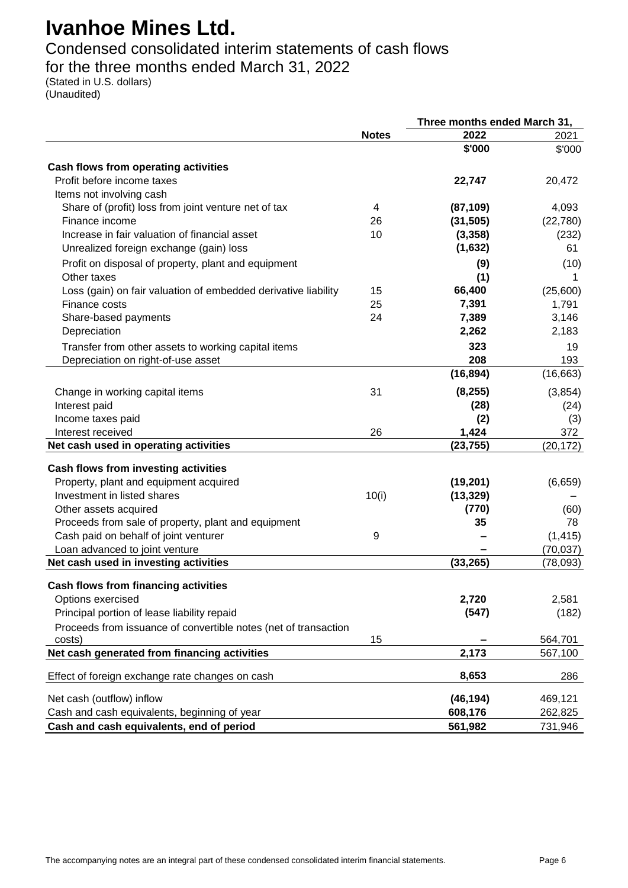# Ivanhoe Mines Ltd.

## Condensed consolidated interim statements of cash flows

## for the three months ended March 31, 2022

(Stated in U.S. dollars)
(Unaudited)

| | Notes | Three months ended March 31, 2022 | 2021 |
|---|---|---|---|
| | | **\$'000** | \$'000 |
| **Cash flows from operating activities** | | | |
| Profit before income taxes | | **22,747** | 20,472 |
| Items not involving cash | | | |
| Share of (profit) loss from joint venture net of tax | 4 | **(87,109)** | 4,093 |
| Finance income | 26 | **(31,505)** | (22,780) |
| Increase in fair valuation of financial asset | 10 | **(3,358)** | (232) |
| Unrealized foreign exchange (gain) loss | | **(1,632)** | 61 |
| Profit on disposal of property, plant and equipment | | **(9)** | (10) |
| Other taxes | | **(1)** | 1 |
| Loss (gain) on fair valuation of embedded derivative liability | 15 | **66,400** | (25,600) |
| Finance costs | 25 | **7,391** | 1,791 |
| Share-based payments | 24 | **7,389** | 3,146 |
| Depreciation | | **2,262** | 2,183 |
| Transfer from other assets to working capital items | | **323** | 19 |
| Depreciation on right-of-use asset | | **208** | 193 |
| | | **(16,894)** | (16,663) |
| Change in working capital items | 31 | **(8,255)** | (3,854) |
| Interest paid | | **(28)** | (24) |
| Income taxes paid | | **(2)** | (3) |
| Interest received | 26 | **1,424** | 372 |
| **Net cash used in operating activities** | | **(23,755)** | (20,172) |
| **Cash flows from investing activities** | | | |
| Property, plant and equipment acquired | | **(19,201)** | (6,659) |
| Investment in listed shares | 10(i) | **(13,329)** | – |
| Other assets acquired | | **(770)** | (60) |
| Proceeds from sale of property, plant and equipment | | **35** | 78 |
| Cash paid on behalf of joint venturer | 9 | **–** | (1,415) |
| Loan advanced to joint venture | | **–** | (70,037) |
| **Net cash used in investing activities** | | **(33,265)** | (78,093) |
| **Cash flows from financing activities** | | | |
| Options exercised | | **2,720** | 2,581 |
| Principal portion of lease liability repaid | | **(547)** | (182) |
| Proceeds from issuance of convertible notes (net of transaction costs) | 15 | **–** | 564,701 |
| **Net cash generated from financing activities** | | **2,173** | 567,100 |
| Effect of foreign exchange rate changes on cash | | **8,653** | 286 |
| Net cash (outflow) inflow | | **(46,194)** | 469,121 |
| Cash and cash equivalents, beginning of year | | **608,176** | 262,825 |
| **Cash and cash equivalents, end of period** | | **561,982** | 731,946 |

The accompanying notes are an integral part of these condensed consolidated interim financial statements.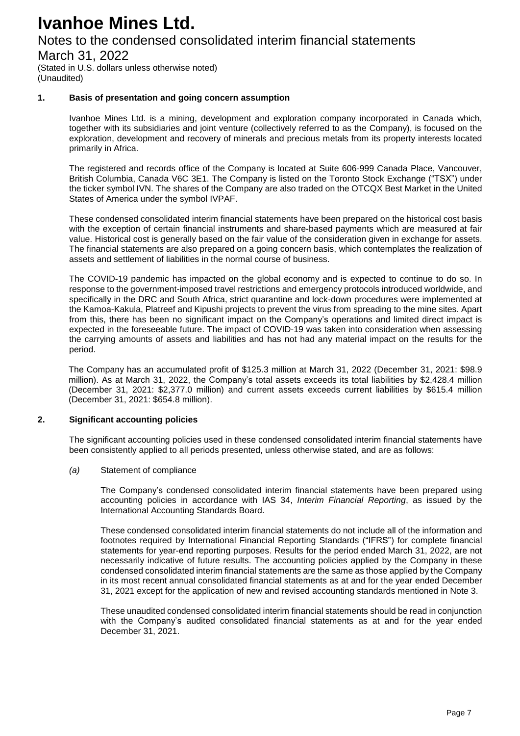**1. Basis of presentation and going concern assumption**

Ivanhoe Mines Ltd. is a mining, development and exploration company incorporated in Canada which, together with its subsidiaries and joint venture (collectively referred to as the Company), is focused on the exploration, development and recovery of minerals and precious metals from its property interests located primarily in Africa.

The registered and records office of the Company is located at Suite 606-999 Canada Place, Vancouver, British Columbia, Canada V6C 3E1. The Company is listed on the Toronto Stock Exchange ("TSX") under the ticker symbol IVN. The shares of the Company are also traded on the OTCQX Best Market in the United States of America under the symbol IVPAF.

These condensed consolidated interim financial statements have been prepared on the historical cost basis with the exception of certain financial instruments and share-based payments which are measured at fair value. Historical cost is generally based on the fair value of the consideration given in exchange for assets. The financial statements are also prepared on a going concern basis, which contemplates the realization of assets and settlement of liabilities in the normal course of business.

The COVID-19 pandemic has impacted on the global economy and is expected to continue to do so. In response to the government-imposed travel restrictions and emergency protocols introduced worldwide, and specifically in the DRC and South Africa, strict quarantine and lock-down procedures were implemented at the Kamoa-Kakula, Platreef and Kipushi projects to prevent the virus from spreading to the mine sites. Apart from this, there has been no significant impact on the Company's operations and limited direct impact is expected in the foreseeable future. The impact of COVID-19 was taken into consideration when assessing the carrying amounts of assets and liabilities and has not had any material impact on the results for the period.

The Company has an accumulated profit of $125.3 million at March 31, 2022 (December 31, 2021: $98.9 million). As at March 31, 2022, the Company's total assets exceeds its total liabilities by $2,428.4 million (December 31, 2021: $2,377.0 million) and current assets exceeds current liabilities by $615.4 million (December 31, 2021: $654.8 million).

**2. Significant accounting policies**

The significant accounting policies used in these condensed consolidated interim financial statements have been consistently applied to all periods presented, unless otherwise stated, and are as follows:

*(a)* Statement of compliance

The Company's condensed consolidated interim financial statements have been prepared using accounting policies in accordance with IAS 34, *Interim Financial Reporting*, as issued by the International Accounting Standards Board.

These condensed consolidated interim financial statements do not include all of the information and footnotes required by International Financial Reporting Standards ("IFRS") for complete financial statements for year-end reporting purposes. Results for the period ended March 31, 2022, are not necessarily indicative of future results. The accounting policies applied by the Company in these condensed consolidated interim financial statements are the same as those applied by the Company in its most recent annual consolidated financial statements as at and for the year ended December 31, 2021 except for the application of new and revised accounting standards mentioned in Note 3.

These unaudited condensed consolidated interim financial statements should be read in conjunction with the Company's audited consolidated financial statements as at and for the year ended December 31, 2021.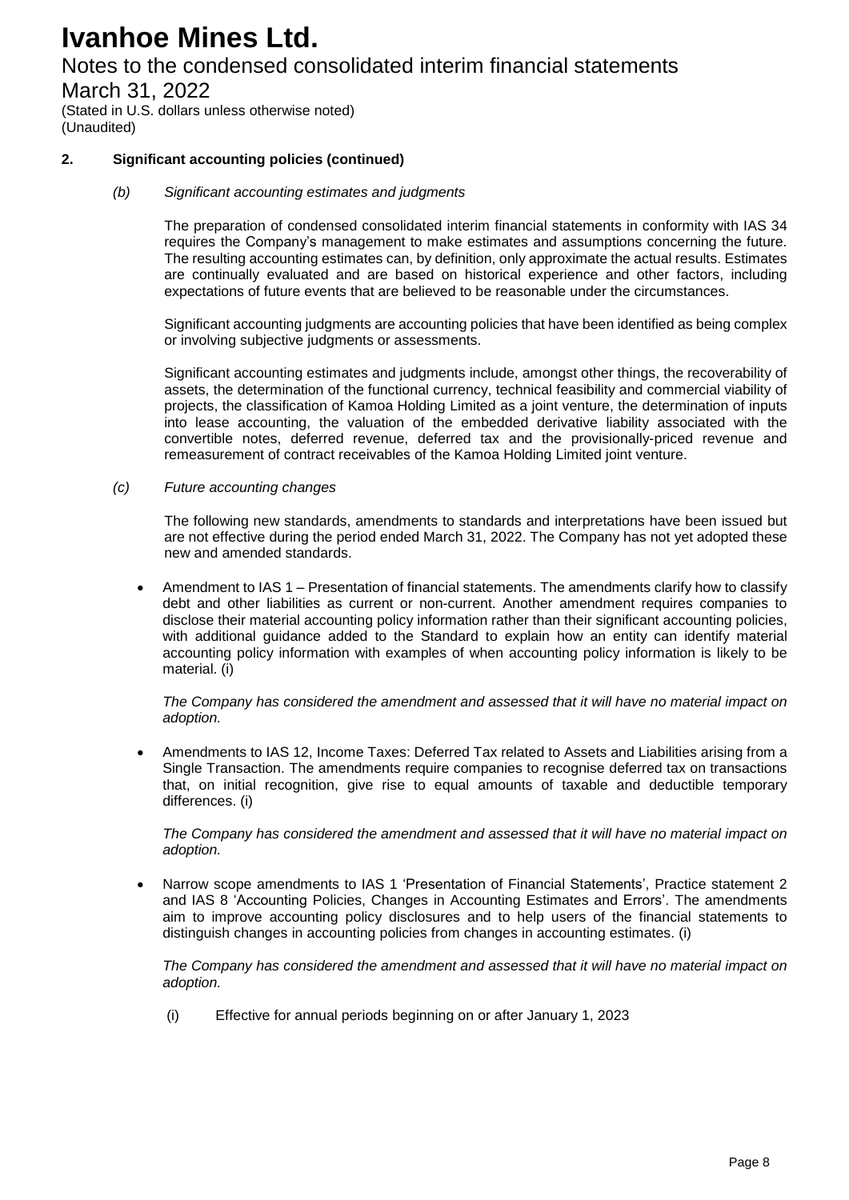## 2. Significant accounting policies (continued)

### *(b) Significant accounting estimates and judgments*

The preparation of condensed consolidated interim financial statements in conformity with IAS 34 requires the Company's management to make estimates and assumptions concerning the future. The resulting accounting estimates can, by definition, only approximate the actual results. Estimates are continually evaluated and are based on historical experience and other factors, including expectations of future events that are believed to be reasonable under the circumstances.

Significant accounting judgments are accounting policies that have been identified as being complex or involving subjective judgments or assessments.

Significant accounting estimates and judgments include, amongst other things, the recoverability of assets, the determination of the functional currency, technical feasibility and commercial viability of projects, the classification of Kamoa Holding Limited as a joint venture, the determination of inputs into lease accounting, the valuation of the embedded derivative liability associated with the convertible notes, deferred revenue, deferred tax and the provisionally-priced revenue and remeasurement of contract receivables of the Kamoa Holding Limited joint venture.

### *(c) Future accounting changes*

The following new standards, amendments to standards and interpretations have been issued but are not effective during the period ended March 31, 2022. The Company has not yet adopted these new and amended standards.

- Amendment to IAS 1 – Presentation of financial statements. The amendments clarify how to classify debt and other liabilities as current or non-current. Another amendment requires companies to disclose their material accounting policy information rather than their significant accounting policies, with additional guidance added to the Standard to explain how an entity can identify material accounting policy information with examples of when accounting policy information is likely to be material. (i)

  *The Company has considered the amendment and assessed that it will have no material impact on adoption.*

- Amendments to IAS 12, Income Taxes: Deferred Tax related to Assets and Liabilities arising from a Single Transaction. The amendments require companies to recognise deferred tax on transactions that, on initial recognition, give rise to equal amounts of taxable and deductible temporary differences. (i)

  *The Company has considered the amendment and assessed that it will have no material impact on adoption.*

- Narrow scope amendments to IAS 1 'Presentation of Financial Statements', Practice statement 2 and IAS 8 'Accounting Policies, Changes in Accounting Estimates and Errors'. The amendments aim to improve accounting policy disclosures and to help users of the financial statements to distinguish changes in accounting policies from changes in accounting estimates. (i)

  *The Company has considered the amendment and assessed that it will have no material impact on adoption.*

(i) Effective for annual periods beginning on or after January 1, 2023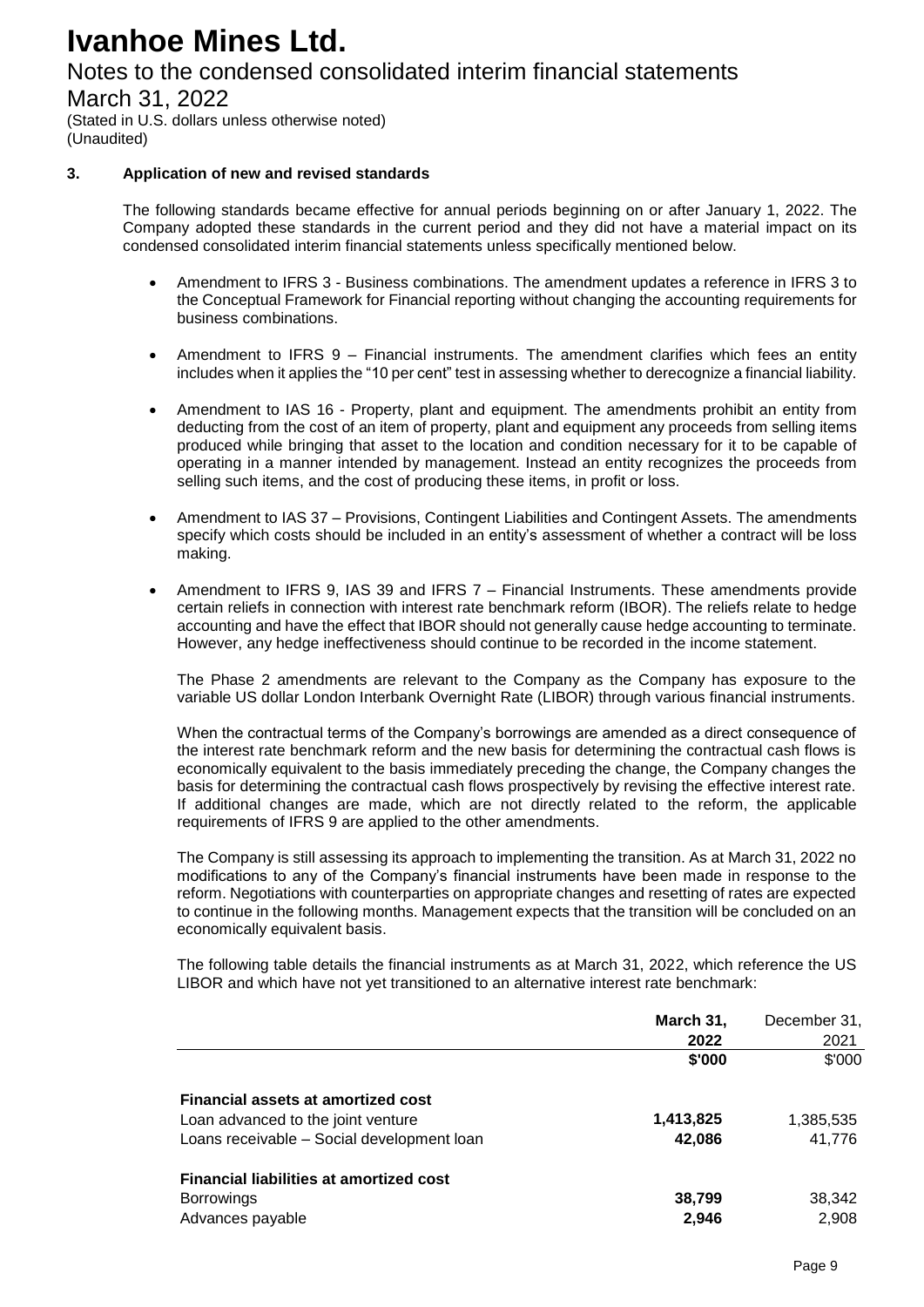# Ivanhoe Mines Ltd.

Notes to the condensed consolidated interim financial statements

March 31, 2022

(Stated in U.S. dollars unless otherwise noted)
(Unaudited)

### 3. Application of new and revised standards

The following standards became effective for annual periods beginning on or after January 1, 2022. The Company adopted these standards in the current period and they did not have a material impact on its condensed consolidated interim financial statements unless specifically mentioned below.

- Amendment to IFRS 3 - Business combinations. The amendment updates a reference in IFRS 3 to the Conceptual Framework for Financial reporting without changing the accounting requirements for business combinations.

- Amendment to IFRS 9 – Financial instruments. The amendment clarifies which fees an entity includes when it applies the "10 per cent" test in assessing whether to derecognize a financial liability.

- Amendment to IAS 16 - Property, plant and equipment. The amendments prohibit an entity from deducting from the cost of an item of property, plant and equipment any proceeds from selling items produced while bringing that asset to the location and condition necessary for it to be capable of operating in a manner intended by management. Instead an entity recognizes the proceeds from selling such items, and the cost of producing these items, in profit or loss.

- Amendment to IAS 37 – Provisions, Contingent Liabilities and Contingent Assets. The amendments specify which costs should be included in an entity's assessment of whether a contract will be loss making.

- Amendment to IFRS 9, IAS 39 and IFRS 7 – Financial Instruments. These amendments provide certain reliefs in connection with interest rate benchmark reform (IBOR). The reliefs relate to hedge accounting and have the effect that IBOR should not generally cause hedge accounting to terminate. However, any hedge ineffectiveness should continue to be recorded in the income statement.

  The Phase 2 amendments are relevant to the Company as the Company has exposure to the variable US dollar London Interbank Overnight Rate (LIBOR) through various financial instruments.

  When the contractual terms of the Company's borrowings are amended as a direct consequence of the interest rate benchmark reform and the new basis for determining the contractual cash flows is economically equivalent to the basis immediately preceding the change, the Company changes the basis for determining the contractual cash flows prospectively by revising the effective interest rate. If additional changes are made, which are not directly related to the reform, the applicable requirements of IFRS 9 are applied to the other amendments.

  The Company is still assessing its approach to implementing the transition. As at March 31, 2022 no modifications to any of the Company's financial instruments have been made in response to the reform. Negotiations with counterparties on appropriate changes and resetting of rates are expected to continue in the following months. Management expects that the transition will be concluded on an economically equivalent basis.

  The following table details the financial instruments as at March 31, 2022, which reference the US LIBOR and which have not yet transitioned to an alternative interest rate benchmark:

| | **March 31, 2022** | December 31, 2021 |
|---|---|---|
| | **\$'000** | \$'000 |
| **Financial assets at amortized cost** | | |
| Loan advanced to the joint venture | **1,413,825** | 1,385,535 |
| Loans receivable – Social development loan | **42,086** | 41,776 |
| **Financial liabilities at amortized cost** | | |
| Borrowings | **38,799** | 38,342 |
| Advances payable | **2,946** | 2,908 |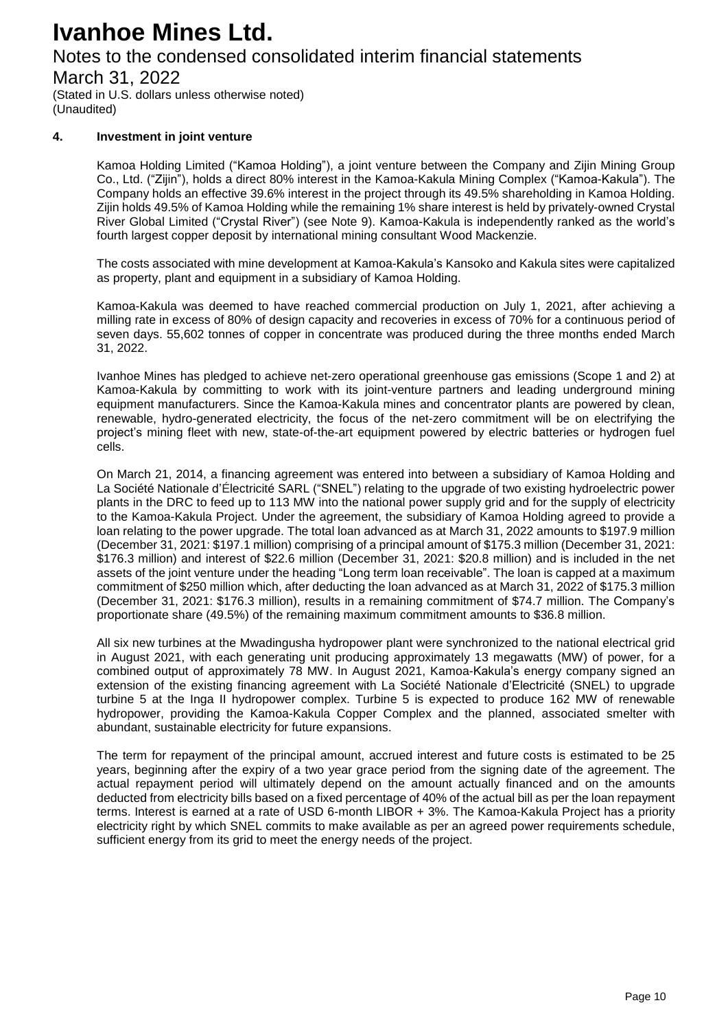# Ivanhoe Mines Ltd.

Notes to the condensed consolidated interim financial statements

March 31, 2022

(Stated in U.S. dollars unless otherwise noted)
(Unaudited)

## 4. Investment in joint venture

Kamoa Holding Limited ("Kamoa Holding"), a joint venture between the Company and Zijin Mining Group Co., Ltd. ("Zijin"), holds a direct 80% interest in the Kamoa-Kakula Mining Complex ("Kamoa-Kakula"). The Company holds an effective 39.6% interest in the project through its 49.5% shareholding in Kamoa Holding. Zijin holds 49.5% of Kamoa Holding while the remaining 1% share interest is held by privately-owned Crystal River Global Limited ("Crystal River") (see Note 9). Kamoa-Kakula is independently ranked as the world's fourth largest copper deposit by international mining consultant Wood Mackenzie.

The costs associated with mine development at Kamoa-Kakula's Kansoko and Kakula sites were capitalized as property, plant and equipment in a subsidiary of Kamoa Holding.

Kamoa-Kakula was deemed to have reached commercial production on July 1, 2021, after achieving a milling rate in excess of 80% of design capacity and recoveries in excess of 70% for a continuous period of seven days. 55,602 tonnes of copper in concentrate was produced during the three months ended March 31, 2022.

Ivanhoe Mines has pledged to achieve net-zero operational greenhouse gas emissions (Scope 1 and 2) at Kamoa-Kakula by committing to work with its joint-venture partners and leading underground mining equipment manufacturers. Since the Kamoa-Kakula mines and concentrator plants are powered by clean, renewable, hydro-generated electricity, the focus of the net-zero commitment will be on electrifying the project's mining fleet with new, state-of-the-art equipment powered by electric batteries or hydrogen fuel cells.

On March 21, 2014, a financing agreement was entered into between a subsidiary of Kamoa Holding and La Société Nationale d'Électricité SARL ("SNEL") relating to the upgrade of two existing hydroelectric power plants in the DRC to feed up to 113 MW into the national power supply grid and for the supply of electricity to the Kamoa-Kakula Project. Under the agreement, the subsidiary of Kamoa Holding agreed to provide a loan relating to the power upgrade. The total loan advanced as at March 31, 2022 amounts to $197.9 million (December 31, 2021: $197.1 million) comprising of a principal amount of $175.3 million (December 31, 2021: $176.3 million) and interest of $22.6 million (December 31, 2021: $20.8 million) and is included in the net assets of the joint venture under the heading "Long term loan receivable". The loan is capped at a maximum commitment of $250 million which, after deducting the loan advanced as at March 31, 2022 of $175.3 million (December 31, 2021: $176.3 million), results in a remaining commitment of $74.7 million. The Company's proportionate share (49.5%) of the remaining maximum commitment amounts to $36.8 million.

All six new turbines at the Mwadingusha hydropower plant were synchronized to the national electrical grid in August 2021, with each generating unit producing approximately 13 megawatts (MW) of power, for a combined output of approximately 78 MW. In August 2021, Kamoa-Kakula's energy company signed an extension of the existing financing agreement with La Société Nationale d'Electricité (SNEL) to upgrade turbine 5 at the Inga II hydropower complex. Turbine 5 is expected to produce 162 MW of renewable hydropower, providing the Kamoa-Kakula Copper Complex and the planned, associated smelter with abundant, sustainable electricity for future expansions.

The term for repayment of the principal amount, accrued interest and future costs is estimated to be 25 years, beginning after the expiry of a two year grace period from the signing date of the agreement. The actual repayment period will ultimately depend on the amount actually financed and on the amounts deducted from electricity bills based on a fixed percentage of 40% of the actual bill as per the loan repayment terms. Interest is earned at a rate of USD 6-month LIBOR + 3%. The Kamoa-Kakula Project has a priority electricity right by which SNEL commits to make available as per an agreed power requirements schedule, sufficient energy from its grid to meet the energy needs of the project.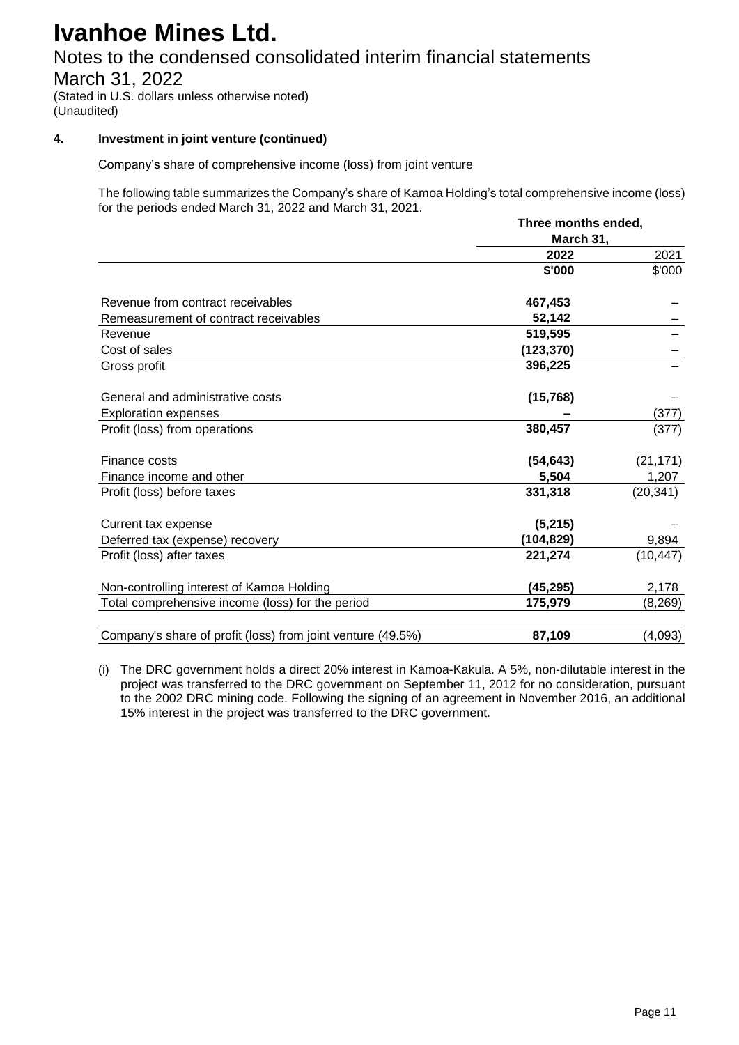# Ivanhoe Mines Ltd.

## Notes to the condensed consolidated interim financial statements

## March 31, 2022

(Stated in U.S. dollars unless otherwise noted)
(Unaudited)

**4. Investment in joint venture (continued)**

Company's share of comprehensive income (loss) from joint venture

The following table summarizes the Company's share of Kamoa Holding's total comprehensive income (loss) for the periods ended March 31, 2022 and March 31, 2021.

| | **Three months ended, March 31,** | |
|---|---|---|
| | **2022** | 2021 |
| | **\$'000** | \$'000 |
| Revenue from contract receivables | **467,453** | – |
| Remeasurement of contract receivables | **52,142** | – |
| Revenue | **519,595** | – |
| Cost of sales | **(123,370)** | – |
| Gross profit | **396,225** | – |
| General and administrative costs | **(15,768)** | – |
| Exploration expenses | **–** | (377) |
| Profit (loss) from operations | **380,457** | (377) |
| Finance costs | **(54,643)** | (21,171) |
| Finance income and other | **5,504** | 1,207 |
| Profit (loss) before taxes | **331,318** | (20,341) |
| Current tax expense | **(5,215)** | – |
| Deferred tax (expense) recovery | **(104,829)** | 9,894 |
| Profit (loss) after taxes | **221,274** | (10,447) |
| Non-controlling interest of Kamoa Holding | **(45,295)** | 2,178 |
| Total comprehensive income (loss) for the period | **175,979** | (8,269) |
| Company's share of profit (loss) from joint venture (49.5%) | **87,109** | (4,093) |

(i) The DRC government holds a direct 20% interest in Kamoa-Kakula. A 5%, non-dilutable interest in the project was transferred to the DRC government on September 11, 2012 for no consideration, pursuant to the 2002 DRC mining code. Following the signing of an agreement in November 2016, an additional 15% interest in the project was transferred to the DRC government.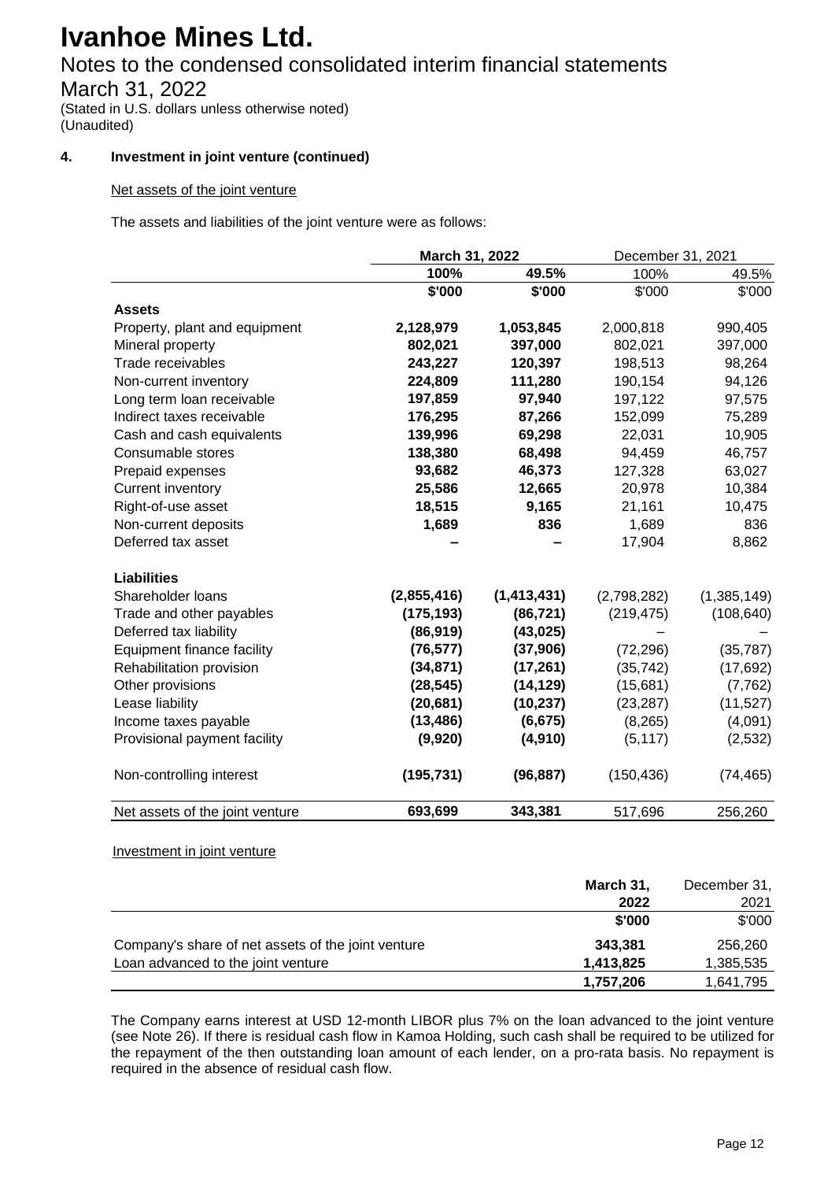# Ivanhoe Mines Ltd.

## Notes to the condensed consolidated interim financial statements

## March 31, 2022

(Stated in U.S. dollars unless otherwise noted)
(Unaudited)

### 4. Investment in joint venture (continued)

Net assets of the joint venture

The assets and liabilities of the joint venture were as follows:

| | March 31, 2022 | | December 31, 2021 | |
|---|---|---|---|---|
| | **100%** | **49.5%** | 100% | 49.5% |
| | **\$'000** | **\$'000** | \$'000 | \$'000 |
| **Assets** | | | | |
| Property, plant and equipment | **2,128,979** | **1,053,845** | 2,000,818 | 990,405 |
| Mineral property | **802,021** | **397,000** | 802,021 | 397,000 |
| Trade receivables | **243,227** | **120,397** | 198,513 | 98,264 |
| Non-current inventory | **224,809** | **111,280** | 190,154 | 94,126 |
| Long term loan receivable | **197,859** | **97,940** | 197,122 | 97,575 |
| Indirect taxes receivable | **176,295** | **87,266** | 152,099 | 75,289 |
| Cash and cash equivalents | **139,996** | **69,298** | 22,031 | 10,905 |
| Consumable stores | **138,380** | **68,498** | 94,459 | 46,757 |
| Prepaid expenses | **93,682** | **46,373** | 127,328 | 63,027 |
| Current inventory | **25,586** | **12,665** | 20,978 | 10,384 |
| Right-of-use asset | **18,515** | **9,165** | 21,161 | 10,475 |
| Non-current deposits | **1,689** | **836** | 1,689 | 836 |
| Deferred tax asset | **–** | **–** | 17,904 | 8,862 |
| **Liabilities** | | | | |
| Shareholder loans | **(2,855,416)** | **(1,413,431)** | (2,798,282) | (1,385,149) |
| Trade and other payables | **(175,193)** | **(86,721)** | (219,475) | (108,640) |
| Deferred tax liability | **(86,919)** | **(43,025)** | – | – |
| Equipment finance facility | **(76,577)** | **(37,906)** | (72,296) | (35,787) |
| Rehabilitation provision | **(34,871)** | **(17,261)** | (35,742) | (17,692) |
| Other provisions | **(28,545)** | **(14,129)** | (15,681) | (7,762) |
| Lease liability | **(20,681)** | **(10,237)** | (23,287) | (11,527) |
| Income taxes payable | **(13,486)** | **(6,675)** | (8,265) | (4,091) |
| Provisional payment facility | **(9,920)** | **(4,910)** | (5,117) | (2,532) |
| Non-controlling interest | **(195,731)** | **(96,887)** | (150,436) | (74,465) |
| Net assets of the joint venture | **693,699** | **343,381** | 517,696 | 256,260 |

Investment in joint venture

| | March 31, 2022 | December 31, 2021 |
|---|---|---|
| | **\$'000** | \$'000 |
| Company's share of net assets of the joint venture | **343,381** | 256,260 |
| Loan advanced to the joint venture | **1,413,825** | 1,385,535 |
| | **1,757,206** | 1,641,795 |

The Company earns interest at USD 12-month LIBOR plus 7% on the loan advanced to the joint venture (see Note 26). If there is residual cash flow in Kamoa Holding, such cash shall be required to be utilized for the repayment of the then outstanding loan amount of each lender, on a pro-rata basis. No repayment is required in the absence of residual cash flow.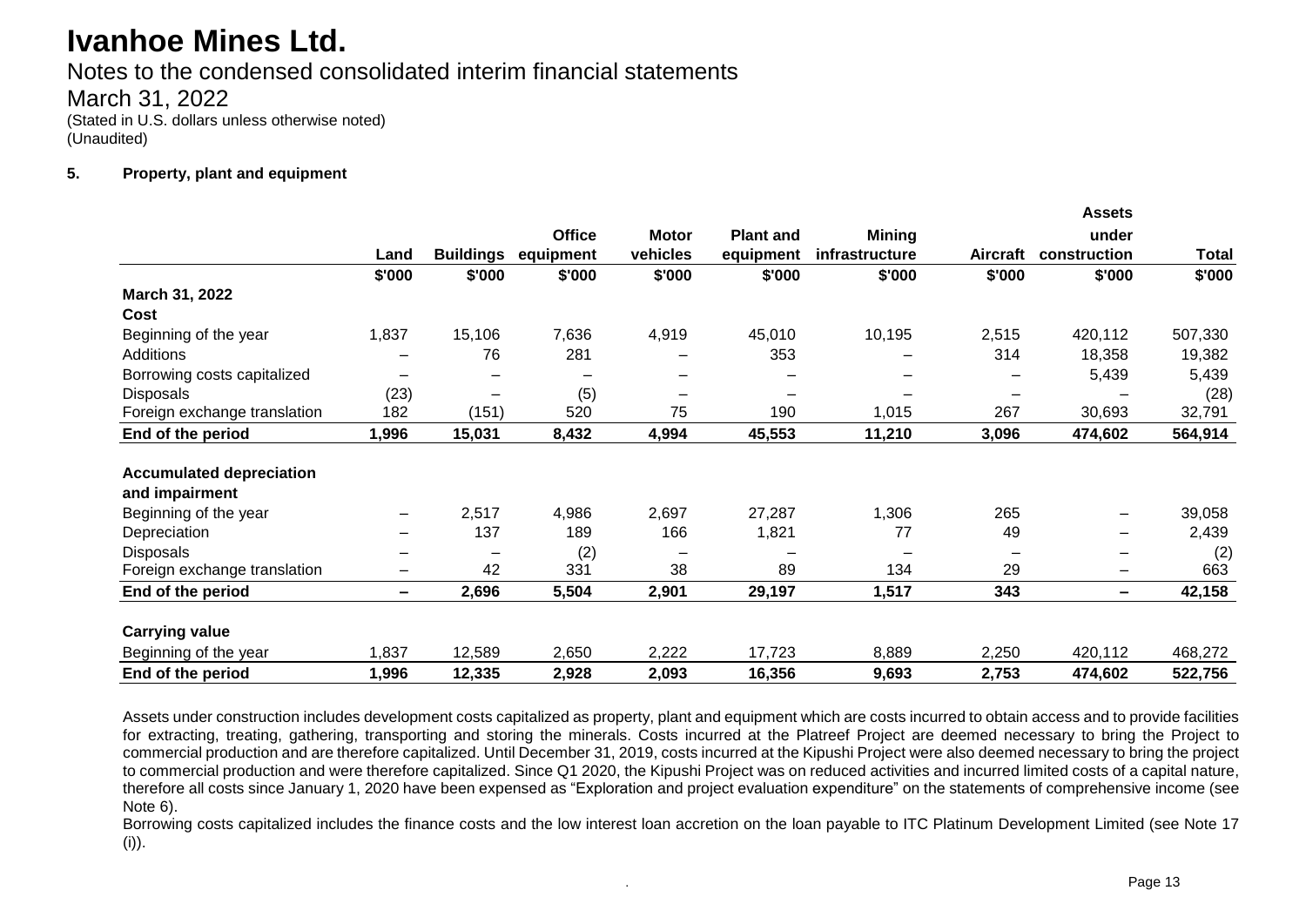# Ivanhoe Mines Ltd.

Notes to the condensed consolidated interim financial statements

March 31, 2022

(Stated in U.S. dollars unless otherwise noted)
(Unaudited)

**5. Property, plant and equipment**

| | Land | Buildings | Office equipment | Motor vehicles | Plant and equipment | Mining infrastructure | Aircraft | Assets under construction | Total |
|---|---|---|---|---|---|---|---|---|---|
| | $'000 | $'000 | $'000 | $'000 | $'000 | $'000 | $'000 | $'000 | $'000 |
| **March 31, 2022** | | | | | | | | | |
| **Cost** | | | | | | | | | |
| Beginning of the year | 1,837 | 15,106 | 7,636 | 4,919 | 45,010 | 10,195 | 2,515 | 420,112 | 507,330 |
| Additions | – | 76 | 281 | – | 353 | – | 314 | 18,358 | 19,382 |
| Borrowing costs capitalized | – | – | – | – | – | – | – | 5,439 | 5,439 |
| Disposals | (23) | – | (5) | – | – | – | – | – | (28) |
| Foreign exchange translation | 182 | (151) | 520 | 75 | 190 | 1,015 | 267 | 30,693 | 32,791 |
| **End of the period** | **1,996** | **15,031** | **8,432** | **4,994** | **45,553** | **11,210** | **3,096** | **474,602** | **564,914** |
| **Accumulated depreciation and impairment** | | | | | | | | | |
| Beginning of the year | – | 2,517 | 4,986 | 2,697 | 27,287 | 1,306 | 265 | – | 39,058 |
| Depreciation | – | 137 | 189 | 166 | 1,821 | 77 | 49 | – | 2,439 |
| Disposals | – | – | (2) | – | – | – | – | – | (2) |
| Foreign exchange translation | – | 42 | 331 | 38 | 89 | 134 | 29 | – | 663 |
| **End of the period** | **–** | **2,696** | **5,504** | **2,901** | **29,197** | **1,517** | **343** | **–** | **42,158** |
| **Carrying value** | | | | | | | | | |
| Beginning of the year | 1,837 | 12,589 | 2,650 | 2,222 | 17,723 | 8,889 | 2,250 | 420,112 | 468,272 |
| **End of the period** | **1,996** | **12,335** | **2,928** | **2,093** | **16,356** | **9,693** | **2,753** | **474,602** | **522,756** |

Assets under construction includes development costs capitalized as property, plant and equipment which are costs incurred to obtain access and to provide facilities for extracting, treating, gathering, transporting and storing the minerals. Costs incurred at the Platreef Project are deemed necessary to bring the Project to commercial production and are therefore capitalized. Until December 31, 2019, costs incurred at the Kipushi Project were also deemed necessary to bring the project to commercial production and were therefore capitalized. Since Q1 2020, the Kipushi Project was on reduced activities and incurred limited costs of a capital nature, therefore all costs since January 1, 2020 have been expensed as "Exploration and project evaluation expenditure" on the statements of comprehensive income (see Note 6).

Borrowing costs capitalized includes the finance costs and the low interest loan accretion on the loan payable to ITC Platinum Development Limited (see Note 17 (i)).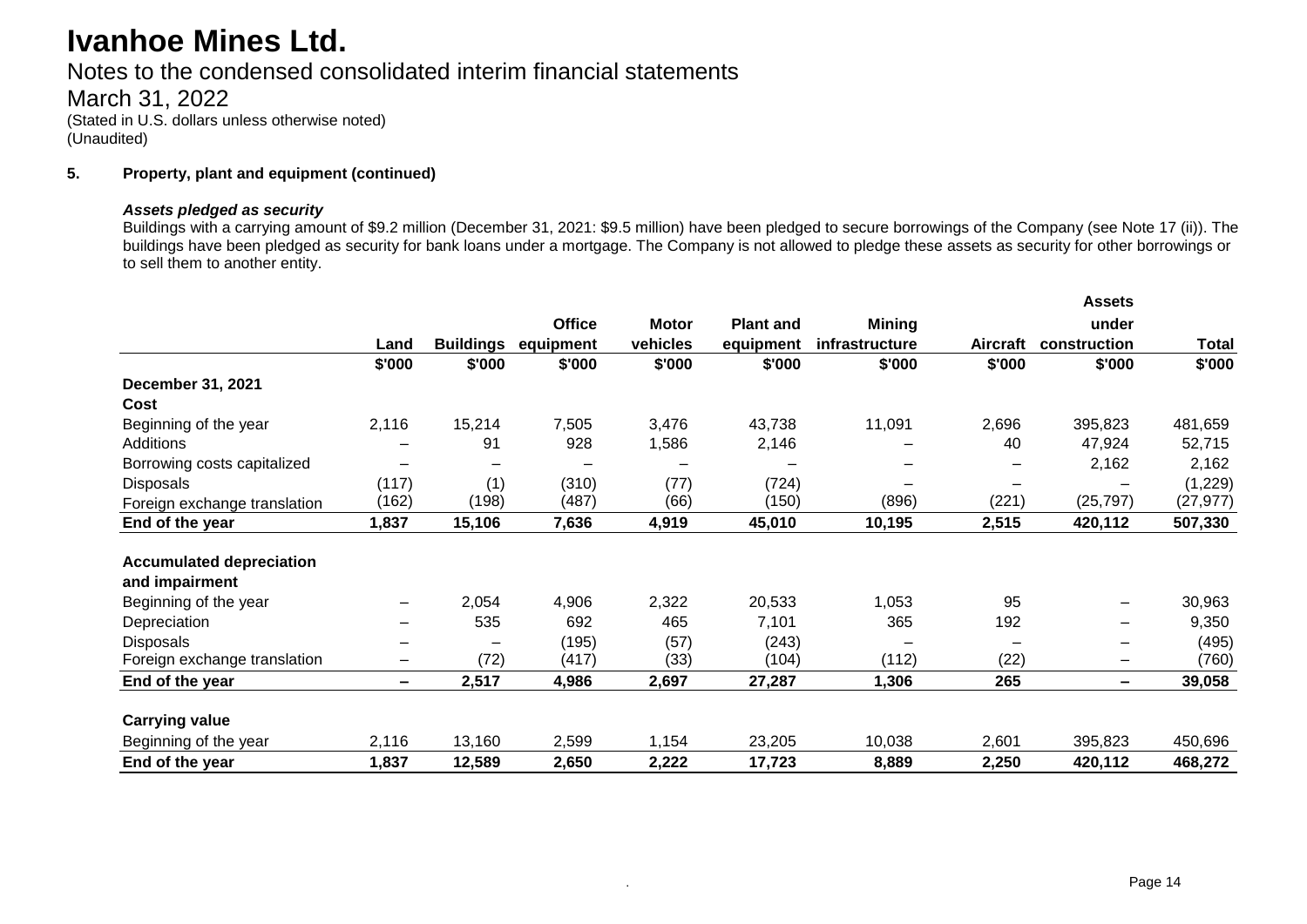# Ivanhoe Mines Ltd.

Notes to the condensed consolidated interim financial statements

March 31, 2022

(Stated in U.S. dollars unless otherwise noted)
(Unaudited)

**5. Property, plant and equipment (continued)**

***Assets pledged as security***

Buildings with a carrying amount of $9.2 million (December 31, 2021: $9.5 million) have been pledged to secure borrowings of the Company (see Note 17 (ii)). The buildings have been pledged as security for bank loans under a mortgage. The Company is not allowed to pledge these assets as security for other borrowings or to sell them to another entity.

| | Land | Buildings | Office equipment | Motor vehicles | Plant and equipment | Mining infrastructure | Aircraft | Assets under construction | Total |
|---|---|---|---|---|---|---|---|---|---|
| | $'000 | $'000 | $'000 | $'000 | $'000 | $'000 | $'000 | $'000 | $'000 |
| **December 31, 2021** | | | | | | | | | |
| **Cost** | | | | | | | | | |
| Beginning of the year | 2,116 | 15,214 | 7,505 | 3,476 | 43,738 | 11,091 | 2,696 | 395,823 | 481,659 |
| Additions | – | 91 | 928 | 1,586 | 2,146 | – | 40 | 47,924 | 52,715 |
| Borrowing costs capitalized | – | – | – | – | – | – | – | 2,162 | 2,162 |
| Disposals | (117) | (1) | (310) | (77) | (724) | – | – | – | (1,229) |
| Foreign exchange translation | (162) | (198) | (487) | (66) | (150) | (896) | (221) | (25,797) | (27,977) |
| **End of the year** | **1,837** | **15,106** | **7,636** | **4,919** | **45,010** | **10,195** | **2,515** | **420,112** | **507,330** |
| **Accumulated depreciation and impairment** | | | | | | | | | |
| Beginning of the year | – | 2,054 | 4,906 | 2,322 | 20,533 | 1,053 | 95 | – | 30,963 |
| Depreciation | – | 535 | 692 | 465 | 7,101 | 365 | 192 | – | 9,350 |
| Disposals | – | – | (195) | (57) | (243) | – | – | – | (495) |
| Foreign exchange translation | – | (72) | (417) | (33) | (104) | (112) | (22) | – | (760) |
| **End of the year** | **–** | **2,517** | **4,986** | **2,697** | **27,287** | **1,306** | **265** | **–** | **39,058** |
| **Carrying value** | | | | | | | | | |
| Beginning of the year | 2,116 | 13,160 | 2,599 | 1,154 | 23,205 | 10,038 | 2,601 | 395,823 | 450,696 |
| **End of the year** | **1,837** | **12,589** | **2,650** | **2,222** | **17,723** | **8,889** | **2,250** | **420,112** | **468,272** |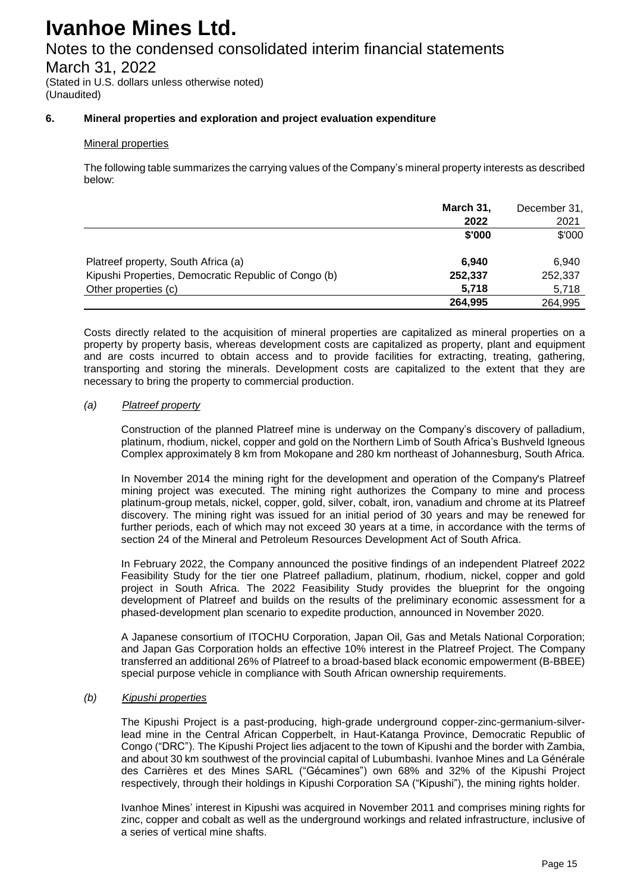# Ivanhoe Mines Ltd.

Notes to the condensed consolidated interim financial statements

March 31, 2022

(Stated in U.S. dollars unless otherwise noted)
(Unaudited)

## 6. Mineral properties and exploration and project evaluation expenditure

### Mineral properties

The following table summarizes the carrying values of the Company's mineral property interests as described below:

| | **March 31, 2022** | December 31, 2021 |
|---|---|---|
| | **\$'000** | \$'000 |
| Platreef property, South Africa (a) | **6,940** | 6,940 |
| Kipushi Properties, Democratic Republic of Congo (b) | **252,337** | 252,337 |
| Other properties (c) | **5,718** | 5,718 |
| | **264,995** | 264,995 |

Costs directly related to the acquisition of mineral properties are capitalized as mineral properties on a property by property basis, whereas development costs are capitalized as property, plant and equipment and are costs incurred to obtain access and to provide facilities for extracting, treating, gathering, transporting and storing the minerals. Development costs are capitalized to the extent that they are necessary to bring the property to commercial production.

#### *(a) Platreef property*

Construction of the planned Platreef mine is underway on the Company's discovery of palladium, platinum, rhodium, nickel, copper and gold on the Northern Limb of South Africa's Bushveld Igneous Complex approximately 8 km from Mokopane and 280 km northeast of Johannesburg, South Africa.

In November 2014 the mining right for the development and operation of the Company's Platreef mining project was executed. The mining right authorizes the Company to mine and process platinum-group metals, nickel, copper, gold, silver, cobalt, iron, vanadium and chrome at its Platreef discovery. The mining right was issued for an initial period of 30 years and may be renewed for further periods, each of which may not exceed 30 years at a time, in accordance with the terms of section 24 of the Mineral and Petroleum Resources Development Act of South Africa.

In February 2022, the Company announced the positive findings of an independent Platreef 2022 Feasibility Study for the tier one Platreef palladium, platinum, rhodium, nickel, copper and gold project in South Africa. The 2022 Feasibility Study provides the blueprint for the ongoing development of Platreef and builds on the results of the preliminary economic assessment for a phased-development plan scenario to expedite production, announced in November 2020.

A Japanese consortium of ITOCHU Corporation, Japan Oil, Gas and Metals National Corporation; and Japan Gas Corporation holds an effective 10% interest in the Platreef Project. The Company transferred an additional 26% of Platreef to a broad-based black economic empowerment (B-BBEE) special purpose vehicle in compliance with South African ownership requirements.

#### *(b) Kipushi properties*

The Kipushi Project is a past-producing, high-grade underground copper-zinc-germanium-silver-lead mine in the Central African Copperbelt, in Haut-Katanga Province, Democratic Republic of Congo ("DRC"). The Kipushi Project lies adjacent to the town of Kipushi and the border with Zambia, and about 30 km southwest of the provincial capital of Lubumbashi. Ivanhoe Mines and La Générale des Carrières et des Mines SARL ("Gécamines") own 68% and 32% of the Kipushi Project respectively, through their holdings in Kipushi Corporation SA ("Kipushi"), the mining rights holder.

Ivanhoe Mines' interest in Kipushi was acquired in November 2011 and comprises mining rights for zinc, copper and cobalt as well as the underground workings and related infrastructure, inclusive of a series of vertical mine shafts.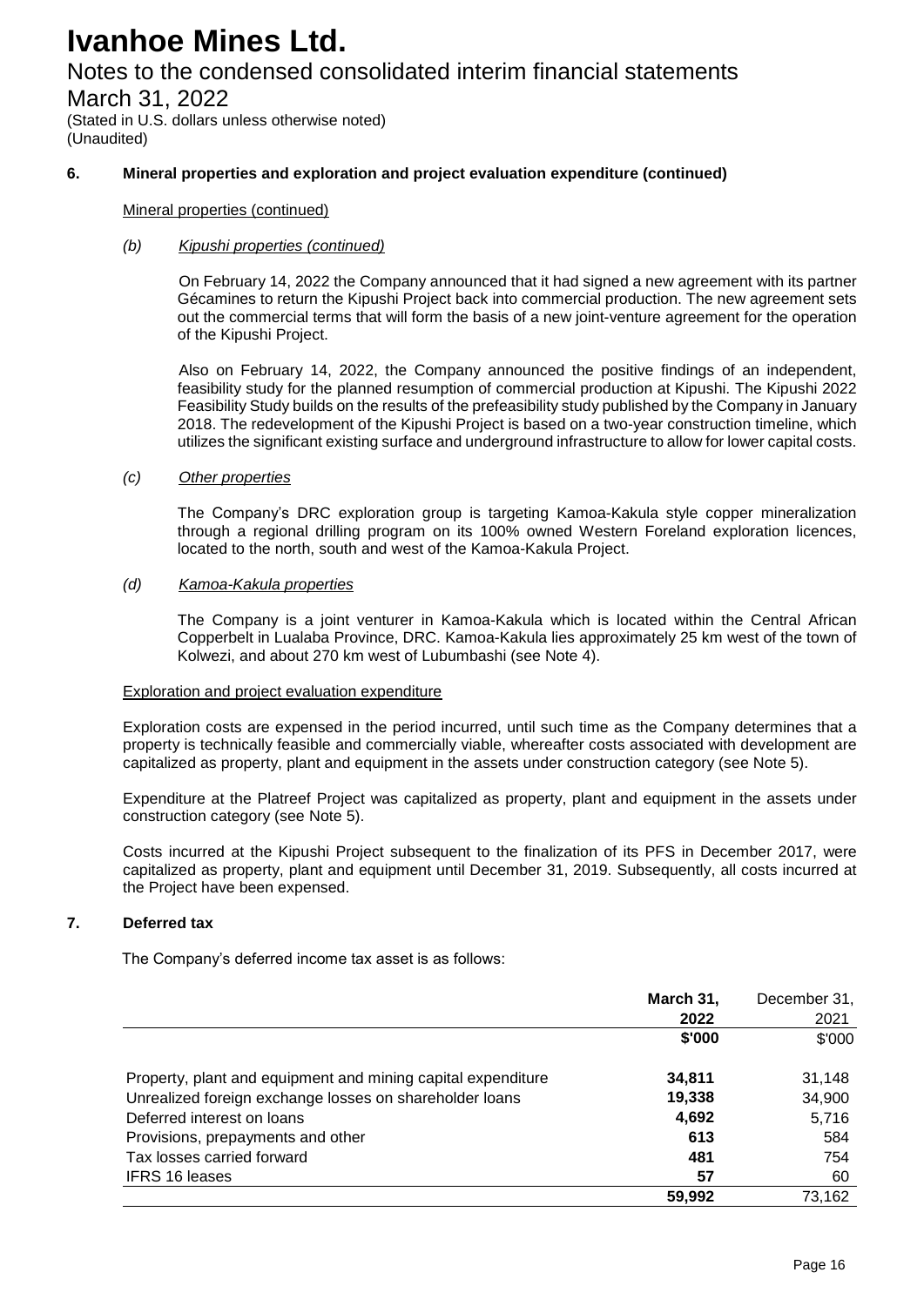## 6. Mineral properties and exploration and project evaluation expenditure (continued)

Mineral properties (continued)

*(b) Kipushi properties (continued)*

On February 14, 2022 the Company announced that it had signed a new agreement with its partner Gécamines to return the Kipushi Project back into commercial production. The new agreement sets out the commercial terms that will form the basis of a new joint-venture agreement for the operation of the Kipushi Project.

Also on February 14, 2022, the Company announced the positive findings of an independent, feasibility study for the planned resumption of commercial production at Kipushi. The Kipushi 2022 Feasibility Study builds on the results of the prefeasibility study published by the Company in January 2018. The redevelopment of the Kipushi Project is based on a two-year construction timeline, which utilizes the significant existing surface and underground infrastructure to allow for lower capital costs.

*(c) Other properties*

The Company's DRC exploration group is targeting Kamoa-Kakula style copper mineralization through a regional drilling program on its 100% owned Western Foreland exploration licences, located to the north, south and west of the Kamoa-Kakula Project.

*(d) Kamoa-Kakula properties*

The Company is a joint venturer in Kamoa-Kakula which is located within the Central African Copperbelt in Lualaba Province, DRC. Kamoa-Kakula lies approximately 25 km west of the town of Kolwezi, and about 270 km west of Lubumbashi (see Note 4).

Exploration and project evaluation expenditure

Exploration costs are expensed in the period incurred, until such time as the Company determines that a property is technically feasible and commercially viable, whereafter costs associated with development are capitalized as property, plant and equipment in the assets under construction category (see Note 5).

Expenditure at the Platreef Project was capitalized as property, plant and equipment in the assets under construction category (see Note 5).

Costs incurred at the Kipushi Project subsequent to the finalization of its PFS in December 2017, were capitalized as property, plant and equipment until December 31, 2019. Subsequently, all costs incurred at the Project have been expensed.

## 7. Deferred tax

The Company's deferred income tax asset is as follows:

| | **March 31, 2022** | December 31, 2021 |
|---|---|---|
| | **\$'000** | \$'000 |
| Property, plant and equipment and mining capital expenditure | **34,811** | 31,148 |
| Unrealized foreign exchange losses on shareholder loans | **19,338** | 34,900 |
| Deferred interest on loans | **4,692** | 5,716 |
| Provisions, prepayments and other | **613** | 584 |
| Tax losses carried forward | **481** | 754 |
| IFRS 16 leases | **57** | 60 |
| | **59,992** | 73,162 |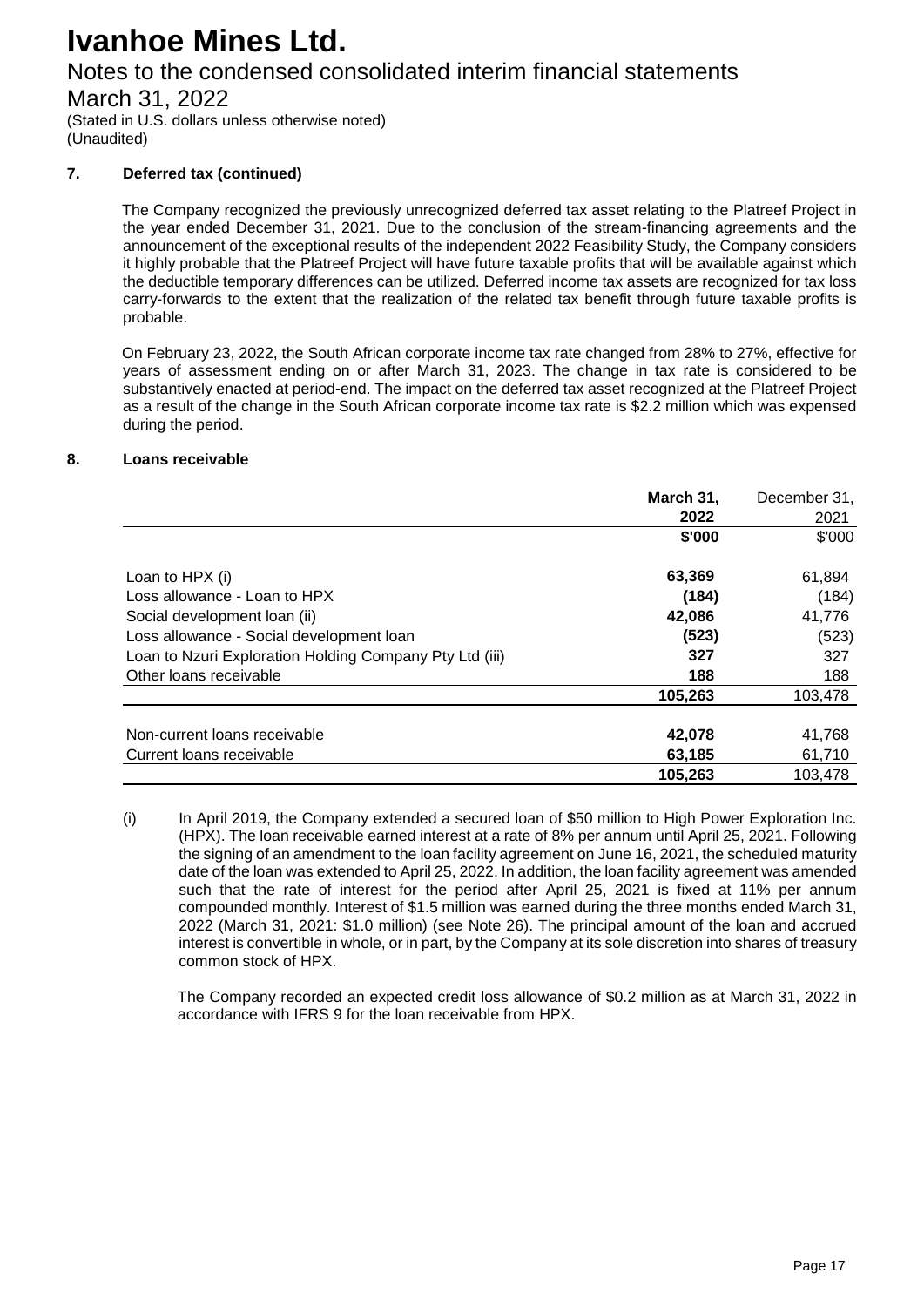### 7. Deferred tax (continued)

The Company recognized the previously unrecognized deferred tax asset relating to the Platreef Project in the year ended December 31, 2021. Due to the conclusion of the stream-financing agreements and the announcement of the exceptional results of the independent 2022 Feasibility Study, the Company considers it highly probable that the Platreef Project will have future taxable profits that will be available against which the deductible temporary differences can be utilized. Deferred income tax assets are recognized for tax loss carry-forwards to the extent that the realization of the related tax benefit through future taxable profits is probable.

On February 23, 2022, the South African corporate income tax rate changed from 28% to 27%, effective for years of assessment ending on or after March 31, 2023. The change in tax rate is considered to be substantively enacted at period-end. The impact on the deferred tax asset recognized at the Platreef Project as a result of the change in the South African corporate income tax rate is $2.2 million which was expensed during the period.

### 8. Loans receivable

| | **March 31, 2022** | December 31, 2021 |
|---|---|---|
| | **$'000** | $'000 |
| Loan to HPX (i) | **63,369** | 61,894 |
| Loss allowance - Loan to HPX | **(184)** | (184) |
| Social development loan (ii) | **42,086** | 41,776 |
| Loss allowance - Social development loan | **(523)** | (523) |
| Loan to Nzuri Exploration Holding Company Pty Ltd (iii) | **327** | 327 |
| Other loans receivable | **188** | 188 |
| | **105,263** | 103,478 |
| Non-current loans receivable | **42,078** | 41,768 |
| Current loans receivable | **63,185** | 61,710 |
| | **105,263** | 103,478 |

(i) In April 2019, the Company extended a secured loan of $50 million to High Power Exploration Inc. (HPX). The loan receivable earned interest at a rate of 8% per annum until April 25, 2021. Following the signing of an amendment to the loan facility agreement on June 16, 2021, the scheduled maturity date of the loan was extended to April 25, 2022. In addition, the loan facility agreement was amended such that the rate of interest for the period after April 25, 2021 is fixed at 11% per annum compounded monthly. Interest of $1.5 million was earned during the three months ended March 31, 2022 (March 31, 2021: $1.0 million) (see Note 26). The principal amount of the loan and accrued interest is convertible in whole, or in part, by the Company at its sole discretion into shares of treasury common stock of HPX.

The Company recorded an expected credit loss allowance of $0.2 million as at March 31, 2022 in accordance with IFRS 9 for the loan receivable from HPX.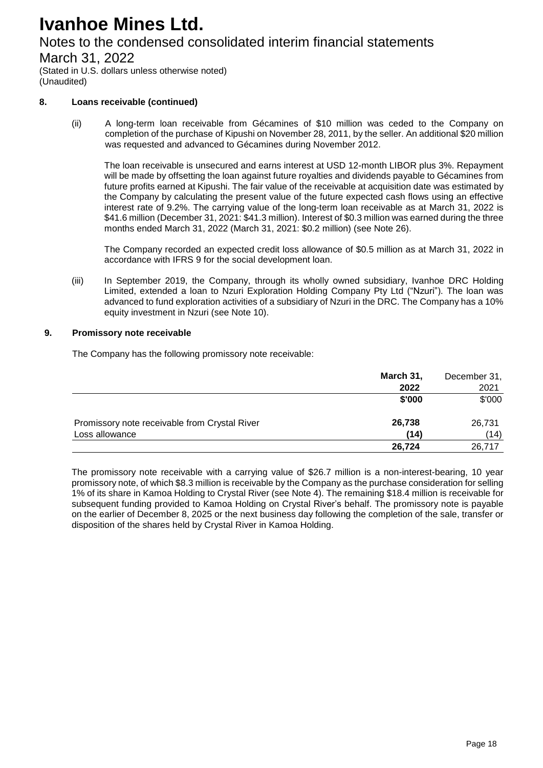# Ivanhoe Mines Ltd.

Notes to the condensed consolidated interim financial statements

March 31, 2022

(Stated in U.S. dollars unless otherwise noted)
(Unaudited)

**8. Loans receivable (continued)**

(ii) A long-term loan receivable from Gécamines of $10 million was ceded to the Company on completion of the purchase of Kipushi on November 28, 2011, by the seller. An additional $20 million was requested and advanced to Gécamines during November 2012.

The loan receivable is unsecured and earns interest at USD 12-month LIBOR plus 3%. Repayment will be made by offsetting the loan against future royalties and dividends payable to Gécamines from future profits earned at Kipushi. The fair value of the receivable at acquisition date was estimated by the Company by calculating the present value of the future expected cash flows using an effective interest rate of 9.2%. The carrying value of the long-term loan receivable as at March 31, 2022 is $41.6 million (December 31, 2021: $41.3 million). Interest of $0.3 million was earned during the three months ended March 31, 2022 (March 31, 2021: $0.2 million) (see Note 26).

The Company recorded an expected credit loss allowance of $0.5 million as at March 31, 2022 in accordance with IFRS 9 for the social development loan.

(iii) In September 2019, the Company, through its wholly owned subsidiary, Ivanhoe DRC Holding Limited, extended a loan to Nzuri Exploration Holding Company Pty Ltd ("Nzuri"). The loan was advanced to fund exploration activities of a subsidiary of Nzuri in the DRC. The Company has a 10% equity investment in Nzuri (see Note 10).

**9. Promissory note receivable**

The Company has the following promissory note receivable:

| | **March 31, 2022** | December 31, 2021 |
|---|---|---|
| | **$'000** | $'000 |
| Promissory note receivable from Crystal River | **26,738** | 26,731 |
| Loss allowance | **(14)** | (14) |
| | **26,724** | 26,717 |

The promissory note receivable with a carrying value of $26.7 million is a non-interest-bearing, 10 year promissory note, of which $8.3 million is receivable by the Company as the purchase consideration for selling 1% of its share in Kamoa Holding to Crystal River (see Note 4). The remaining $18.4 million is receivable for subsequent funding provided to Kamoa Holding on Crystal River's behalf. The promissory note is payable on the earlier of December 8, 2025 or the next business day following the completion of the sale, transfer or disposition of the shares held by Crystal River in Kamoa Holding.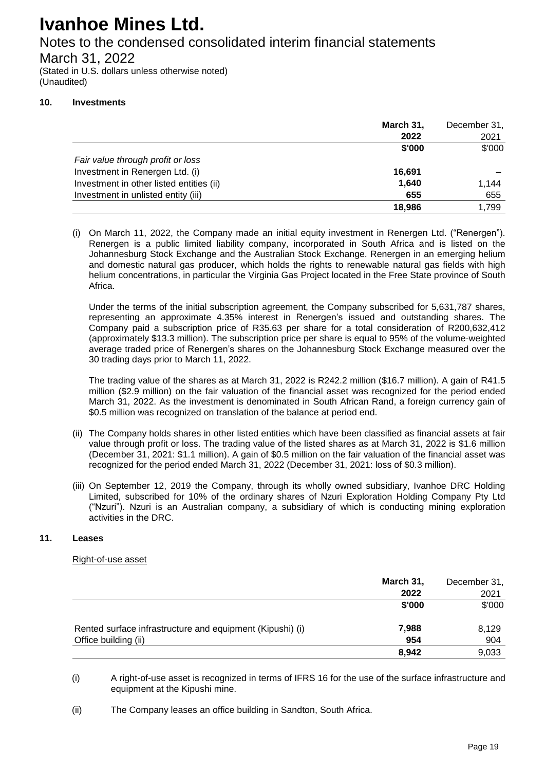# Ivanhoe Mines Ltd.

## Notes to the condensed consolidated interim financial statements

## March 31, 2022

(Stated in U.S. dollars unless otherwise noted)
(Unaudited)

### 10. Investments

| | **March 31, 2022** | December 31, 2021 |
|---|---|---|
| | **$'000** | $'000 |
| *Fair value through profit or loss* | | |
| Investment in Renergen Ltd. (i) | **16,691** | – |
| Investment in other listed entities (ii) | **1,640** | 1,144 |
| Investment in unlisted entity (iii) | **655** | 655 |
| | **18,986** | 1,799 |

(i) On March 11, 2022, the Company made an initial equity investment in Renergen Ltd. ("Renergen"). Renergen is a public limited liability company, incorporated in South Africa and is listed on the Johannesburg Stock Exchange and the Australian Stock Exchange. Renergen in an emerging helium and domestic natural gas producer, which holds the rights to renewable natural gas fields with high helium concentrations, in particular the Virginia Gas Project located in the Free State province of South Africa.

Under the terms of the initial subscription agreement, the Company subscribed for 5,631,787 shares, representing an approximate 4.35% interest in Renergen's issued and outstanding shares. The Company paid a subscription price of R35.63 per share for a total consideration of R200,632,412 (approximately $13.3 million). The subscription price per share is equal to 95% of the volume-weighted average traded price of Renergen's shares on the Johannesburg Stock Exchange measured over the 30 trading days prior to March 11, 2022.

The trading value of the shares as at March 31, 2022 is R242.2 million ($16.7 million). A gain of R41.5 million ($2.9 million) on the fair valuation of the financial asset was recognized for the period ended March 31, 2022. As the investment is denominated in South African Rand, a foreign currency gain of $0.5 million was recognized on translation of the balance at period end.

(ii) The Company holds shares in other listed entities which have been classified as financial assets at fair value through profit or loss. The trading value of the listed shares as at March 31, 2022 is $1.6 million (December 31, 2021: $1.1 million). A gain of $0.5 million on the fair valuation of the financial asset was recognized for the period ended March 31, 2022 (December 31, 2021: loss of $0.3 million).

(iii) On September 12, 2019 the Company, through its wholly owned subsidiary, Ivanhoe DRC Holding Limited, subscribed for 10% of the ordinary shares of Nzuri Exploration Holding Company Pty Ltd ("Nzuri"). Nzuri is an Australian company, a subsidiary of which is conducting mining exploration activities in the DRC.

### 11. Leases

Right-of-use asset

| | **March 31, 2022** | December 31, 2021 |
|---|---|---|
| | **$'000** | $'000 |
| Rented surface infrastructure and equipment (Kipushi) (i) | **7,988** | 8,129 |
| Office building (ii) | **954** | 904 |
| | **8,942** | 9,033 |

(i) A right-of-use asset is recognized in terms of IFRS 16 for the use of the surface infrastructure and equipment at the Kipushi mine.

(ii) The Company leases an office building in Sandton, South Africa.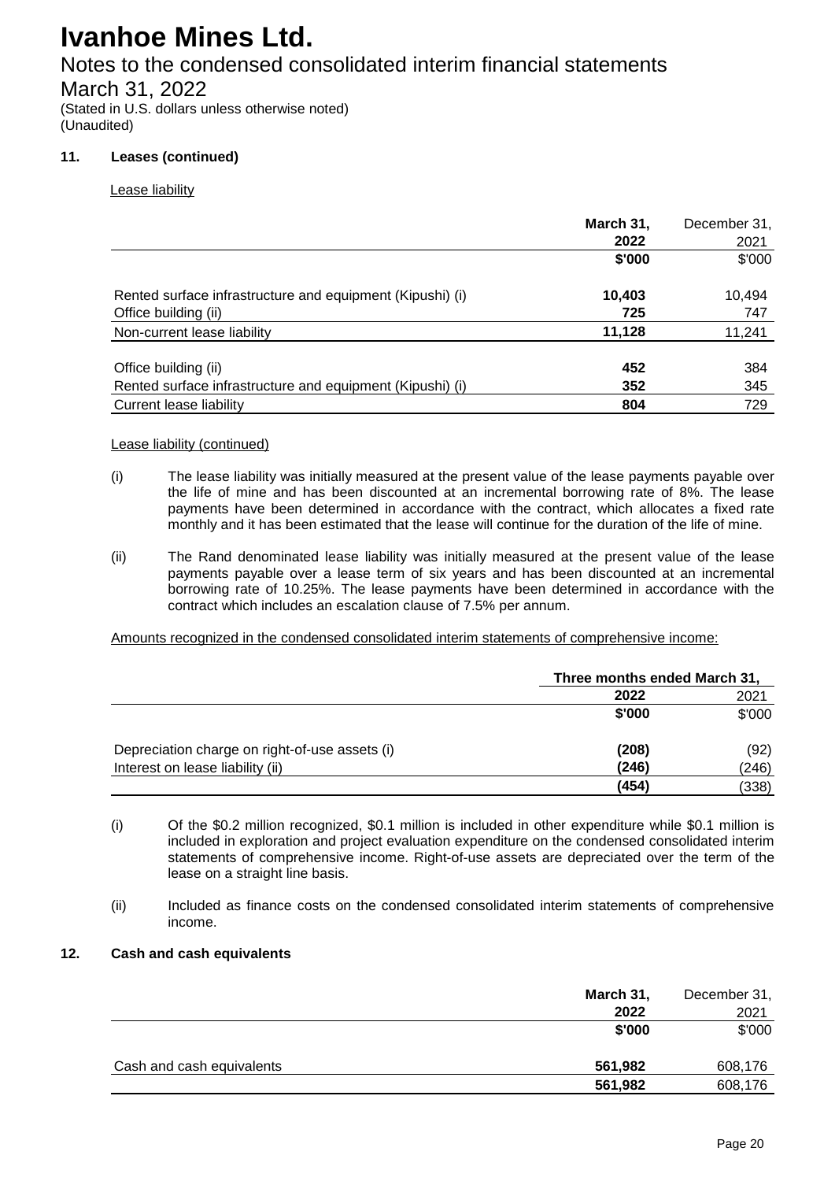### 11. Leases (continued)

Lease liability

| | March 31, 2022 | December 31, 2021 |
|---|---|---|
| | $'000 | $'000 |
| Rented surface infrastructure and equipment (Kipushi) (i) | 10,403 | 10,494 |
| Office building (ii) | 725 | 747 |
| Non-current lease liability | 11,128 | 11,241 |
| | | |
| Office building (ii) | 452 | 384 |
| Rented surface infrastructure and equipment (Kipushi) (i) | 352 | 345 |
| Current lease liability | 804 | 729 |

Lease liability (continued)

(i) The lease liability was initially measured at the present value of the lease payments payable over the life of mine and has been discounted at an incremental borrowing rate of 8%. The lease payments have been determined in accordance with the contract, which allocates a fixed rate monthly and it has been estimated that the lease will continue for the duration of the life of mine.

(ii) The Rand denominated lease liability was initially measured at the present value of the lease payments payable over a lease term of six years and has been discounted at an incremental borrowing rate of 10.25%. The lease payments have been determined in accordance with the contract which includes an escalation clause of 7.5% per annum.

Amounts recognized in the condensed consolidated interim statements of comprehensive income:

| | Three months ended March 31, | |
|---|---|---|
| | 2022 | 2021 |
| | $'000 | $'000 |
| Depreciation charge on right-of-use assets (i) | (208) | (92) |
| Interest on lease liability (ii) | (246) | (246) |
| | (454) | (338) |

(i) Of the $0.2 million recognized, $0.1 million is included in other expenditure while $0.1 million is included in exploration and project evaluation expenditure on the condensed consolidated interim statements of comprehensive income. Right-of-use assets are depreciated over the term of the lease on a straight line basis.

(ii) Included as finance costs on the condensed consolidated interim statements of comprehensive income.

### 12. Cash and cash equivalents

| | March 31, 2022 | December 31, 2021 |
|---|---|---|
| | $'000 | $'000 |
| Cash and cash equivalents | 561,982 | 608,176 |
| | 561,982 | 608,176 |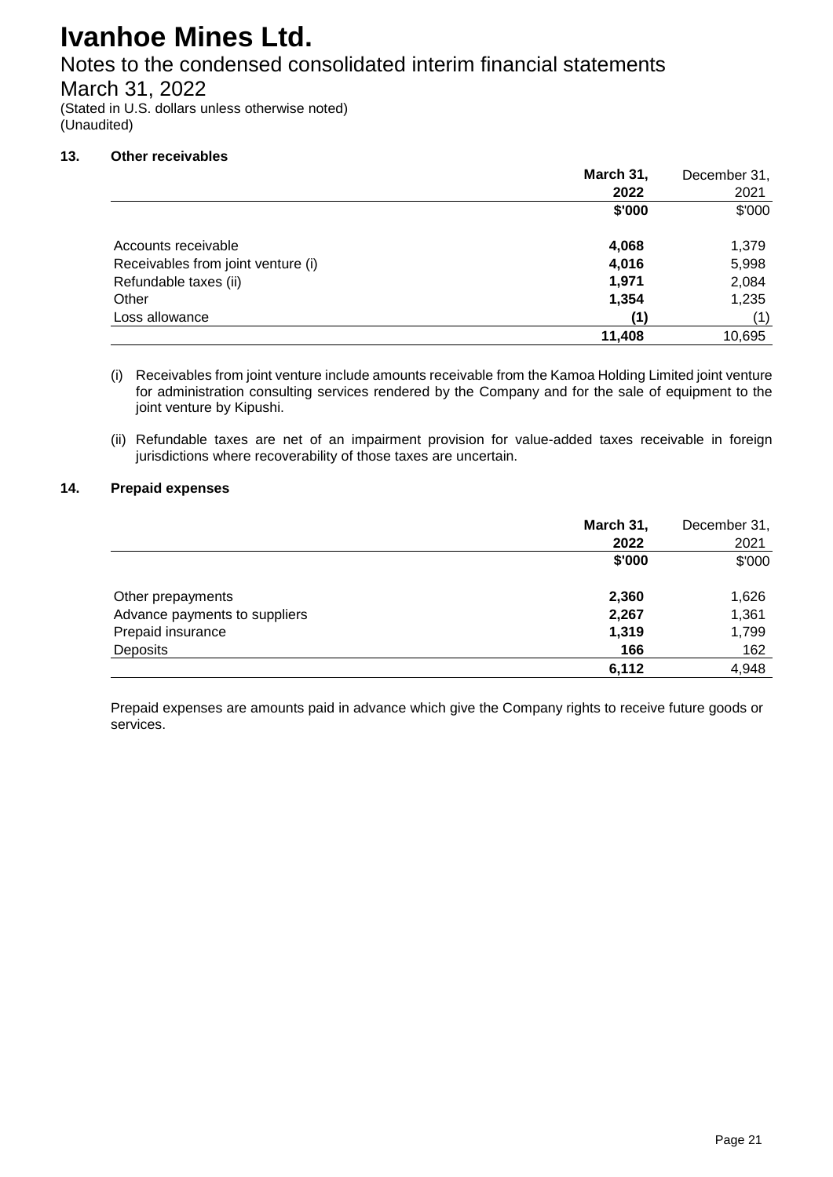# Ivanhoe Mines Ltd.

## Notes to the condensed consolidated interim financial statements

## March 31, 2022

(Stated in U.S. dollars unless otherwise noted)
(Unaudited)

### 13. Other receivables

| | **March 31, 2022** | December 31, 2021 |
|---|---|---|
| | **\$'000** | \$'000 |
| Accounts receivable | **4,068** | 1,379 |
| Receivables from joint venture (i) | **4,016** | 5,998 |
| Refundable taxes (ii) | **1,971** | 2,084 |
| Other | **1,354** | 1,235 |
| Loss allowance | **(1)** | (1) |
| | **11,408** | 10,695 |

(i) Receivables from joint venture include amounts receivable from the Kamoa Holding Limited joint venture for administration consulting services rendered by the Company and for the sale of equipment to the joint venture by Kipushi.

(ii) Refundable taxes are net of an impairment provision for value-added taxes receivable in foreign jurisdictions where recoverability of those taxes are uncertain.

### 14. Prepaid expenses

| | **March 31, 2022** | December 31, 2021 |
|---|---|---|
| | **\$'000** | \$'000 |
| Other prepayments | **2,360** | 1,626 |
| Advance payments to suppliers | **2,267** | 1,361 |
| Prepaid insurance | **1,319** | 1,799 |
| Deposits | **166** | 162 |
| | **6,112** | 4,948 |

Prepaid expenses are amounts paid in advance which give the Company rights to receive future goods or services.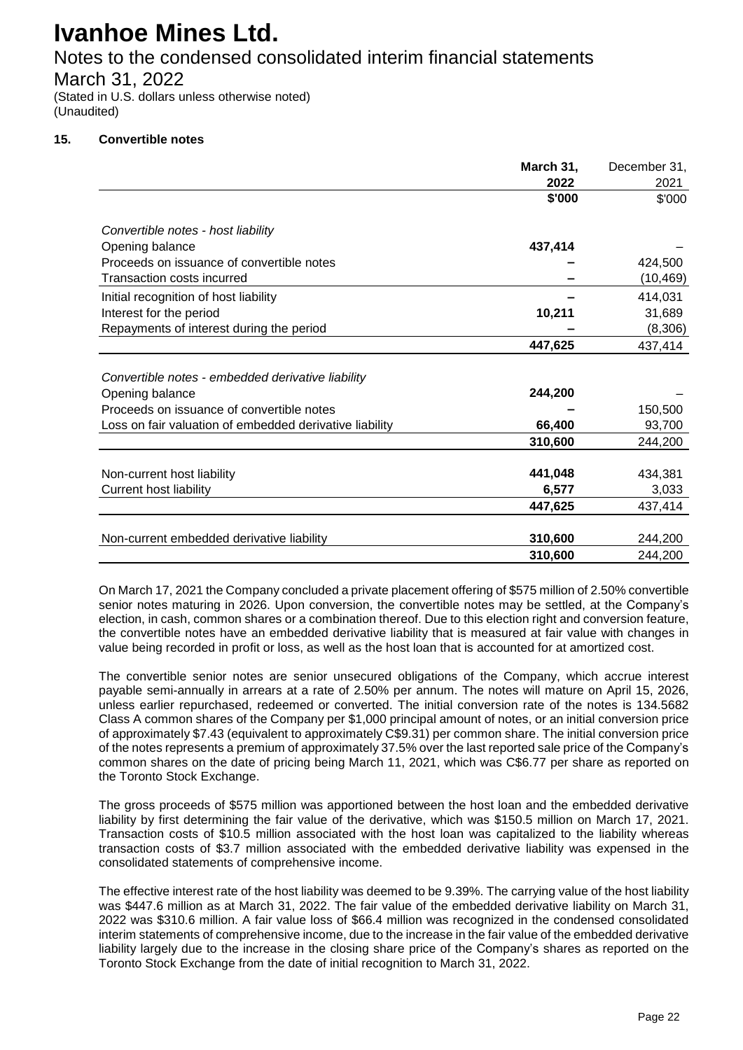# Ivanhoe Mines Ltd.

Notes to the condensed consolidated interim financial statements

March 31, 2022

(Stated in U.S. dollars unless otherwise noted)
(Unaudited)

### 15. Convertible notes

| | March 31, 2022 | December 31, 2021 |
|---|---|---|
| | **\$'000** | \$'000 |
| *Convertible notes - host liability* | | |
| Opening balance | **437,414** | – |
| Proceeds on issuance of convertible notes | **–** | 424,500 |
| Transaction costs incurred | **–** | (10,469) |
| Initial recognition of host liability | **–** | 414,031 |
| Interest for the period | **10,211** | 31,689 |
| Repayments of interest during the period | **–** | (8,306) |
| | **447,625** | 437,414 |
| *Convertible notes - embedded derivative liability* | | |
| Opening balance | **244,200** | – |
| Proceeds on issuance of convertible notes | **–** | 150,500 |
| Loss on fair valuation of embedded derivative liability | **66,400** | 93,700 |
| | **310,600** | 244,200 |
| Non-current host liability | **441,048** | 434,381 |
| Current host liability | **6,577** | 3,033 |
| | **447,625** | 437,414 |
| Non-current embedded derivative liability | **310,600** | 244,200 |
| | **310,600** | 244,200 |

On March 17, 2021 the Company concluded a private placement offering of \$575 million of 2.50% convertible senior notes maturing in 2026. Upon conversion, the convertible notes may be settled, at the Company's election, in cash, common shares or a combination thereof. Due to this election right and conversion feature, the convertible notes have an embedded derivative liability that is measured at fair value with changes in value being recorded in profit or loss, as well as the host loan that is accounted for at amortized cost.

The convertible senior notes are senior unsecured obligations of the Company, which accrue interest payable semi-annually in arrears at a rate of 2.50% per annum. The notes will mature on April 15, 2026, unless earlier repurchased, redeemed or converted. The initial conversion rate of the notes is 134.5682 Class A common shares of the Company per \$1,000 principal amount of notes, or an initial conversion price of approximately \$7.43 (equivalent to approximately C\$9.31) per common share. The initial conversion price of the notes represents a premium of approximately 37.5% over the last reported sale price of the Company's common shares on the date of pricing being March 11, 2021, which was C\$6.77 per share as reported on the Toronto Stock Exchange.

The gross proceeds of \$575 million was apportioned between the host loan and the embedded derivative liability by first determining the fair value of the derivative, which was \$150.5 million on March 17, 2021. Transaction costs of \$10.5 million associated with the host loan was capitalized to the liability whereas transaction costs of \$3.7 million associated with the embedded derivative liability was expensed in the consolidated statements of comprehensive income.

The effective interest rate of the host liability was deemed to be 9.39%. The carrying value of the host liability was \$447.6 million as at March 31, 2022. The fair value of the embedded derivative liability on March 31, 2022 was \$310.6 million. A fair value loss of \$66.4 million was recognized in the condensed consolidated interim statements of comprehensive income, due to the increase in the fair value of the embedded derivative liability largely due to the increase in the closing share price of the Company's shares as reported on the Toronto Stock Exchange from the date of initial recognition to March 31, 2022.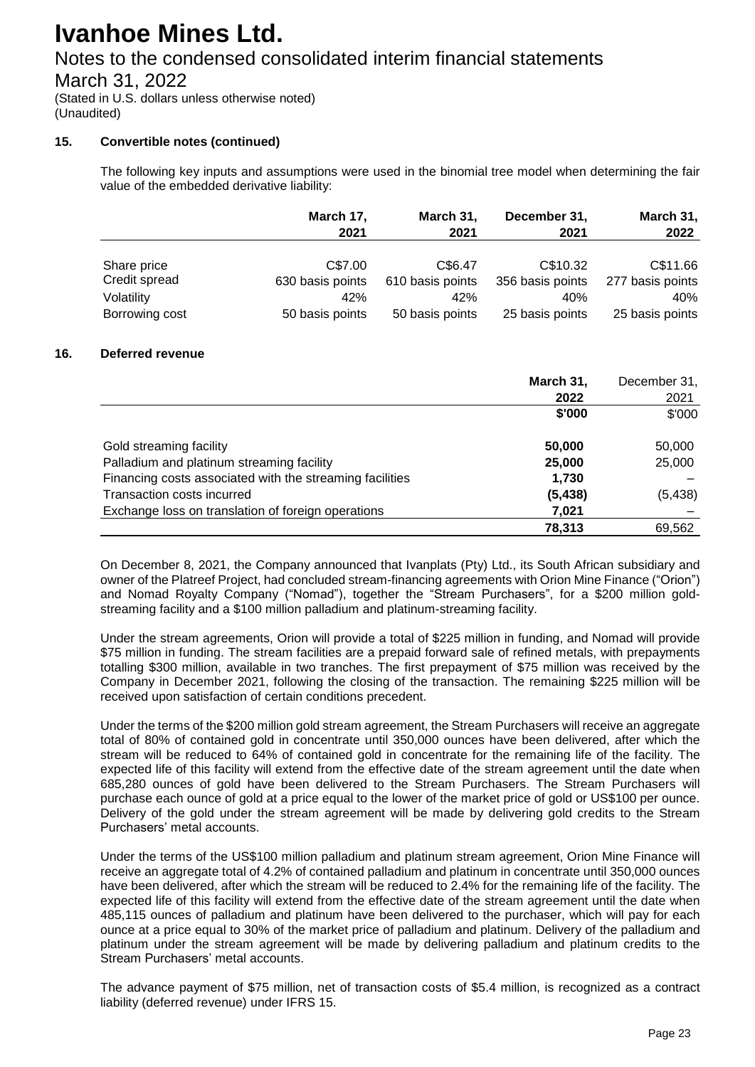# Ivanhoe Mines Ltd.

## Notes to the condensed consolidated interim financial statements

## March 31, 2022

(Stated in U.S. dollars unless otherwise noted)
(Unaudited)

### 15. Convertible notes (continued)

The following key inputs and assumptions were used in the binomial tree model when determining the fair value of the embedded derivative liability:

| | March 17, 2021 | March 31, 2021 | December 31, 2021 | March 31, 2022 |
|---|---|---|---|---|
| Share price | C$7.00 | C$6.47 | C$10.32 | C$11.66 |
| Credit spread | 630 basis points | 610 basis points | 356 basis points | 277 basis points |
| Volatility | 42% | 42% | 40% | 40% |
| Borrowing cost | 50 basis points | 50 basis points | 25 basis points | 25 basis points |

### 16. Deferred revenue

| | March 31, 2022 | December 31, 2021 |
|---|---|---|
| | **$'000** | $'000 |
| Gold streaming facility | **50,000** | 50,000 |
| Palladium and platinum streaming facility | **25,000** | 25,000 |
| Financing costs associated with the streaming facilities | **1,730** | – |
| Transaction costs incurred | **(5,438)** | (5,438) |
| Exchange loss on translation of foreign operations | **7,021** | – |
| | **78,313** | 69,562 |

On December 8, 2021, the Company announced that Ivanplats (Pty) Ltd., its South African subsidiary and owner of the Platreef Project, had concluded stream-financing agreements with Orion Mine Finance ("Orion") and Nomad Royalty Company ("Nomad"), together the "Stream Purchasers", for a $200 million gold-streaming facility and a $100 million palladium and platinum-streaming facility.

Under the stream agreements, Orion will provide a total of $225 million in funding, and Nomad will provide $75 million in funding. The stream facilities are a prepaid forward sale of refined metals, with prepayments totalling $300 million, available in two tranches. The first prepayment of $75 million was received by the Company in December 2021, following the closing of the transaction. The remaining $225 million will be received upon satisfaction of certain conditions precedent.

Under the terms of the $200 million gold stream agreement, the Stream Purchasers will receive an aggregate total of 80% of contained gold in concentrate until 350,000 ounces have been delivered, after which the stream will be reduced to 64% of contained gold in concentrate for the remaining life of the facility. The expected life of this facility will extend from the effective date of the stream agreement until the date when 685,280 ounces of gold have been delivered to the Stream Purchasers. The Stream Purchasers will purchase each ounce of gold at a price equal to the lower of the market price of gold or US$100 per ounce. Delivery of the gold under the stream agreement will be made by delivering gold credits to the Stream Purchasers' metal accounts.

Under the terms of the US$100 million palladium and platinum stream agreement, Orion Mine Finance will receive an aggregate total of 4.2% of contained palladium and platinum in concentrate until 350,000 ounces have been delivered, after which the stream will be reduced to 2.4% for the remaining life of the facility. The expected life of this facility will extend from the effective date of the stream agreement until the date when 485,115 ounces of palladium and platinum have been delivered to the purchaser, which will pay for each ounce at a price equal to 30% of the market price of palladium and platinum. Delivery of the palladium and platinum under the stream agreement will be made by delivering palladium and platinum credits to the Stream Purchasers' metal accounts.

The advance payment of $75 million, net of transaction costs of $5.4 million, is recognized as a contract liability (deferred revenue) under IFRS 15.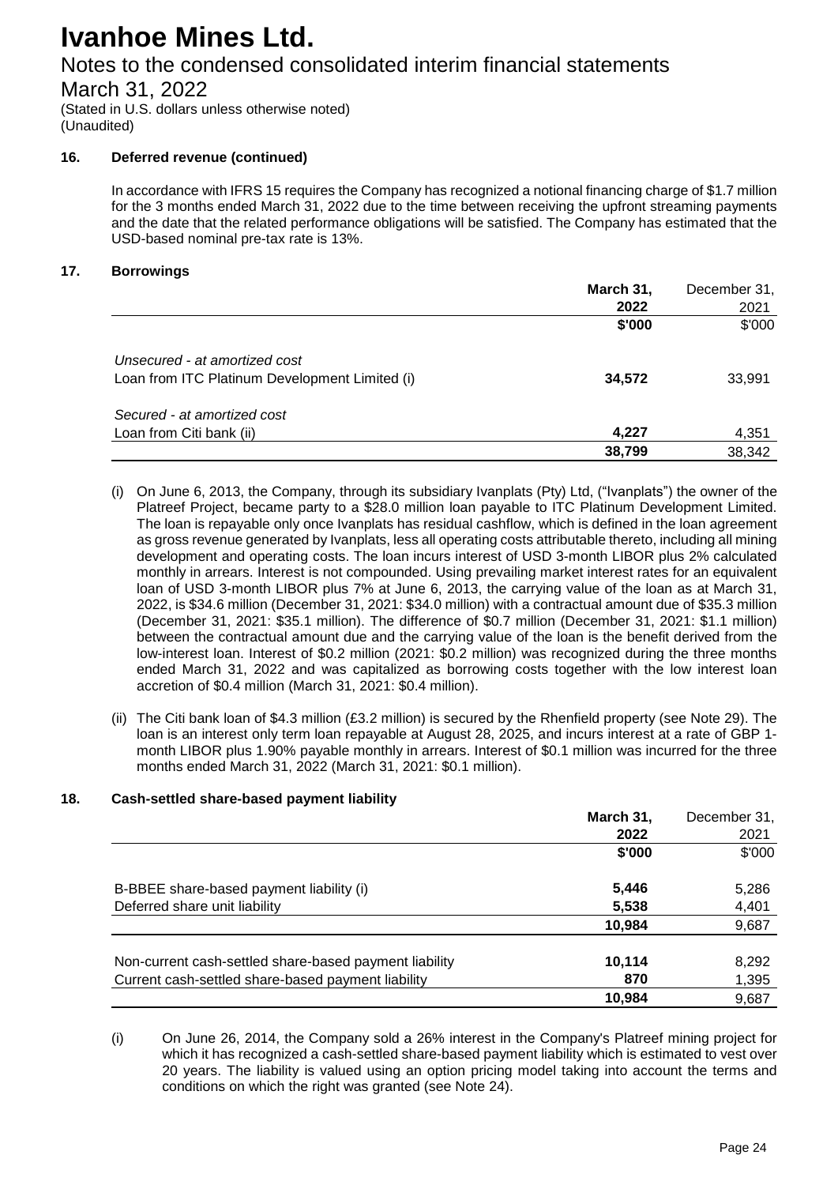### 16. Deferred revenue (continued)

In accordance with IFRS 15 requires the Company has recognized a notional financing charge of $1.7 million for the 3 months ended March 31, 2022 due to the time between receiving the upfront streaming payments and the date that the related performance obligations will be satisfied. The Company has estimated that the USD-based nominal pre-tax rate is 13%.

### 17. Borrowings

| | **March 31, 2022** | December 31, 2021 |
|---|---|---|
| | **$'000** | $'000 |
| *Unsecured - at amortized cost* | | |
| Loan from ITC Platinum Development Limited (i) | **34,572** | 33,991 |
| *Secured - at amortized cost* | | |
| Loan from Citi bank (ii) | **4,227** | 4,351 |
| | **38,799** | 38,342 |

(i) On June 6, 2013, the Company, through its subsidiary Ivanplats (Pty) Ltd, ("Ivanplats") the owner of the Platreef Project, became party to a $28.0 million loan payable to ITC Platinum Development Limited. The loan is repayable only once Ivanplats has residual cashflow, which is defined in the loan agreement as gross revenue generated by Ivanplats, less all operating costs attributable thereto, including all mining development and operating costs. The loan incurs interest of USD 3-month LIBOR plus 2% calculated monthly in arrears. Interest is not compounded. Using prevailing market interest rates for an equivalent loan of USD 3-month LIBOR plus 7% at June 6, 2013, the carrying value of the loan as at March 31, 2022, is $34.6 million (December 31, 2021: $34.0 million) with a contractual amount due of $35.3 million (December 31, 2021: $35.1 million). The difference of $0.7 million (December 31, 2021: $1.1 million) between the contractual amount due and the carrying value of the loan is the benefit derived from the low-interest loan. Interest of $0.2 million (2021: $0.2 million) was recognized during the three months ended March 31, 2022 and was capitalized as borrowing costs together with the low interest loan accretion of $0.4 million (March 31, 2021: $0.4 million).

(ii) The Citi bank loan of $4.3 million (£3.2 million) is secured by the Rhenfield property (see Note 29). The loan is an interest only term loan repayable at August 28, 2025, and incurs interest at a rate of GBP 1-month LIBOR plus 1.90% payable monthly in arrears. Interest of $0.1 million was incurred for the three months ended March 31, 2022 (March 31, 2021: $0.1 million).

### 18. Cash-settled share-based payment liability

| | **March 31, 2022** | December 31, 2021 |
|---|---|---|
| | **$'000** | $'000 |
| B-BBEE share-based payment liability (i) | **5,446** | 5,286 |
| Deferred share unit liability | **5,538** | 4,401 |
| | **10,984** | 9,687 |
| Non-current cash-settled share-based payment liability | **10,114** | 8,292 |
| Current cash-settled share-based payment liability | **870** | 1,395 |
| | **10,984** | 9,687 |

(i) On June 26, 2014, the Company sold a 26% interest in the Company's Platreef mining project for which it has recognized a cash-settled share-based payment liability which is estimated to vest over 20 years. The liability is valued using an option pricing model taking into account the terms and conditions on which the right was granted (see Note 24).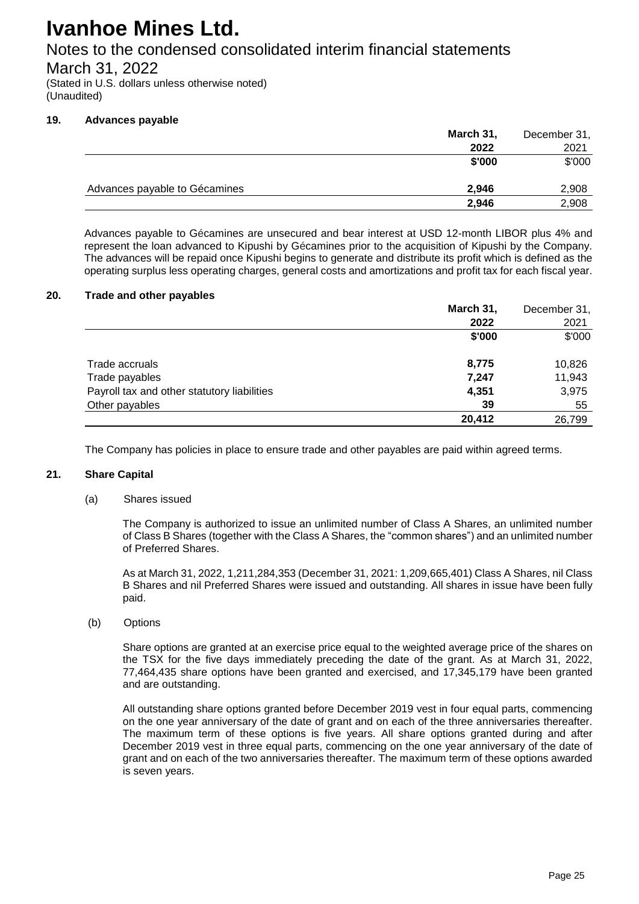### 19. Advances payable

| | March 31, 2022 | December 31, 2021 |
|---|---|---|
| | $'000 | $'000 |
| Advances payable to Gécamines | 2,946 | 2,908 |
| | 2,946 | 2,908 |

Advances payable to Gécamines are unsecured and bear interest at USD 12-month LIBOR plus 4% and represent the loan advanced to Kipushi by Gécamines prior to the acquisition of Kipushi by the Company. The advances will be repaid once Kipushi begins to generate and distribute its profit which is defined as the operating surplus less operating charges, general costs and amortizations and profit tax for each fiscal year.

### 20. Trade and other payables

| | March 31, 2022 | December 31, 2021 |
|---|---|---|
| | $'000 | $'000 |
| Trade accruals | 8,775 | 10,826 |
| Trade payables | 7,247 | 11,943 |
| Payroll tax and other statutory liabilities | 4,351 | 3,975 |
| Other payables | 39 | 55 |
| | 20,412 | 26,799 |

The Company has policies in place to ensure trade and other payables are paid within agreed terms.

### 21. Share Capital

(a) Shares issued

The Company is authorized to issue an unlimited number of Class A Shares, an unlimited number of Class B Shares (together with the Class A Shares, the "common shares") and an unlimited number of Preferred Shares.

As at March 31, 2022, 1,211,284,353 (December 31, 2021: 1,209,665,401) Class A Shares, nil Class B Shares and nil Preferred Shares were issued and outstanding. All shares in issue have been fully paid.

(b) Options

Share options are granted at an exercise price equal to the weighted average price of the shares on the TSX for the five days immediately preceding the date of the grant. As at March 31, 2022, 77,464,435 share options have been granted and exercised, and 17,345,179 have been granted and are outstanding.

All outstanding share options granted before December 2019 vest in four equal parts, commencing on the one year anniversary of the date of grant and on each of the three anniversaries thereafter. The maximum term of these options is five years. All share options granted during and after December 2019 vest in three equal parts, commencing on the one year anniversary of the date of grant and on each of the two anniversaries thereafter. The maximum term of these options awarded is seven years.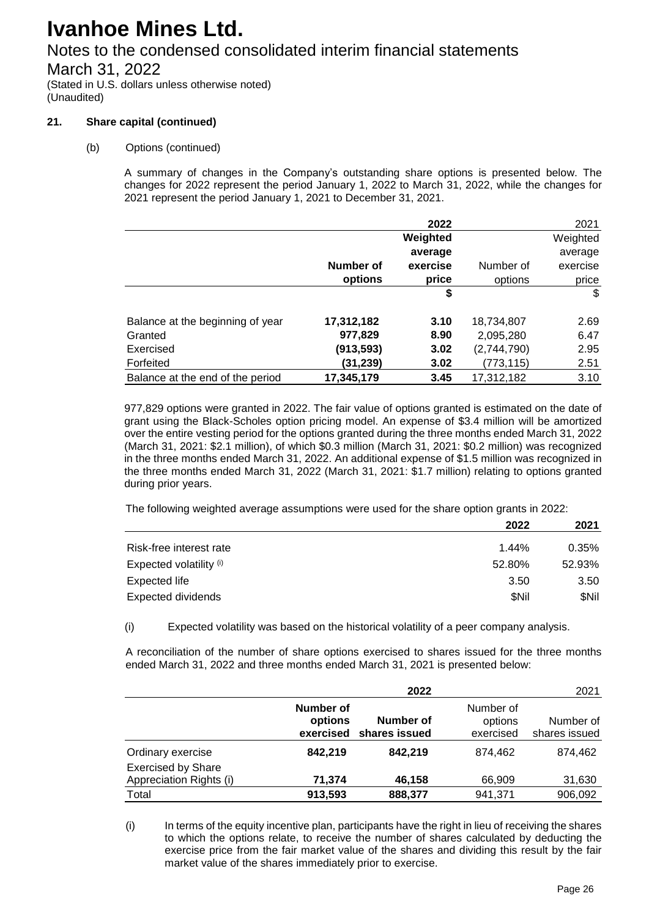# Ivanhoe Mines Ltd.

Notes to the condensed consolidated interim financial statements

March 31, 2022

(Stated in U.S. dollars unless otherwise noted)
(Unaudited)

**21. Share capital (continued)**

(b) Options (continued)

A summary of changes in the Company's outstanding share options is presented below. The changes for 2022 represent the period January 1, 2022 to March 31, 2022, while the changes for 2021 represent the period January 1, 2021 to December 31, 2021.

| | **2022** | | 2021 | |
|---|---|---|---|---|
| | **Number of options** | **Weighted average exercise price** | Number of options | Weighted average exercise price |
| | | **$** | | $ |
| Balance at the beginning of year | **17,312,182** | **3.10** | 18,734,807 | 2.69 |
| Granted | **977,829** | **8.90** | 2,095,280 | 6.47 |
| Exercised | **(913,593)** | **3.02** | (2,744,790) | 2.95 |
| Forfeited | **(31,239)** | **3.02** | (773,115) | 2.51 |
| Balance at the end of the period | **17,345,179** | **3.45** | 17,312,182 | 3.10 |

977,829 options were granted in 2022. The fair value of options granted is estimated on the date of grant using the Black-Scholes option pricing model. An expense of \$3.4 million will be amortized over the entire vesting period for the options granted during the three months ended March 31, 2022 (March 31, 2021: \$2.1 million), of which \$0.3 million (March 31, 2021: \$0.2 million) was recognized in the three months ended March 31, 2022. An additional expense of \$1.5 million was recognized in the three months ended March 31, 2022 (March 31, 2021: \$1.7 million) relating to options granted during prior years.

The following weighted average assumptions were used for the share option grants in 2022:

| | **2022** | **2021** |
|---|---|---|
| Risk-free interest rate | 1.44% | 0.35% |
| Expected volatility (i) | 52.80% | 52.93% |
| Expected life | 3.50 | 3.50 |
| Expected dividends | \$Nil | \$Nil |

(i) Expected volatility was based on the historical volatility of a peer company analysis.

A reconciliation of the number of share options exercised to shares issued for the three months ended March 31, 2022 and three months ended March 31, 2021 is presented below:

| | **2022** | | 2021 | |
|---|---|---|---|---|
| | **Number of options exercised** | **Number of shares issued** | Number of options exercised | Number of shares issued |
| Ordinary exercise | **842,219** | **842,219** | 874,462 | 874,462 |
| Exercised by Share Appreciation Rights (i) | **71,374** | **46,158** | 66,909 | 31,630 |
| Total | **913,593** | **888,377** | 941,371 | 906,092 |

(i) In terms of the equity incentive plan, participants have the right in lieu of receiving the shares to which the options relate, to receive the number of shares calculated by deducting the exercise price from the fair market value of the shares and dividing this result by the fair market value of the shares immediately prior to exercise.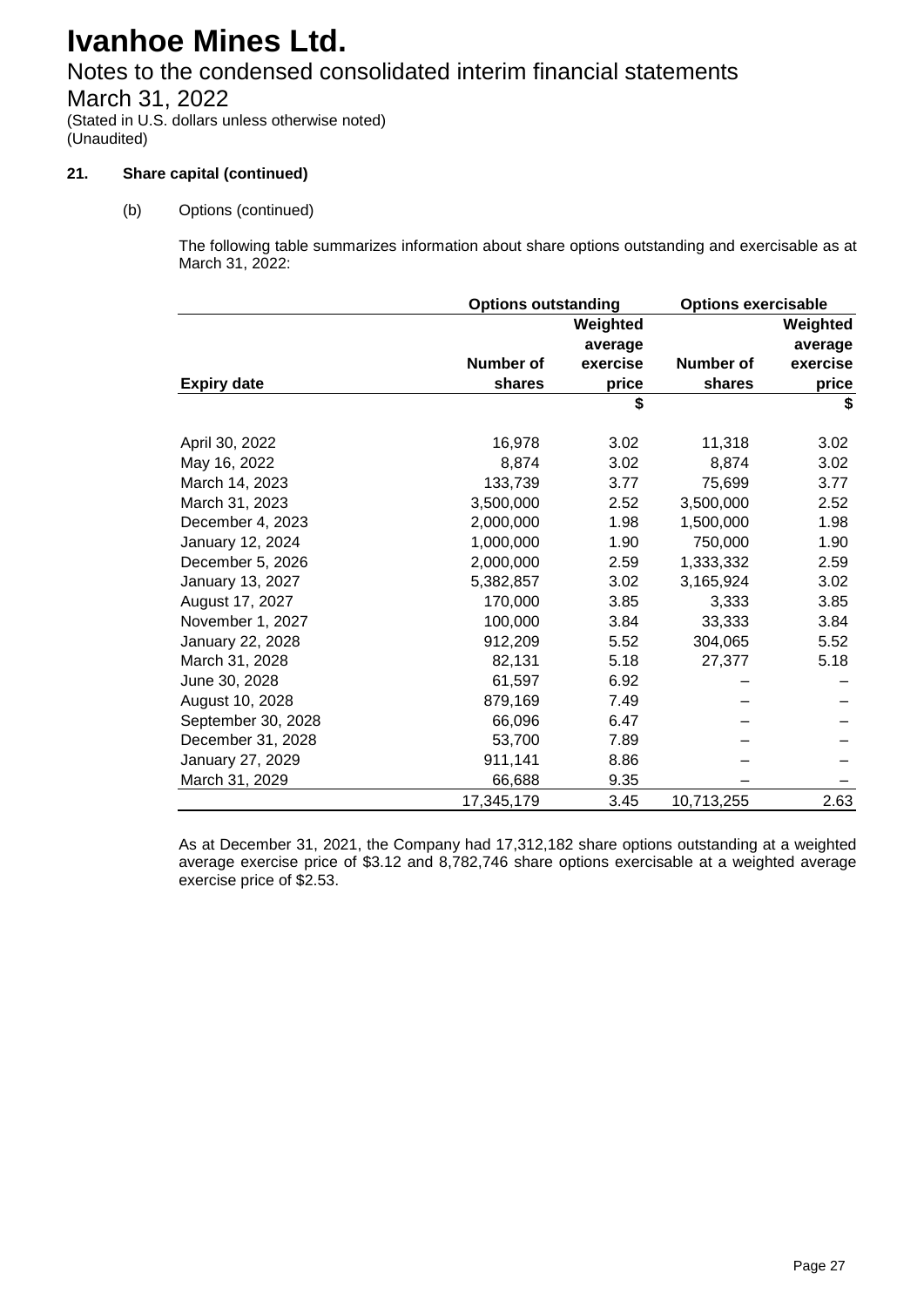# Ivanhoe Mines Ltd.

Notes to the condensed consolidated interim financial statements

March 31, 2022

(Stated in U.S. dollars unless otherwise noted)
(Unaudited)

**21. Share capital (continued)**

(b) Options (continued)

The following table summarizes information about share options outstanding and exercisable as at March 31, 2022:

| | Options outstanding | | Options exercisable | |
|---|---|---|---|---|
| **Expiry date** | **Number of shares** | **Weighted average exercise price** | **Number of shares** | **Weighted average exercise price** |
| | | $ | | $ |
| April 30, 2022 | 16,978 | 3.02 | 11,318 | 3.02 |
| May 16, 2022 | 8,874 | 3.02 | 8,874 | 3.02 |
| March 14, 2023 | 133,739 | 3.77 | 75,699 | 3.77 |
| March 31, 2023 | 3,500,000 | 2.52 | 3,500,000 | 2.52 |
| December 4, 2023 | 2,000,000 | 1.98 | 1,500,000 | 1.98 |
| January 12, 2024 | 1,000,000 | 1.90 | 750,000 | 1.90 |
| December 5, 2026 | 2,000,000 | 2.59 | 1,333,332 | 2.59 |
| January 13, 2027 | 5,382,857 | 3.02 | 3,165,924 | 3.02 |
| August 17, 2027 | 170,000 | 3.85 | 3,333 | 3.85 |
| November 1, 2027 | 100,000 | 3.84 | 33,333 | 3.84 |
| January 22, 2028 | 912,209 | 5.52 | 304,065 | 5.52 |
| March 31, 2028 | 82,131 | 5.18 | 27,377 | 5.18 |
| June 30, 2028 | 61,597 | 6.92 | – | – |
| August 10, 2028 | 879,169 | 7.49 | – | – |
| September 30, 2028 | 66,096 | 6.47 | – | – |
| December 31, 2028 | 53,700 | 7.89 | – | – |
| January 27, 2029 | 911,141 | 8.86 | – | – |
| March 31, 2029 | 66,688 | 9.35 | – | – |
| | 17,345,179 | 3.45 | 10,713,255 | 2.63 |

As at December 31, 2021, the Company had 17,312,182 share options outstanding at a weighted average exercise price of $3.12 and 8,782,746 share options exercisable at a weighted average exercise price of $2.53.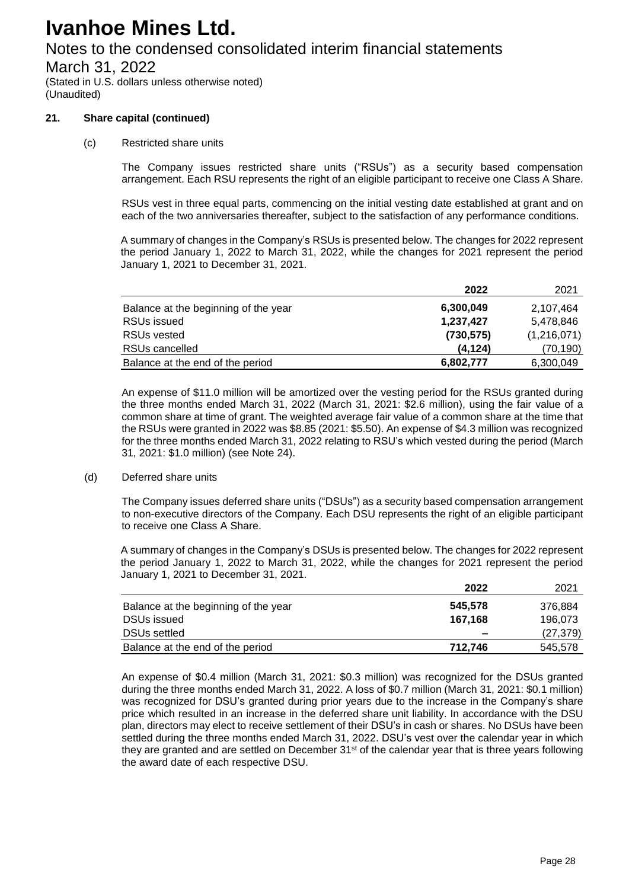**21. Share capital (continued)**

(c) Restricted share units

The Company issues restricted share units ("RSUs") as a security based compensation arrangement. Each RSU represents the right of an eligible participant to receive one Class A Share.

RSUs vest in three equal parts, commencing on the initial vesting date established at grant and on each of the two anniversaries thereafter, subject to the satisfaction of any performance conditions.

A summary of changes in the Company's RSUs is presented below. The changes for 2022 represent the period January 1, 2022 to March 31, 2022, while the changes for 2021 represent the period January 1, 2021 to December 31, 2021.

| | **2022** | 2021 |
|---|---|---|
| Balance at the beginning of the year | **6,300,049** | 2,107,464 |
| RSUs issued | **1,237,427** | 5,478,846 |
| RSUs vested | **(730,575)** | (1,216,071) |
| RSUs cancelled | **(4,124)** | (70,190) |
| Balance at the end of the period | **6,802,777** | 6,300,049 |

An expense of $11.0 million will be amortized over the vesting period for the RSUs granted during the three months ended March 31, 2022 (March 31, 2021: $2.6 million), using the fair value of a common share at time of grant. The weighted average fair value of a common share at the time that the RSUs were granted in 2022 was $8.85 (2021: $5.50). An expense of $4.3 million was recognized for the three months ended March 31, 2022 relating to RSU's which vested during the period (March 31, 2021: $1.0 million) (see Note 24).

(d) Deferred share units

The Company issues deferred share units ("DSUs") as a security based compensation arrangement to non-executive directors of the Company. Each DSU represents the right of an eligible participant to receive one Class A Share.

A summary of changes in the Company's DSUs is presented below. The changes for 2022 represent the period January 1, 2022 to March 31, 2022, while the changes for 2021 represent the period January 1, 2021 to December 31, 2021.

| | **2022** | 2021 |
|---|---|---|
| Balance at the beginning of the year | **545,578** | 376,884 |
| DSUs issued | **167,168** | 196,073 |
| DSUs settled | **–** | (27,379) |
| Balance at the end of the period | **712,746** | 545,578 |

An expense of $0.4 million (March 31, 2021: $0.3 million) was recognized for the DSUs granted during the three months ended March 31, 2022. A loss of $0.7 million (March 31, 2021: $0.1 million) was recognized for DSU's granted during prior years due to the increase in the Company's share price which resulted in an increase in the deferred share unit liability. In accordance with the DSU plan, directors may elect to receive settlement of their DSU's in cash or shares. No DSUs have been settled during the three months ended March 31, 2022. DSU's vest over the calendar year in which they are granted and are settled on December 31st of the calendar year that is three years following the award date of each respective DSU.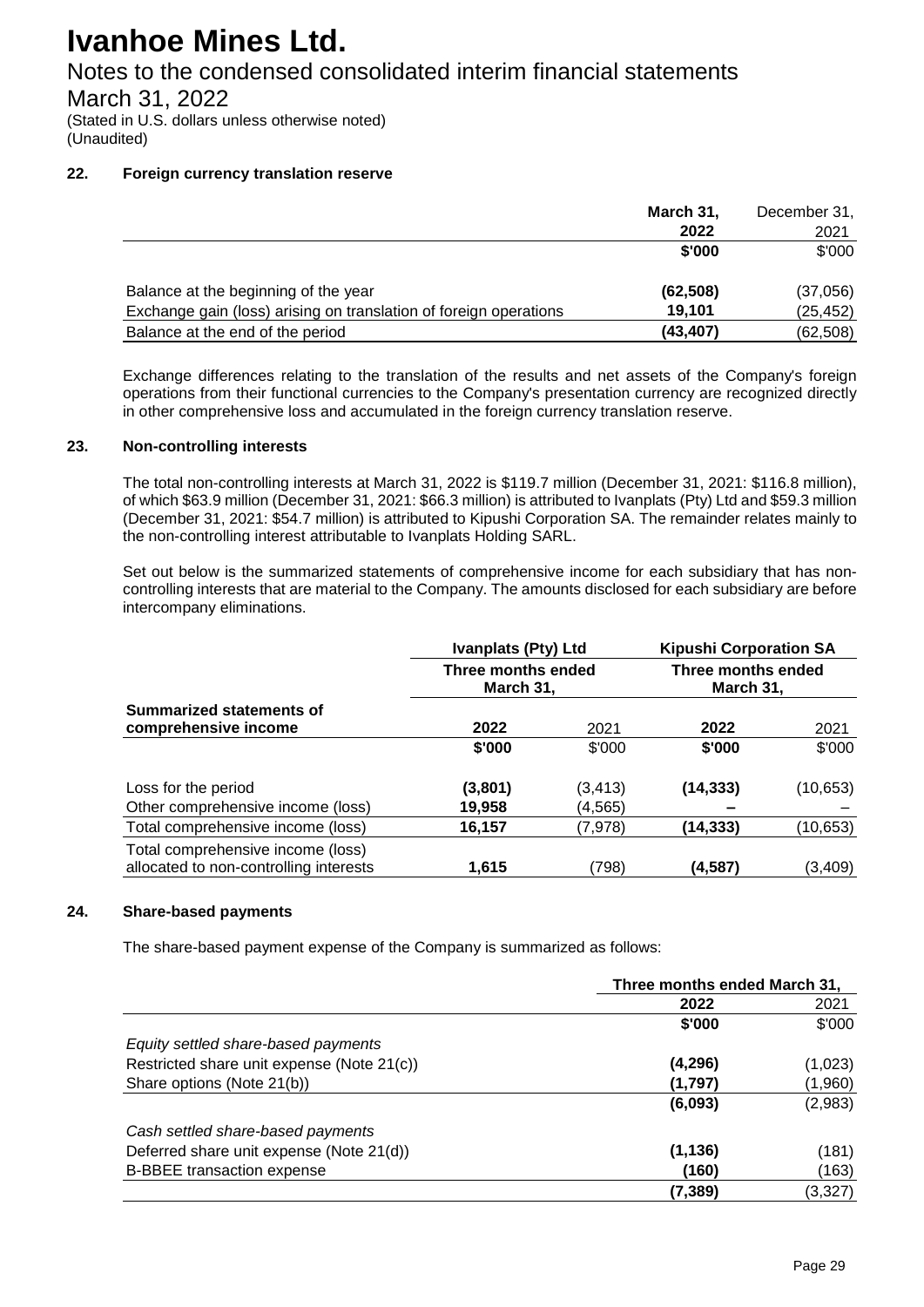# Ivanhoe Mines Ltd.

## Notes to the condensed consolidated interim financial statements

## March 31, 2022

(Stated in U.S. dollars unless otherwise noted)
(Unaudited)

### 22. Foreign currency translation reserve

| | **March 31, 2022** | December 31, 2021 |
|---|---|---|
| | **\$'000** | \$'000 |
| Balance at the beginning of the year | **(62,508)** | (37,056) |
| Exchange gain (loss) arising on translation of foreign operations | **19,101** | (25,452) |
| Balance at the end of the period | **(43,407)** | (62,508) |

Exchange differences relating to the translation of the results and net assets of the Company's foreign operations from their functional currencies to the Company's presentation currency are recognized directly in other comprehensive loss and accumulated in the foreign currency translation reserve.

### 23. Non-controlling interests

The total non-controlling interests at March 31, 2022 is \$119.7 million (December 31, 2021: \$116.8 million), of which \$63.9 million (December 31, 2021: \$66.3 million) is attributed to Ivanplats (Pty) Ltd and \$59.3 million (December 31, 2021: \$54.7 million) is attributed to Kipushi Corporation SA. The remainder relates mainly to the non-controlling interest attributable to Ivanplats Holding SARL.

Set out below is the summarized statements of comprehensive income for each subsidiary that has non-controlling interests that are material to the Company. The amounts disclosed for each subsidiary are before intercompany eliminations.

| | **Ivanplats (Pty) Ltd** | | **Kipushi Corporation SA** | |
|---|---|---|---|---|
| | **Three months ended March 31,** | | **Three months ended March 31,** | |
| **Summarized statements of comprehensive income** | **2022** | 2021 | **2022** | 2021 |
| | **\$'000** | \$'000 | **\$'000** | \$'000 |
| Loss for the period | **(3,801)** | (3,413) | **(14,333)** | (10,653) |
| Other comprehensive income (loss) | **19,958** | (4,565) | **–** | – |
| Total comprehensive income (loss) | **16,157** | (7,978) | **(14,333)** | (10,653) |
| Total comprehensive income (loss) allocated to non-controlling interests | **1,615** | (798) | **(4,587)** | (3,409) |

### 24. Share-based payments

The share-based payment expense of the Company is summarized as follows:

| | **Three months ended March 31,** | |
|---|---|---|
| | **2022** | 2021 |
| | **\$'000** | \$'000 |
| *Equity settled share-based payments* | | |
| Restricted share unit expense (Note 21(c)) | **(4,296)** | (1,023) |
| Share options (Note 21(b)) | **(1,797)** | (1,960) |
| | **(6,093)** | (2,983) |
| *Cash settled share-based payments* | | |
| Deferred share unit expense (Note 21(d)) | **(1,136)** | (181) |
| B-BBEE transaction expense | **(160)** | (163) |
| | **(7,389)** | (3,327) |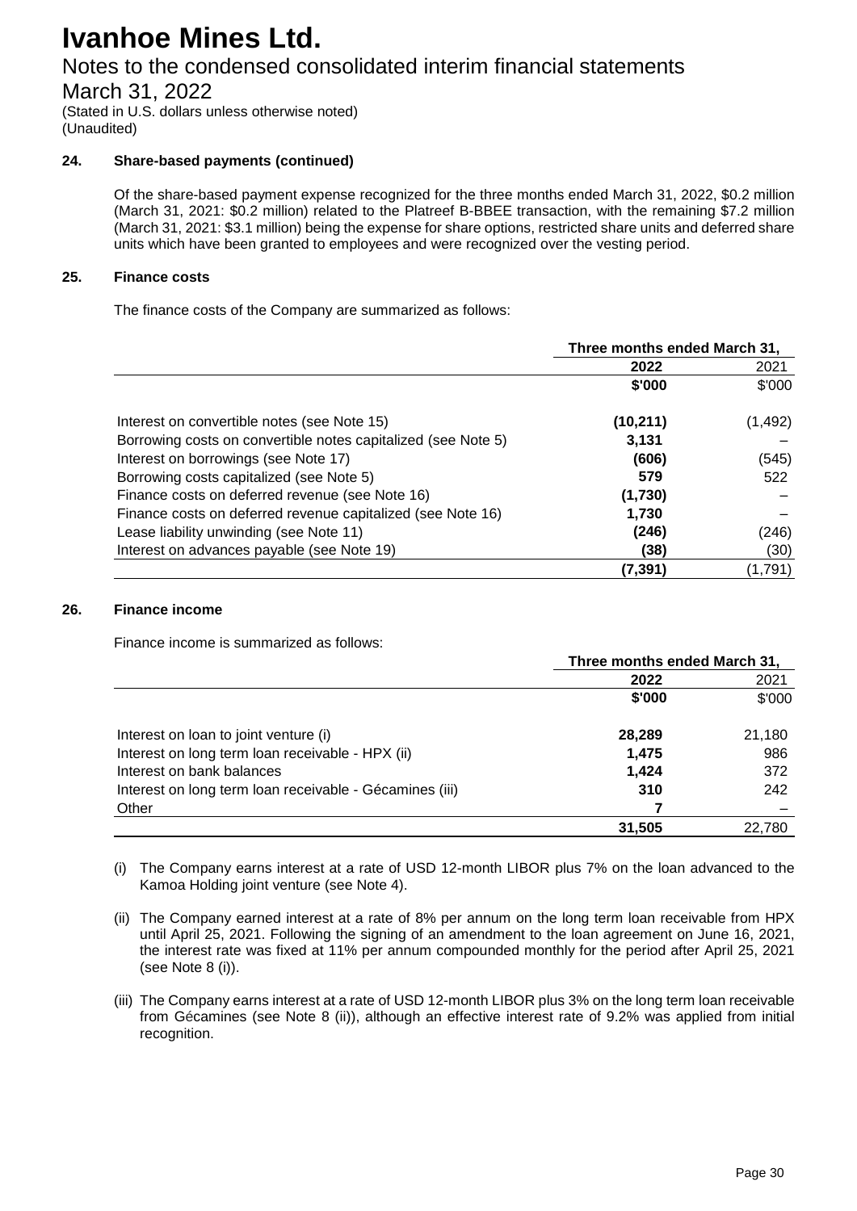# Ivanhoe Mines Ltd.

## Notes to the condensed consolidated interim financial statements

## March 31, 2022

(Stated in U.S. dollars unless otherwise noted)
(Unaudited)

### 24. Share-based payments (continued)

Of the share-based payment expense recognized for the three months ended March 31, 2022, \$0.2 million (March 31, 2021: \$0.2 million) related to the Platreef B-BBEE transaction, with the remaining \$7.2 million (March 31, 2021: \$3.1 million) being the expense for share options, restricted share units and deferred share units which have been granted to employees and were recognized over the vesting period.

### 25. Finance costs

The finance costs of the Company are summarized as follows:

| | Three months ended March 31, | |
|---|---|---|
| | **2022** | 2021 |
| | **\$'000** | \$'000 |
| Interest on convertible notes (see Note 15) | **(10,211)** | (1,492) |
| Borrowing costs on convertible notes capitalized (see Note 5) | **3,131** | – |
| Interest on borrowings (see Note 17) | **(606)** | (545) |
| Borrowing costs capitalized (see Note 5) | **579** | 522 |
| Finance costs on deferred revenue (see Note 16) | **(1,730)** | – |
| Finance costs on deferred revenue capitalized (see Note 16) | **1,730** | – |
| Lease liability unwinding (see Note 11) | **(246)** | (246) |
| Interest on advances payable (see Note 19) | **(38)** | (30) |
| | **(7,391)** | (1,791) |

### 26. Finance income

Finance income is summarized as follows:

| | Three months ended March 31, | |
|---|---|---|
| | **2022** | 2021 |
| | **\$'000** | \$'000 |
| Interest on loan to joint venture (i) | **28,289** | 21,180 |
| Interest on long term loan receivable - HPX (ii) | **1,475** | 986 |
| Interest on bank balances | **1,424** | 372 |
| Interest on long term loan receivable - Gécamines (iii) | **310** | 242 |
| Other | **7** | – |
| | **31,505** | 22,780 |

(i) The Company earns interest at a rate of USD 12-month LIBOR plus 7% on the loan advanced to the Kamoa Holding joint venture (see Note 4).

(ii) The Company earned interest at a rate of 8% per annum on the long term loan receivable from HPX until April 25, 2021. Following the signing of an amendment to the loan agreement on June 16, 2021, the interest rate was fixed at 11% per annum compounded monthly for the period after April 25, 2021 (see Note 8 (i)).

(iii) The Company earns interest at a rate of USD 12-month LIBOR plus 3% on the long term loan receivable from Gécamines (see Note 8 (ii)), although an effective interest rate of 9.2% was applied from initial recognition.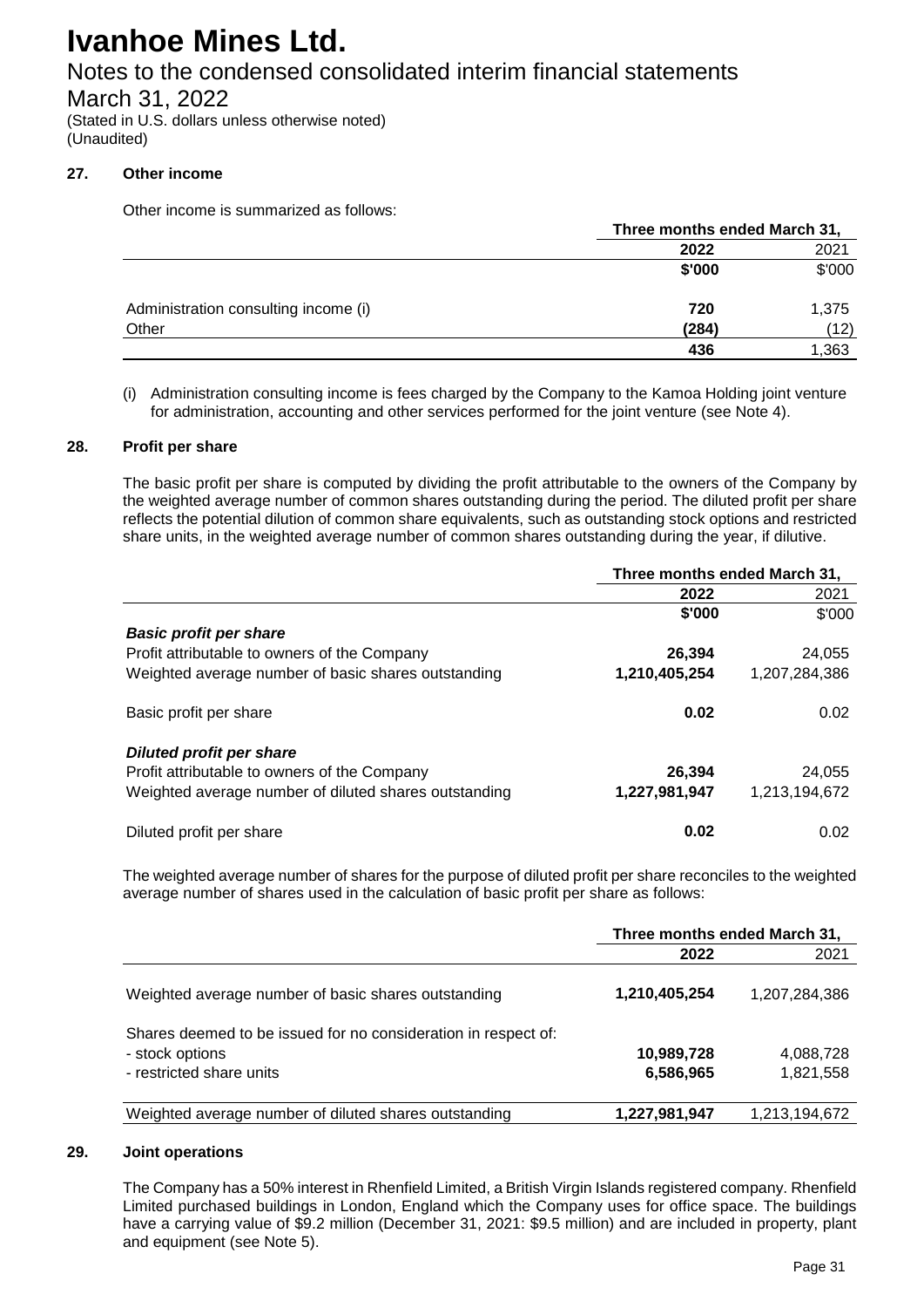# Ivanhoe Mines Ltd.

## Notes to the condensed consolidated interim financial statements

## March 31, 2022

(Stated in U.S. dollars unless otherwise noted)
(Unaudited)

### 27. Other income

Other income is summarized as follows:

| | Three months ended March 31, | |
|---|---|---|
| | **2022** | 2021 |
| | **\$'000** | \$'000 |
| Administration consulting income (i) | **720** | 1,375 |
| Other | **(284)** | (12) |
| | **436** | 1,363 |

(i) Administration consulting income is fees charged by the Company to the Kamoa Holding joint venture for administration, accounting and other services performed for the joint venture (see Note 4).

### 28. Profit per share

The basic profit per share is computed by dividing the profit attributable to the owners of the Company by the weighted average number of common shares outstanding during the period. The diluted profit per share reflects the potential dilution of common share equivalents, such as outstanding stock options and restricted share units, in the weighted average number of common shares outstanding during the year, if dilutive.

| | Three months ended March 31, | |
|---|---|---|
| | **2022** | 2021 |
| | **\$'000** | \$'000 |
| ***Basic profit per share*** | | |
| Profit attributable to owners of the Company | **26,394** | 24,055 |
| Weighted average number of basic shares outstanding | **1,210,405,254** | 1,207,284,386 |
| Basic profit per share | **0.02** | 0.02 |
| ***Diluted profit per share*** | | |
| Profit attributable to owners of the Company | **26,394** | 24,055 |
| Weighted average number of diluted shares outstanding | **1,227,981,947** | 1,213,194,672 |
| Diluted profit per share | **0.02** | 0.02 |

The weighted average number of shares for the purpose of diluted profit per share reconciles to the weighted average number of shares used in the calculation of basic profit per share as follows:

| | Three months ended March 31, | |
|---|---|---|
| | **2022** | 2021 |
| Weighted average number of basic shares outstanding | **1,210,405,254** | 1,207,284,386 |
| Shares deemed to be issued for no consideration in respect of: | | |
| - stock options | **10,989,728** | 4,088,728 |
| - restricted share units | **6,586,965** | 1,821,558 |
| Weighted average number of diluted shares outstanding | **1,227,981,947** | 1,213,194,672 |

### 29. Joint operations

The Company has a 50% interest in Rhenfield Limited, a British Virgin Islands registered company. Rhenfield Limited purchased buildings in London, England which the Company uses for office space. The buildings have a carrying value of \$9.2 million (December 31, 2021: \$9.5 million) and are included in property, plant and equipment (see Note 5).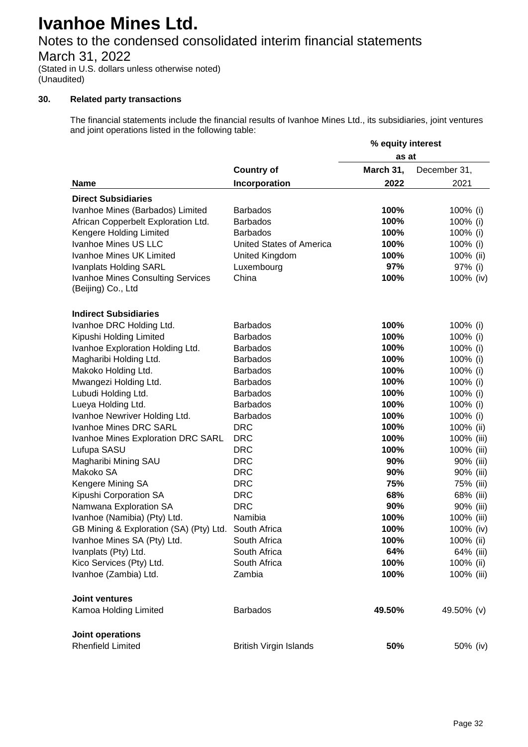# Ivanhoe Mines Ltd.

## Notes to the condensed consolidated interim financial statements

## March 31, 2022

(Stated in U.S. dollars unless otherwise noted)
(Unaudited)

### 30. Related party transactions

The financial statements include the financial results of Ivanhoe Mines Ltd., its subsidiaries, joint ventures and joint operations listed in the following table:

| Name | Country of Incorporation | % equity interest as at March 31, 2022 | % equity interest as at December 31, 2021 |
|---|---|---|---|
| **Direct Subsidiaries** | | | |
| Ivanhoe Mines (Barbados) Limited | Barbados | **100%** | 100% (i) |
| African Copperbelt Exploration Ltd. | Barbados | **100%** | 100% (i) |
| Kengere Holding Limited | Barbados | **100%** | 100% (i) |
| Ivanhoe Mines US LLC | United States of America | **100%** | 100% (i) |
| Ivanhoe Mines UK Limited | United Kingdom | **100%** | 100% (ii) |
| Ivanplats Holding SARL | Luxembourg | **97%** | 97% (i) |
| Ivanhoe Mines Consulting Services (Beijing) Co., Ltd | China | **100%** | 100% (iv) |
| **Indirect Subsidiaries** | | | |
| Ivanhoe DRC Holding Ltd. | Barbados | **100%** | 100% (i) |
| Kipushi Holding Limited | Barbados | **100%** | 100% (i) |
| Ivanhoe Exploration Holding Ltd. | Barbados | **100%** | 100% (i) |
| Magharibi Holding Ltd. | Barbados | **100%** | 100% (i) |
| Makoko Holding Ltd. | Barbados | **100%** | 100% (i) |
| Mwangezi Holding Ltd. | Barbados | **100%** | 100% (i) |
| Lubudi Holding Ltd. | Barbados | **100%** | 100% (i) |
| Lueya Holding Ltd. | Barbados | **100%** | 100% (i) |
| Ivanhoe Newriver Holding Ltd. | Barbados | **100%** | 100% (i) |
| Ivanhoe Mines DRC SARL | DRC | **100%** | 100% (ii) |
| Ivanhoe Mines Exploration DRC SARL | DRC | **100%** | 100% (iii) |
| Lufupa SASU | DRC | **100%** | 100% (iii) |
| Magharibi Mining SAU | DRC | **90%** | 90% (iii) |
| Makoko SA | DRC | **90%** | 90% (iii) |
| Kengere Mining SA | DRC | **75%** | 75% (iii) |
| Kipushi Corporation SA | DRC | **68%** | 68% (iii) |
| Namwana Exploration SA | DRC | **90%** | 90% (iii) |
| Ivanhoe (Namibia) (Pty) Ltd. | Namibia | **100%** | 100% (iii) |
| GB Mining & Exploration (SA) (Pty) Ltd. | South Africa | **100%** | 100% (iv) |
| Ivanhoe Mines SA (Pty) Ltd. | South Africa | **100%** | 100% (ii) |
| Ivanplats (Pty) Ltd. | South Africa | **64%** | 64% (iii) |
| Kico Services (Pty) Ltd. | South Africa | **100%** | 100% (ii) |
| Ivanhoe (Zambia) Ltd. | Zambia | **100%** | 100% (iii) |
| **Joint ventures** | | | |
| Kamoa Holding Limited | Barbados | **49.50%** | 49.50% (v) |
| **Joint operations** | | | |
| Rhenfield Limited | British Virgin Islands | **50%** | 50% (iv) |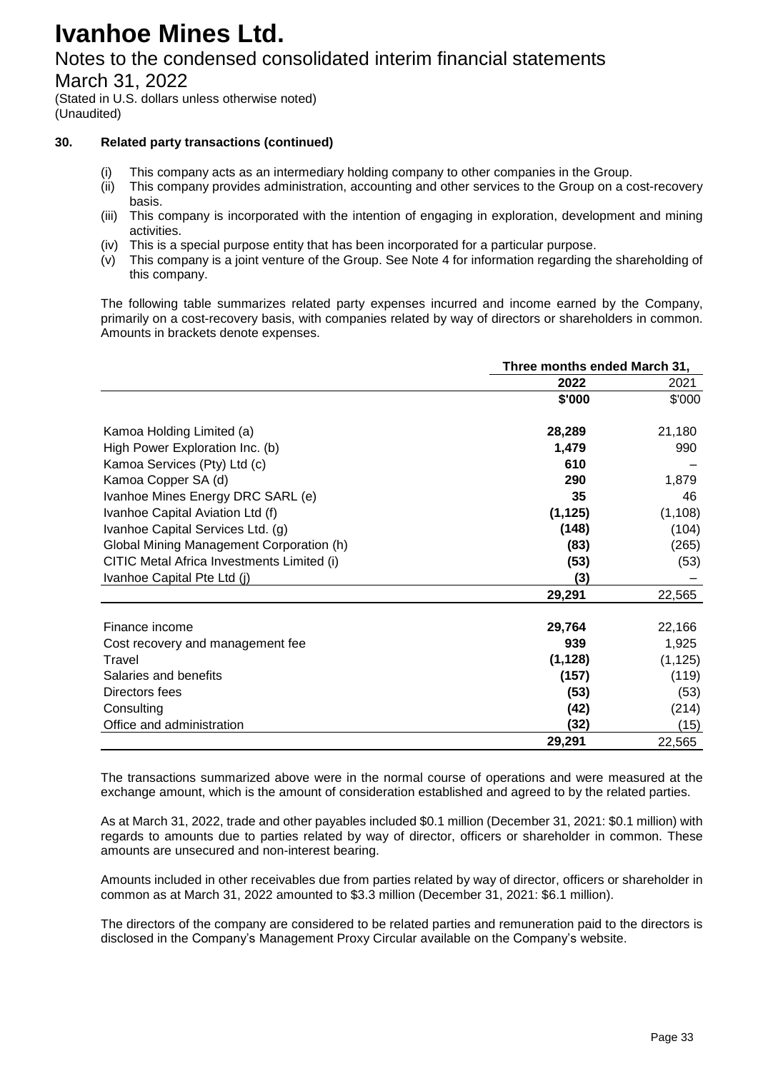# Ivanhoe Mines Ltd.

## Notes to the condensed consolidated interim financial statements

## March 31, 2022

(Stated in U.S. dollars unless otherwise noted)
(Unaudited)

### 30. Related party transactions (continued)

- (i) This company acts as an intermediary holding company to other companies in the Group.
- (ii) This company provides administration, accounting and other services to the Group on a cost-recovery basis.
- (iii) This company is incorporated with the intention of engaging in exploration, development and mining activities.
- (iv) This is a special purpose entity that has been incorporated for a particular purpose.
- (v) This company is a joint venture of the Group. See Note 4 for information regarding the shareholding of this company.

The following table summarizes related party expenses incurred and income earned by the Company, primarily on a cost-recovery basis, with companies related by way of directors or shareholders in common. Amounts in brackets denote expenses.

| | Three months ended March 31, | |
|---|---|---|
| | **2022** | 2021 |
| | **\$'000** | \$'000 |
| Kamoa Holding Limited (a) | **28,289** | 21,180 |
| High Power Exploration Inc. (b) | **1,479** | 990 |
| Kamoa Services (Pty) Ltd (c) | **610** | – |
| Kamoa Copper SA (d) | **290** | 1,879 |
| Ivanhoe Mines Energy DRC SARL (e) | **35** | 46 |
| Ivanhoe Capital Aviation Ltd (f) | **(1,125)** | (1,108) |
| Ivanhoe Capital Services Ltd. (g) | **(148)** | (104) |
| Global Mining Management Corporation (h) | **(83)** | (265) |
| CITIC Metal Africa Investments Limited (i) | **(53)** | (53) |
| Ivanhoe Capital Pte Ltd (j) | **(3)** | – |
| | **29,291** | 22,565 |
| | | |
| Finance income | **29,764** | 22,166 |
| Cost recovery and management fee | **939** | 1,925 |
| Travel | **(1,128)** | (1,125) |
| Salaries and benefits | **(157)** | (119) |
| Directors fees | **(53)** | (53) |
| Consulting | **(42)** | (214) |
| Office and administration | **(32)** | (15) |
| | **29,291** | 22,565 |

The transactions summarized above were in the normal course of operations and were measured at the exchange amount, which is the amount of consideration established and agreed to by the related parties.

As at March 31, 2022, trade and other payables included $0.1 million (December 31, 2021: $0.1 million) with regards to amounts due to parties related by way of director, officers or shareholder in common. These amounts are unsecured and non-interest bearing.

Amounts included in other receivables due from parties related by way of director, officers or shareholder in common as at March 31, 2022 amounted to $3.3 million (December 31, 2021: $6.1 million).

The directors of the company are considered to be related parties and remuneration paid to the directors is disclosed in the Company's Management Proxy Circular available on the Company's website.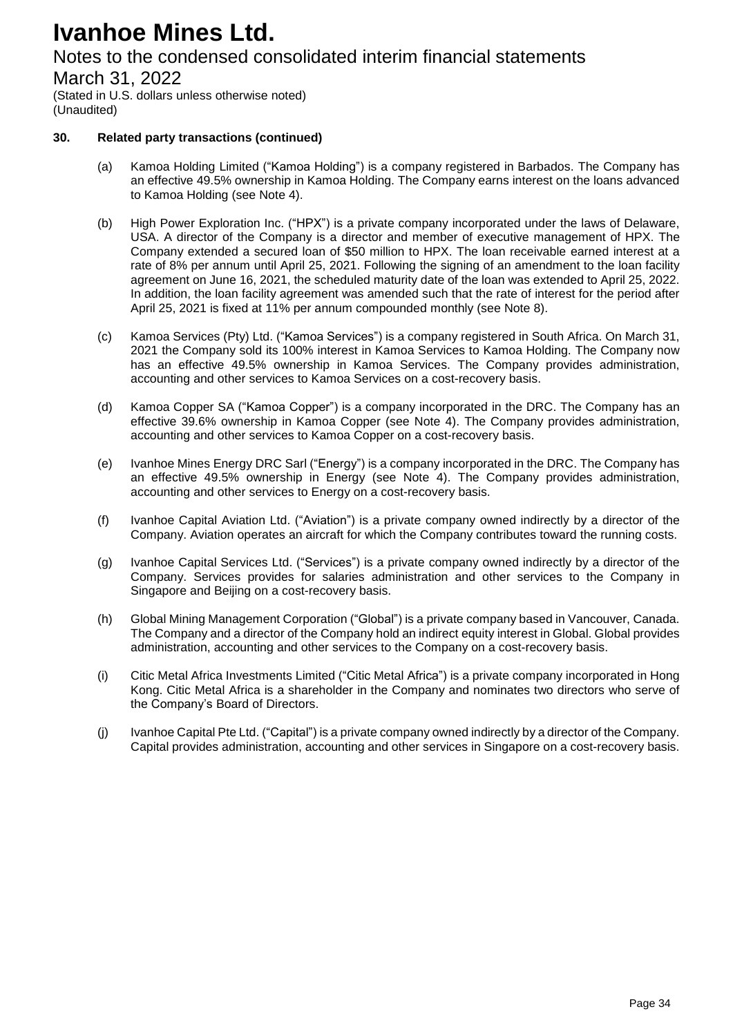### 30. Related party transactions (continued)

(a) Kamoa Holding Limited ("Kamoa Holding") is a company registered in Barbados. The Company has an effective 49.5% ownership in Kamoa Holding. The Company earns interest on the loans advanced to Kamoa Holding (see Note 4).

(b) High Power Exploration Inc. ("HPX") is a private company incorporated under the laws of Delaware, USA. A director of the Company is a director and member of executive management of HPX. The Company extended a secured loan of $50 million to HPX. The loan receivable earned interest at a rate of 8% per annum until April 25, 2021. Following the signing of an amendment to the loan facility agreement on June 16, 2021, the scheduled maturity date of the loan was extended to April 25, 2022. In addition, the loan facility agreement was amended such that the rate of interest for the period after April 25, 2021 is fixed at 11% per annum compounded monthly (see Note 8).

(c) Kamoa Services (Pty) Ltd. ("Kamoa Services") is a company registered in South Africa. On March 31, 2021 the Company sold its 100% interest in Kamoa Services to Kamoa Holding. The Company now has an effective 49.5% ownership in Kamoa Services. The Company provides administration, accounting and other services to Kamoa Services on a cost-recovery basis.

(d) Kamoa Copper SA ("Kamoa Copper") is a company incorporated in the DRC. The Company has an effective 39.6% ownership in Kamoa Copper (see Note 4). The Company provides administration, accounting and other services to Kamoa Copper on a cost-recovery basis.

(e) Ivanhoe Mines Energy DRC Sarl ("Energy") is a company incorporated in the DRC. The Company has an effective 49.5% ownership in Energy (see Note 4). The Company provides administration, accounting and other services to Energy on a cost-recovery basis.

(f) Ivanhoe Capital Aviation Ltd. ("Aviation") is a private company owned indirectly by a director of the Company. Aviation operates an aircraft for which the Company contributes toward the running costs.

(g) Ivanhoe Capital Services Ltd. ("Services") is a private company owned indirectly by a director of the Company. Services provides for salaries administration and other services to the Company in Singapore and Beijing on a cost-recovery basis.

(h) Global Mining Management Corporation ("Global") is a private company based in Vancouver, Canada. The Company and a director of the Company hold an indirect equity interest in Global. Global provides administration, accounting and other services to the Company on a cost-recovery basis.

(i) Citic Metal Africa Investments Limited ("Citic Metal Africa") is a private company incorporated in Hong Kong. Citic Metal Africa is a shareholder in the Company and nominates two directors who serve of the Company's Board of Directors.

(j) Ivanhoe Capital Pte Ltd. ("Capital") is a private company owned indirectly by a director of the Company. Capital provides administration, accounting and other services in Singapore on a cost-recovery basis.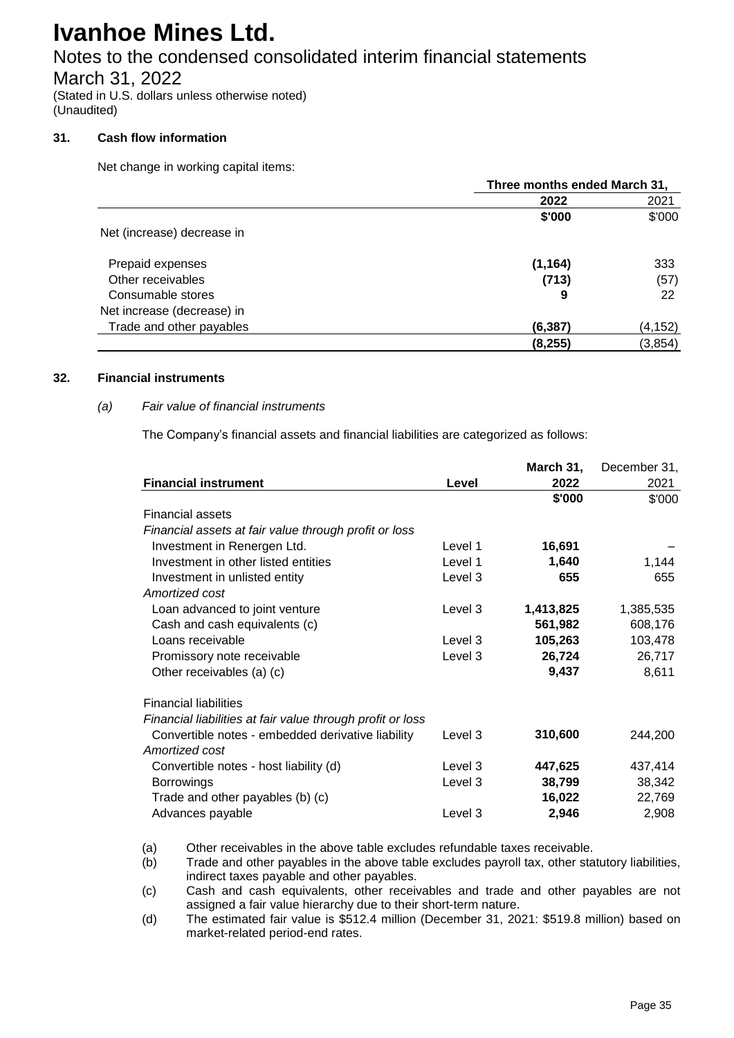# Ivanhoe Mines Ltd.

## Notes to the condensed consolidated interim financial statements

## March 31, 2022

(Stated in U.S. dollars unless otherwise noted)
(Unaudited)

### 31. Cash flow information

Net change in working capital items:

| | Three months ended March 31, | |
|---|---|---|
| | **2022** | 2021 |
| | **\$'000** | \$'000 |
| Net (increase) decrease in | | |
| Prepaid expenses | **(1,164)** | 333 |
| Other receivables | **(713)** | (57) |
| Consumable stores | **9** | 22 |
| Net increase (decrease) in | | |
| Trade and other payables | **(6,387)** | (4,152) |
| | **(8,255)** | (3,854) |

### 32. Financial instruments

*(a) Fair value of financial instruments*

The Company's financial assets and financial liabilities are categorized as follows:

| Financial instrument | Level | March 31, 2022 | December 31, 2021 |
|---|---|---|---|
| | | **\$'000** | \$'000 |
| Financial assets | | | |
| *Financial assets at fair value through profit or loss* | | | |
| Investment in Renergen Ltd. | Level 1 | **16,691** | – |
| Investment in other listed entities | Level 1 | **1,640** | 1,144 |
| Investment in unlisted entity | Level 3 | **655** | 655 |
| *Amortized cost* | | | |
| Loan advanced to joint venture | Level 3 | **1,413,825** | 1,385,535 |
| Cash and cash equivalents (c) | | **561,982** | 608,176 |
| Loans receivable | Level 3 | **105,263** | 103,478 |
| Promissory note receivable | Level 3 | **26,724** | 26,717 |
| Other receivables (a) (c) | | **9,437** | 8,611 |
| Financial liabilities | | | |
| *Financial liabilities at fair value through profit or loss* | | | |
| Convertible notes - embedded derivative liability | Level 3 | **310,600** | 244,200 |
| *Amortized cost* | | | |
| Convertible notes - host liability (d) | Level 3 | **447,625** | 437,414 |
| Borrowings | Level 3 | **38,799** | 38,342 |
| Trade and other payables (b) (c) | | **16,022** | 22,769 |
| Advances payable | Level 3 | **2,946** | 2,908 |

(a) Other receivables in the above table excludes refundable taxes receivable.
(b) Trade and other payables in the above table excludes payroll tax, other statutory liabilities, indirect taxes payable and other payables.
(c) Cash and cash equivalents, other receivables and trade and other payables are not assigned a fair value hierarchy due to their short-term nature.
(d) The estimated fair value is \$512.4 million (December 31, 2021: \$519.8 million) based on market-related period-end rates.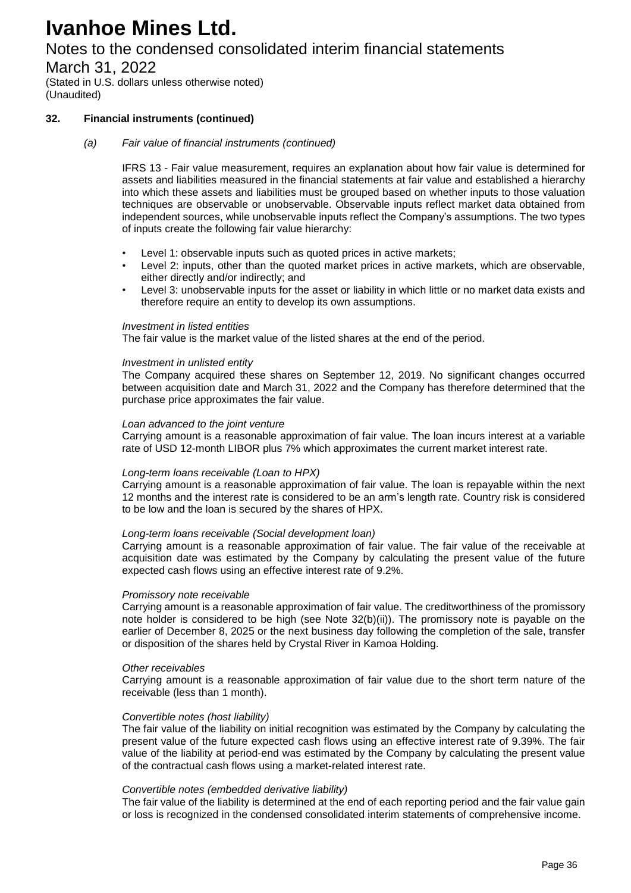# Ivanhoe Mines Ltd.

Notes to the condensed consolidated interim financial statements
March 31, 2022
(Stated in U.S. dollars unless otherwise noted)
(Unaudited)

## 32. Financial instruments (continued)

### *(a) Fair value of financial instruments (continued)*

IFRS 13 - Fair value measurement, requires an explanation about how fair value is determined for assets and liabilities measured in the financial statements at fair value and established a hierarchy into which these assets and liabilities must be grouped based on whether inputs to those valuation techniques are observable or unobservable. Observable inputs reflect market data obtained from independent sources, while unobservable inputs reflect the Company's assumptions. The two types of inputs create the following fair value hierarchy:

- Level 1: observable inputs such as quoted prices in active markets;
- Level 2: inputs, other than the quoted market prices in active markets, which are observable, either directly and/or indirectly; and
- Level 3: unobservable inputs for the asset or liability in which little or no market data exists and therefore require an entity to develop its own assumptions.

*Investment in listed entities*
The fair value is the market value of the listed shares at the end of the period.

*Investment in unlisted entity*
The Company acquired these shares on September 12, 2019. No significant changes occurred between acquisition date and March 31, 2022 and the Company has therefore determined that the purchase price approximates the fair value.

*Loan advanced to the joint venture*
Carrying amount is a reasonable approximation of fair value. The loan incurs interest at a variable rate of USD 12-month LIBOR plus 7% which approximates the current market interest rate.

*Long-term loans receivable (Loan to HPX)*
Carrying amount is a reasonable approximation of fair value. The loan is repayable within the next 12 months and the interest rate is considered to be an arm's length rate. Country risk is considered to be low and the loan is secured by the shares of HPX.

*Long-term loans receivable (Social development loan)*
Carrying amount is a reasonable approximation of fair value. The fair value of the receivable at acquisition date was estimated by the Company by calculating the present value of the future expected cash flows using an effective interest rate of 9.2%.

*Promissory note receivable*
Carrying amount is a reasonable approximation of fair value. The creditworthiness of the promissory note holder is considered to be high (see Note 32(b)(ii)). The promissory note is payable on the earlier of December 8, 2025 or the next business day following the completion of the sale, transfer or disposition of the shares held by Crystal River in Kamoa Holding.

*Other receivables*
Carrying amount is a reasonable approximation of fair value due to the short term nature of the receivable (less than 1 month).

*Convertible notes (host liability)*
The fair value of the liability on initial recognition was estimated by the Company by calculating the present value of the future expected cash flows using an effective interest rate of 9.39%. The fair value of the liability at period-end was estimated by the Company by calculating the present value of the contractual cash flows using a market-related interest rate.

*Convertible notes (embedded derivative liability)*
The fair value of the liability is determined at the end of each reporting period and the fair value gain or loss is recognized in the condensed consolidated interim statements of comprehensive income.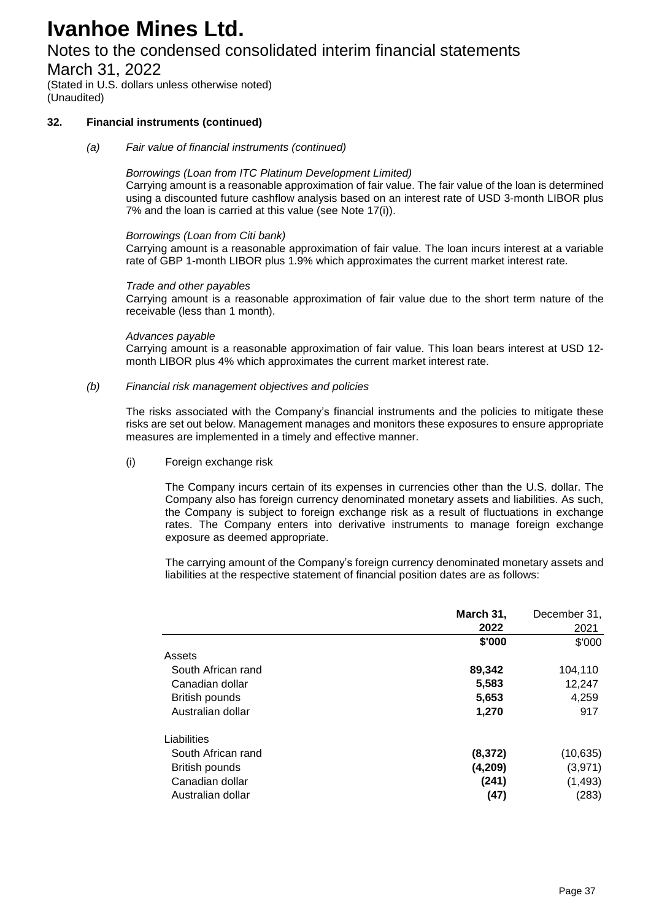### 32. Financial instruments (continued)

*(a) Fair value of financial instruments (continued)*

*Borrowings (Loan from ITC Platinum Development Limited)*
Carrying amount is a reasonable approximation of fair value. The fair value of the loan is determined using a discounted future cashflow analysis based on an interest rate of USD 3-month LIBOR plus 7% and the loan is carried at this value (see Note 17(i)).

*Borrowings (Loan from Citi bank)*
Carrying amount is a reasonable approximation of fair value. The loan incurs interest at a variable rate of GBP 1-month LIBOR plus 1.9% which approximates the current market interest rate.

*Trade and other payables*
Carrying amount is a reasonable approximation of fair value due to the short term nature of the receivable (less than 1 month).

*Advances payable*
Carrying amount is a reasonable approximation of fair value. This loan bears interest at USD 12-month LIBOR plus 4% which approximates the current market interest rate.

*(b) Financial risk management objectives and policies*

The risks associated with the Company's financial instruments and the policies to mitigate these risks are set out below. Management manages and monitors these exposures to ensure appropriate measures are implemented in a timely and effective manner.

(i) Foreign exchange risk

The Company incurs certain of its expenses in currencies other than the U.S. dollar. The Company also has foreign currency denominated monetary assets and liabilities. As such, the Company is subject to foreign exchange risk as a result of fluctuations in exchange rates. The Company enters into derivative instruments to manage foreign exchange exposure as deemed appropriate.

The carrying amount of the Company's foreign currency denominated monetary assets and liabilities at the respective statement of financial position dates are as follows:

| | **March 31, 2022** | December 31, 2021 |
|---|---|---|
| | **\$'000** | \$'000 |
| Assets | | |
| South African rand | **89,342** | 104,110 |
| Canadian dollar | **5,583** | 12,247 |
| British pounds | **5,653** | 4,259 |
| Australian dollar | **1,270** | 917 |
| Liabilities | | |
| South African rand | **(8,372)** | (10,635) |
| British pounds | **(4,209)** | (3,971) |
| Canadian dollar | **(241)** | (1,493) |
| Australian dollar | **(47)** | (283) |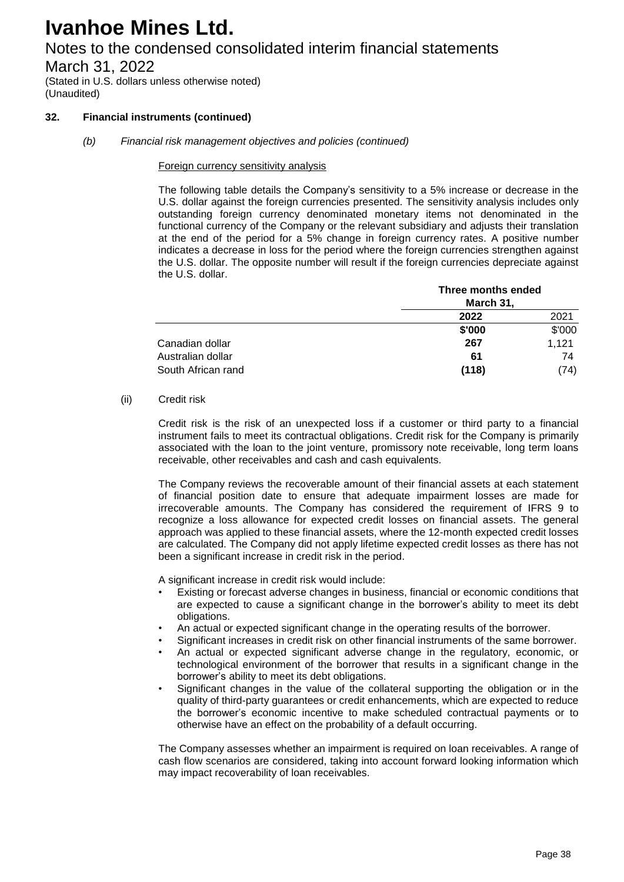# Ivanhoe Mines Ltd.

Notes to the condensed consolidated interim financial statements

March 31, 2022

(Stated in U.S. dollars unless otherwise noted)
(Unaudited)

**32. Financial instruments (continued)**

*(b) Financial risk management objectives and policies (continued)*

Foreign currency sensitivity analysis

The following table details the Company's sensitivity to a 5% increase or decrease in the U.S. dollar against the foreign currencies presented. The sensitivity analysis includes only outstanding foreign currency denominated monetary items not denominated in the functional currency of the Company or the relevant subsidiary and adjusts their translation at the end of the period for a 5% change in foreign currency rates. A positive number indicates a decrease in loss for the period where the foreign currencies strengthen against the U.S. dollar. The opposite number will result if the foreign currencies depreciate against the U.S. dollar.

| | **Three months ended March 31,** | |
|---|---|---|
| | **2022** | 2021 |
| | **$'000** | $'000 |
| Canadian dollar | **267** | 1,121 |
| Australian dollar | **61** | 74 |
| South African rand | **(118)** | (74) |

(ii) Credit risk

Credit risk is the risk of an unexpected loss if a customer or third party to a financial instrument fails to meet its contractual obligations. Credit risk for the Company is primarily associated with the loan to the joint venture, promissory note receivable, long term loans receivable, other receivables and cash and cash equivalents.

The Company reviews the recoverable amount of their financial assets at each statement of financial position date to ensure that adequate impairment losses are made for irrecoverable amounts. The Company has considered the requirement of IFRS 9 to recognize a loss allowance for expected credit losses on financial assets. The general approach was applied to these financial assets, where the 12-month expected credit losses are calculated. The Company did not apply lifetime expected credit losses as there has not been a significant increase in credit risk in the period.

A significant increase in credit risk would include:

- Existing or forecast adverse changes in business, financial or economic conditions that are expected to cause a significant change in the borrower's ability to meet its debt obligations.
- An actual or expected significant change in the operating results of the borrower.
- Significant increases in credit risk on other financial instruments of the same borrower.
- An actual or expected significant adverse change in the regulatory, economic, or technological environment of the borrower that results in a significant change in the borrower's ability to meet its debt obligations.
- Significant changes in the value of the collateral supporting the obligation or in the quality of third-party guarantees or credit enhancements, which are expected to reduce the borrower's economic incentive to make scheduled contractual payments or to otherwise have an effect on the probability of a default occurring.

The Company assesses whether an impairment is required on loan receivables. A range of cash flow scenarios are considered, taking into account forward looking information which may impact recoverability of loan receivables.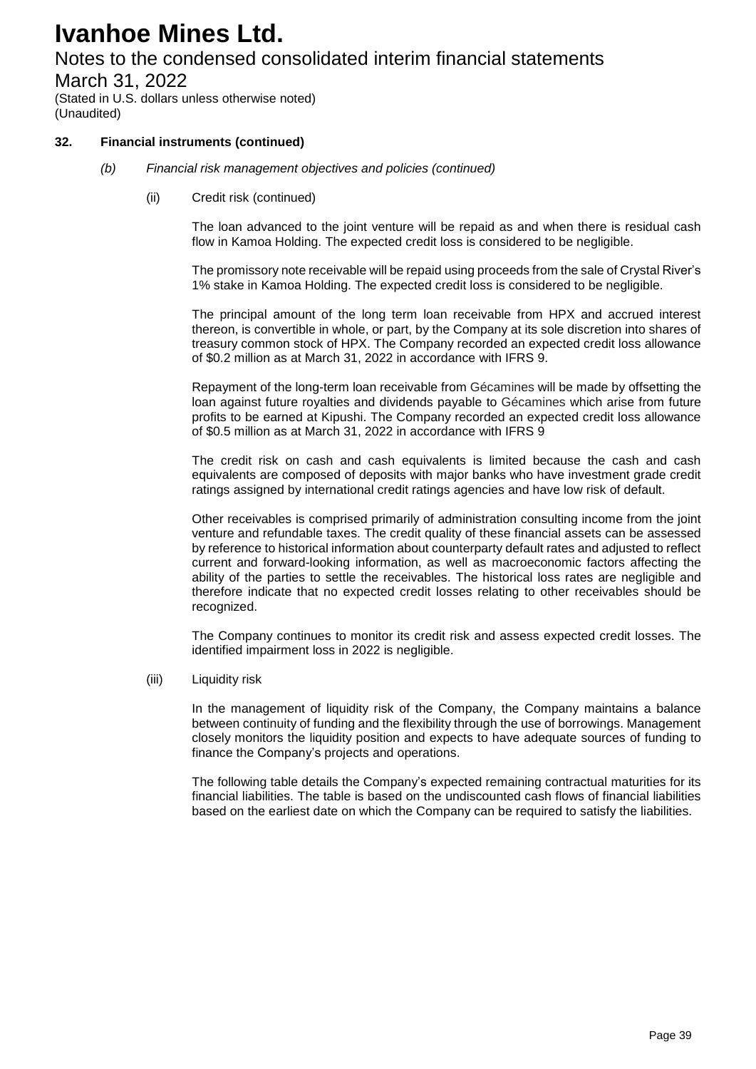# Ivanhoe Mines Ltd.

Notes to the condensed consolidated interim financial statements

March 31, 2022

(Stated in U.S. dollars unless otherwise noted)
(Unaudited)

**32. Financial instruments (continued)**

*(b) Financial risk management objectives and policies (continued)*

(ii) Credit risk (continued)

The loan advanced to the joint venture will be repaid as and when there is residual cash flow in Kamoa Holding. The expected credit loss is considered to be negligible.

The promissory note receivable will be repaid using proceeds from the sale of Crystal River's 1% stake in Kamoa Holding. The expected credit loss is considered to be negligible.

The principal amount of the long term loan receivable from HPX and accrued interest thereon, is convertible in whole, or part, by the Company at its sole discretion into shares of treasury common stock of HPX. The Company recorded an expected credit loss allowance of $0.2 million as at March 31, 2022 in accordance with IFRS 9.

Repayment of the long-term loan receivable from Gécamines will be made by offsetting the loan against future royalties and dividends payable to Gécamines which arise from future profits to be earned at Kipushi. The Company recorded an expected credit loss allowance of $0.5 million as at March 31, 2022 in accordance with IFRS 9

The credit risk on cash and cash equivalents is limited because the cash and cash equivalents are composed of deposits with major banks who have investment grade credit ratings assigned by international credit ratings agencies and have low risk of default.

Other receivables is comprised primarily of administration consulting income from the joint venture and refundable taxes. The credit quality of these financial assets can be assessed by reference to historical information about counterparty default rates and adjusted to reflect current and forward-looking information, as well as macroeconomic factors affecting the ability of the parties to settle the receivables. The historical loss rates are negligible and therefore indicate that no expected credit losses relating to other receivables should be recognized.

The Company continues to monitor its credit risk and assess expected credit losses. The identified impairment loss in 2022 is negligible.

(iii) Liquidity risk

In the management of liquidity risk of the Company, the Company maintains a balance between continuity of funding and the flexibility through the use of borrowings. Management closely monitors the liquidity position and expects to have adequate sources of funding to finance the Company's projects and operations.

The following table details the Company's expected remaining contractual maturities for its financial liabilities. The table is based on the undiscounted cash flows of financial liabilities based on the earliest date on which the Company can be required to satisfy the liabilities.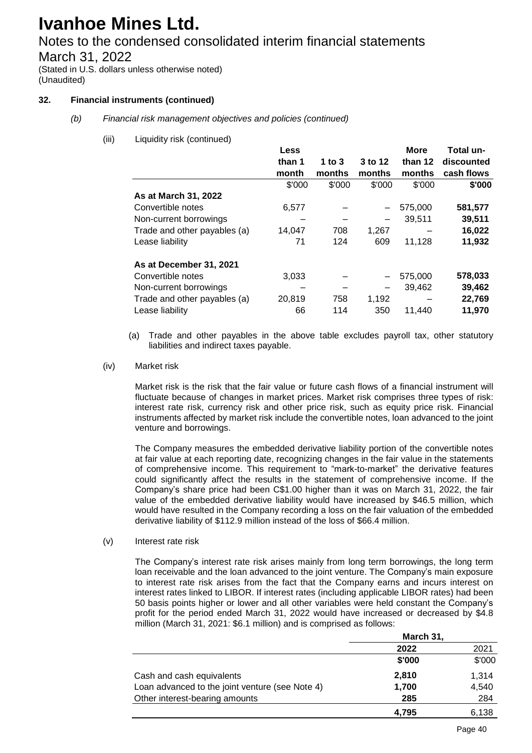# Ivanhoe Mines Ltd.

## Notes to the condensed consolidated interim financial statements

March 31, 2022

(Stated in U.S. dollars unless otherwise noted)
(Unaudited)

### 32. Financial instruments (continued)

*(b) Financial risk management objectives and policies (continued)*

(iii) Liquidity risk (continued)

| | Less than 1 month | 1 to 3 months | 3 to 12 months | More than 12 months | Total un-discounted cash flows |
|---|---|---|---|---|---|
| | $'000 | $'000 | $'000 | $'000 | **$'000** |
| **As at March 31, 2022** | | | | | |
| Convertible notes | 6,577 | – | – | 575,000 | **581,577** |
| Non-current borrowings | – | – | – | 39,511 | **39,511** |
| Trade and other payables (a) | 14,047 | 708 | 1,267 | – | **16,022** |
| Lease liability | 71 | 124 | 609 | 11,128 | **11,932** |
| **As at December 31, 2021** | | | | | |
| Convertible notes | 3,033 | – | – | 575,000 | **578,033** |
| Non-current borrowings | – | – | – | 39,462 | **39,462** |
| Trade and other payables (a) | 20,819 | 758 | 1,192 | – | **22,769** |
| Lease liability | 66 | 114 | 350 | 11,440 | **11,970** |

(a) Trade and other payables in the above table excludes payroll tax, other statutory liabilities and indirect taxes payable.

(iv) Market risk

Market risk is the risk that the fair value or future cash flows of a financial instrument will fluctuate because of changes in market prices. Market risk comprises three types of risk: interest rate risk, currency risk and other price risk, such as equity price risk. Financial instruments affected by market risk include the convertible notes, loan advanced to the joint venture and borrowings.

The Company measures the embedded derivative liability portion of the convertible notes at fair value at each reporting date, recognizing changes in the fair value in the statements of comprehensive income. This requirement to "mark-to-market" the derivative features could significantly affect the results in the statement of comprehensive income. If the Company's share price had been C$1.00 higher than it was on March 31, 2022, the fair value of the embedded derivative liability would have increased by $46.5 million, which would have resulted in the Company recording a loss on the fair valuation of the embedded derivative liability of $112.9 million instead of the loss of $66.4 million.

(v) Interest rate risk

The Company's interest rate risk arises mainly from long term borrowings, the long term loan receivable and the loan advanced to the joint venture. The Company's main exposure to interest rate risk arises from the fact that the Company earns and incurs interest on interest rates linked to LIBOR. If interest rates (including applicable LIBOR rates) had been 50 basis points higher or lower and all other variables were held constant the Company's profit for the period ended March 31, 2022 would have increased or decreased by $4.8 million (March 31, 2021: $6.1 million) and is comprised as follows:

| | March 31, | |
|---|---|---|
| | **2022** | 2021 |
| | **$'000** | $'000 |
| Cash and cash equivalents | **2,810** | 1,314 |
| Loan advanced to the joint venture (see Note 4) | **1,700** | 4,540 |
| Other interest-bearing amounts | **285** | 284 |
| | **4,795** | 6,138 |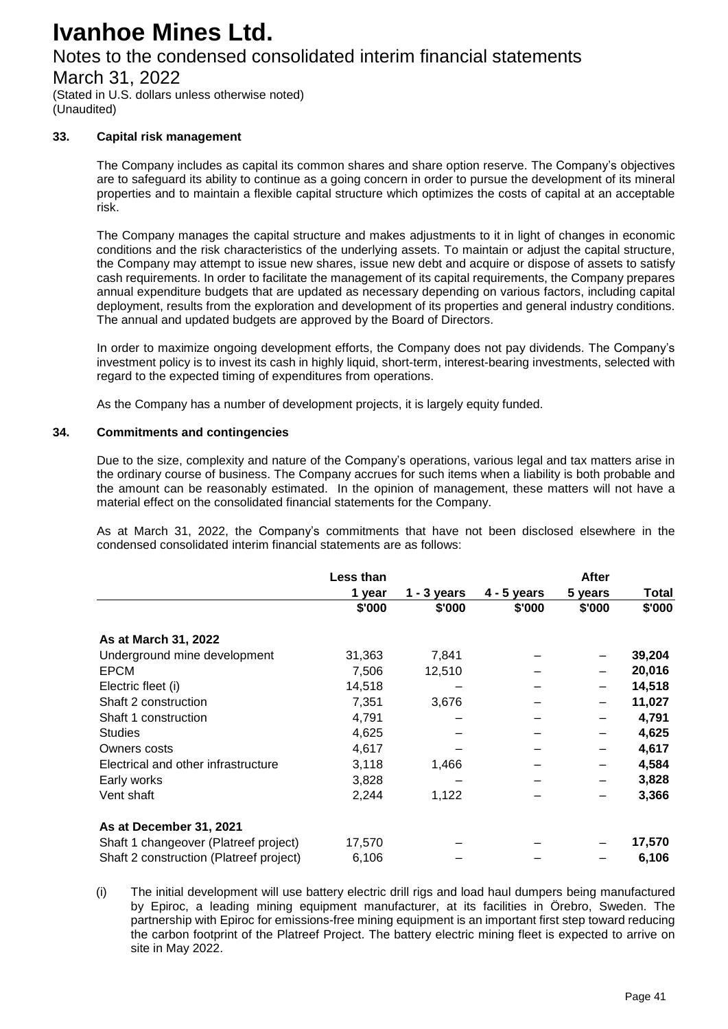# Ivanhoe Mines Ltd.

Notes to the condensed consolidated interim financial statements

March 31, 2022

(Stated in U.S. dollars unless otherwise noted)
(Unaudited)

## 33. Capital risk management

The Company includes as capital its common shares and share option reserve. The Company's objectives are to safeguard its ability to continue as a going concern in order to pursue the development of its mineral properties and to maintain a flexible capital structure which optimizes the costs of capital at an acceptable risk.

The Company manages the capital structure and makes adjustments to it in light of changes in economic conditions and the risk characteristics of the underlying assets. To maintain or adjust the capital structure, the Company may attempt to issue new shares, issue new debt and acquire or dispose of assets to satisfy cash requirements. In order to facilitate the management of its capital requirements, the Company prepares annual expenditure budgets that are updated as necessary depending on various factors, including capital deployment, results from the exploration and development of its properties and general industry conditions. The annual and updated budgets are approved by the Board of Directors.

In order to maximize ongoing development efforts, the Company does not pay dividends. The Company's investment policy is to invest its cash in highly liquid, short-term, interest-bearing investments, selected with regard to the expected timing of expenditures from operations.

As the Company has a number of development projects, it is largely equity funded.

## 34. Commitments and contingencies

Due to the size, complexity and nature of the Company's operations, various legal and tax matters arise in the ordinary course of business. The Company accrues for such items when a liability is both probable and the amount can be reasonably estimated. In the opinion of management, these matters will not have a material effect on the consolidated financial statements for the Company.

As at March 31, 2022, the Company's commitments that have not been disclosed elsewhere in the condensed consolidated interim financial statements are as follows:

| | Less than 1 year | 1 - 3 years | 4 - 5 years | After 5 years | Total |
|---|---|---|---|---|---|
| | $'000 | $'000 | $'000 | $'000 | $'000 |
| **As at March 31, 2022** | | | | | |
| Underground mine development | 31,363 | 7,841 | – | – | **39,204** |
| EPCM | 7,506 | 12,510 | – | – | **20,016** |
| Electric fleet (i) | 14,518 | – | – | – | **14,518** |
| Shaft 2 construction | 7,351 | 3,676 | – | – | **11,027** |
| Shaft 1 construction | 4,791 | – | – | – | **4,791** |
| Studies | 4,625 | – | – | – | **4,625** |
| Owners costs | 4,617 | – | – | – | **4,617** |
| Electrical and other infrastructure | 3,118 | 1,466 | – | – | **4,584** |
| Early works | 3,828 | – | – | – | **3,828** |
| Vent shaft | 2,244 | 1,122 | – | – | **3,366** |
| **As at December 31, 2021** | | | | | |
| Shaft 1 changeover (Platreef project) | 17,570 | – | – | – | **17,570** |
| Shaft 2 construction (Platreef project) | 6,106 | – | – | – | **6,106** |

(i) The initial development will use battery electric drill rigs and load haul dumpers being manufactured by Epiroc, a leading mining equipment manufacturer, at its facilities in Örebro, Sweden. The partnership with Epiroc for emissions-free mining equipment is an important first step toward reducing the carbon footprint of the Platreef Project. The battery electric mining fleet is expected to arrive on site in May 2022.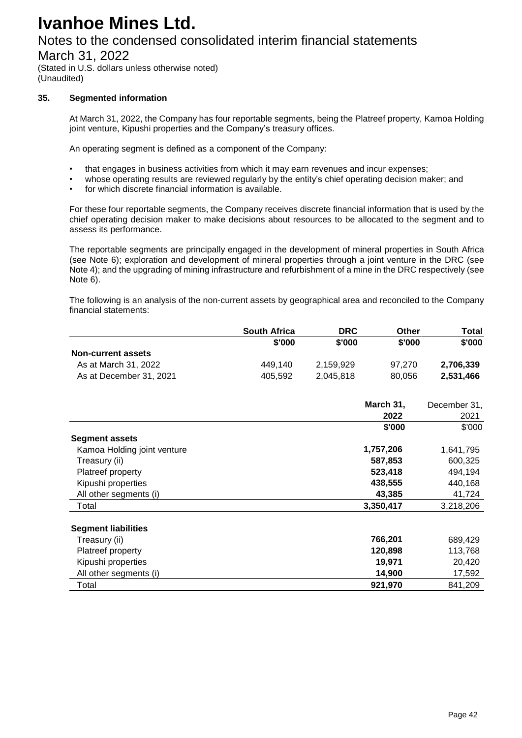# Ivanhoe Mines Ltd.

Notes to the condensed consolidated interim financial statements

March 31, 2022

(Stated in U.S. dollars unless otherwise noted)
(Unaudited)

### 35. Segmented information

At March 31, 2022, the Company has four reportable segments, being the Platreef property, Kamoa Holding joint venture, Kipushi properties and the Company's treasury offices.

An operating segment is defined as a component of the Company:

- that engages in business activities from which it may earn revenues and incur expenses;
- whose operating results are reviewed regularly by the entity's chief operating decision maker; and
- for which discrete financial information is available.

For these four reportable segments, the Company receives discrete financial information that is used by the chief operating decision maker to make decisions about resources to be allocated to the segment and to assess its performance.

The reportable segments are principally engaged in the development of mineral properties in South Africa (see Note 6); exploration and development of mineral properties through a joint venture in the DRC (see Note 4); and the upgrading of mining infrastructure and refurbishment of a mine in the DRC respectively (see Note 6).

The following is an analysis of the non-current assets by geographical area and reconciled to the Company financial statements:

| | South Africa | DRC | Other | Total |
|---|---|---|---|---|
| | $'000 | $'000 | $'000 | $'000 |
| **Non-current assets** | | | | |
| As at March 31, 2022 | 449,140 | 2,159,929 | 97,270 | **2,706,339** |
| As at December 31, 2021 | 405,592 | 2,045,818 | 80,056 | **2,531,466** |

| | March 31, 2022 | December 31, 2021 |
|---|---|---|
| | **$'000** | $'000 |
| **Segment assets** | | |
| Kamoa Holding joint venture | **1,757,206** | 1,641,795 |
| Treasury (ii) | **587,853** | 600,325 |
| Platreef property | **523,418** | 494,194 |
| Kipushi properties | **438,555** | 440,168 |
| All other segments (i) | **43,385** | 41,724 |
| Total | **3,350,417** | 3,218,206 |
| **Segment liabilities** | | |
| Treasury (ii) | **766,201** | 689,429 |
| Platreef property | **120,898** | 113,768 |
| Kipushi properties | **19,971** | 20,420 |
| All other segments (i) | **14,900** | 17,592 |
| Total | **921,970** | 841,209 |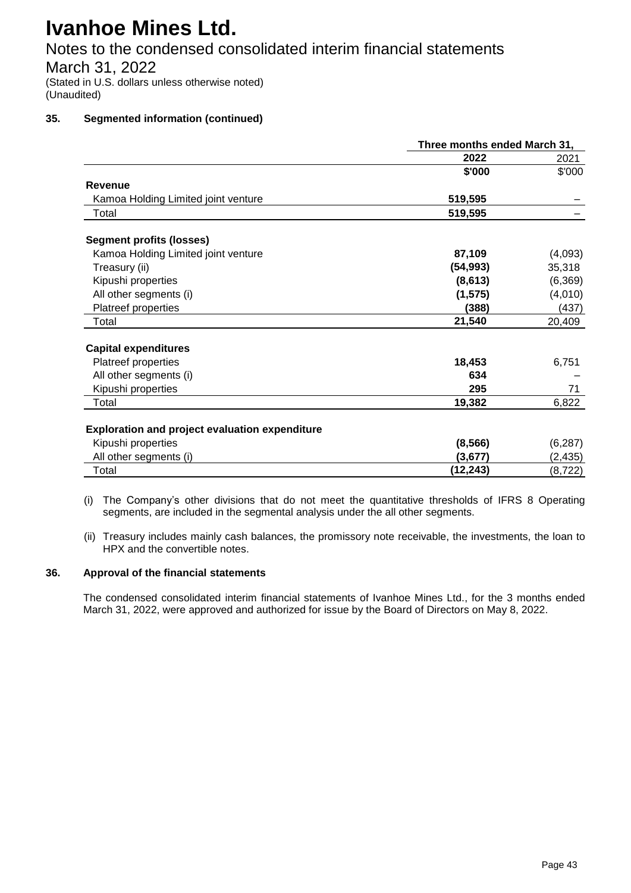# Ivanhoe Mines Ltd.

Notes to the condensed consolidated interim financial statements

March 31, 2022

(Stated in U.S. dollars unless otherwise noted)
(Unaudited)

### 35. Segmented information (continued)

| | Three months ended March 31, | |
|---|---|---|
| | **2022** | 2021 |
| | **\$'000** | \$'000 |
| **Revenue** | | |
| Kamoa Holding Limited joint venture | **519,595** | – |
| Total | **519,595** | – |
| **Segment profits (losses)** | | |
| Kamoa Holding Limited joint venture | **87,109** | (4,093) |
| Treasury (ii) | **(54,993)** | 35,318 |
| Kipushi properties | **(8,613)** | (6,369) |
| All other segments (i) | **(1,575)** | (4,010) |
| Platreef properties | **(388)** | (437) |
| Total | **21,540** | 20,409 |
| **Capital expenditures** | | |
| Platreef properties | **18,453** | 6,751 |
| All other segments (i) | **634** | – |
| Kipushi properties | **295** | 71 |
| Total | **19,382** | 6,822 |
| **Exploration and project evaluation expenditure** | | |
| Kipushi properties | **(8,566)** | (6,287) |
| All other segments (i) | **(3,677)** | (2,435) |
| Total | **(12,243)** | (8,722) |

(i) The Company's other divisions that do not meet the quantitative thresholds of IFRS 8 Operating segments, are included in the segmental analysis under the all other segments.

(ii) Treasury includes mainly cash balances, the promissory note receivable, the investments, the loan to HPX and the convertible notes.

### 36. Approval of the financial statements

The condensed consolidated interim financial statements of Ivanhoe Mines Ltd., for the 3 months ended March 31, 2022, were approved and authorized for issue by the Board of Directors on May 8, 2022.